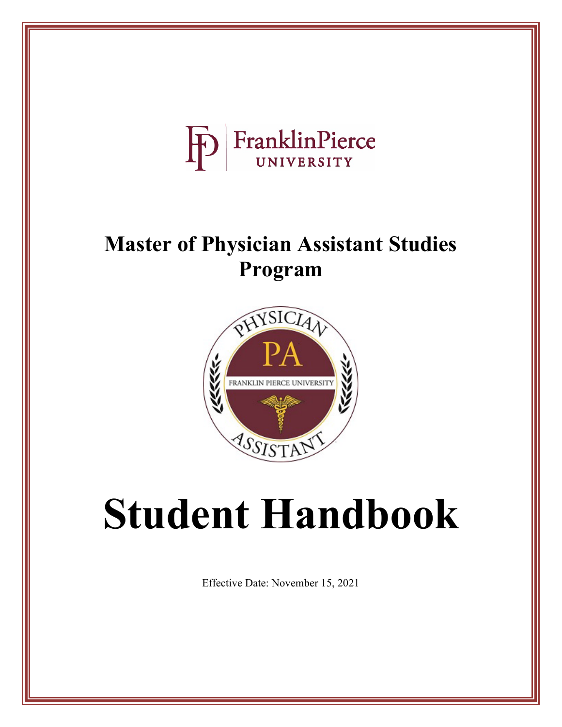# Master of Physician Assistant Studies Program

# Student Handbook

Effective Date: November 15, 2021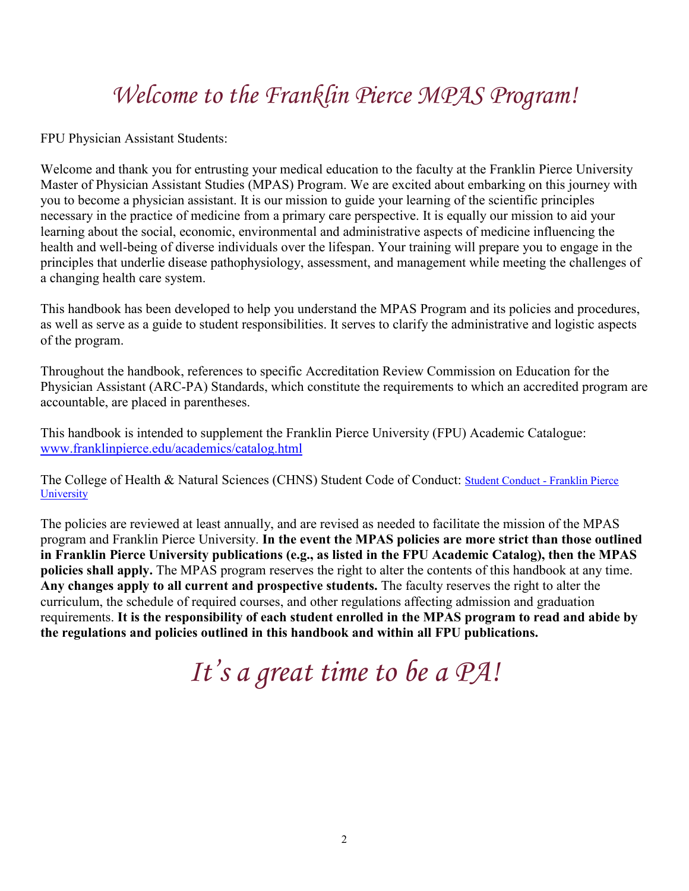# *Welcome to the Franklin Pierce MPAS Program!*

FPU Physician Assistant Students:

Welcome and thank you for entrusting your medical education to the faculty at the Franklin Pierce University Master of Physician Assistant Studies (MPAS) Program. We are excited about embarking on this journey with you to become a physician assistant. It is our mission to guide your learning of the scientific principles necessary in the practice of medicine from a primary care perspective. It is equally our mission to aid your learning about the social, economic, environmental and administrative aspects of medicine influencing the health and well-being of diverse individuals over the lifespan. Your training will prepare you to engage in the principles that underlie disease pathophysiology, assessment, and management while meeting the challenges of a changing health care system.

This handbook has been developed to help you understand the MPAS Program and its policies and procedures, as well as serve as a guide to student responsibilities. It serves to clarify the administrative and logistic aspects of the program.

Throughout the handbook, references to specific Accreditation Review Commission on Education for the Physician Assistant (ARC-PA) Standards, which constitute the requirements to which an accredited program are accountable, are placed in parentheses.

This handbook is intended to supplement the Franklin Pierce University (FPU) Academic Catalogue: [www.franklinpierce.edu/academics/catalog.html](www.franklinpierce.edu/academics/catalog.html)

The College of Health & Natural Sciences (CHNS) Student Code of Conduct: [Student Conduct - Franklin Pierce University]()

The policies are reviewed at least annually, and are revised as needed to facilitate the mission of the MPAS program and Franklin Pierce University. **In the event the MPAS policies are more strict than those outlined in Franklin Pierce University publications (e.g., as listed in the FPU Academic Catalog), then the MPAS policies shall apply.** The MPAS program reserves the right to alter the contents of this handbook at any time. **Any changes apply to all current and prospective students.** The faculty reserves the right to alter the curriculum, the schedule of required courses, and other regulations affecting admission and graduation requirements. **It is the responsibility of each student enrolled in the MPAS program to read and abide by the regulations and policies outlined in this handbook and within all FPU publications.**

# *It's a great time to be a PA!*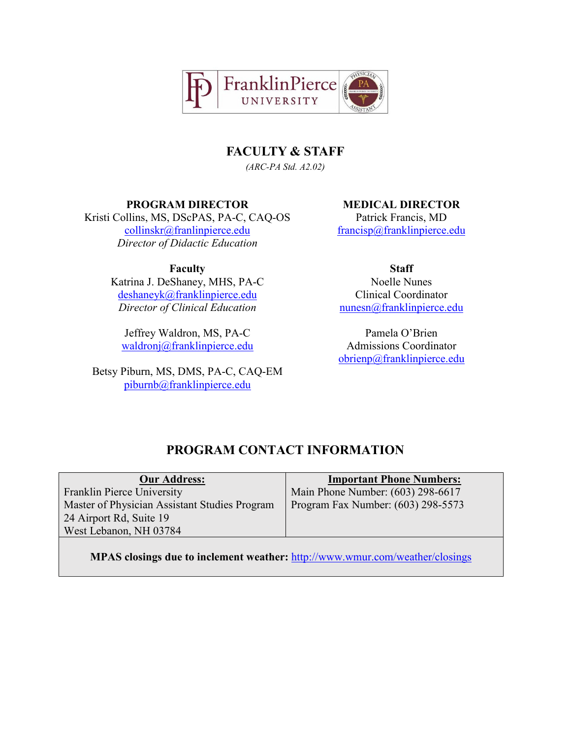## FACULTY & STAFF

*(ARC-PA Std. A2.02)*

**PROGRAM DIRECTOR**
Kristi Collins, MS, DScPAS, PA-C, CAQ-OS
collinskr@franlinpierce.edu
*Director of Didactic Education*

**MEDICAL DIRECTOR**
Patrick Francis, MD
francisp@franklinpierce.edu

**Faculty**

Katrina J. DeShaney, MHS, PA-C
deshaneyk@franklinpierce.edu
*Director of Clinical Education*

Jeffrey Waldron, MS, PA-C
waldronj@franklinpierce.edu

Betsy Piburn, MS, DMS, PA-C, CAQ-EM
piburnb@franklinpierce.edu

**Staff**

Noelle Nunes
Clinical Coordinator
nunesn@franklinpierce.edu

Pamela O'Brien
Admissions Coordinator
obrienp@franklinpierce.edu

## PROGRAM CONTACT INFORMATION

| **Our Address:** | **Important Phone Numbers:** |
|---|---|
| Franklin Pierce University<br>Master of Physician Assistant Studies Program<br>24 Airport Rd, Suite 19<br>West Lebanon, NH 03784 | Main Phone Number: (603) 298-6617<br>Program Fax Number: (603) 298-5573 |
| **MPAS closings due to inclement weather:** http://www.wmur.com/weather/closings | |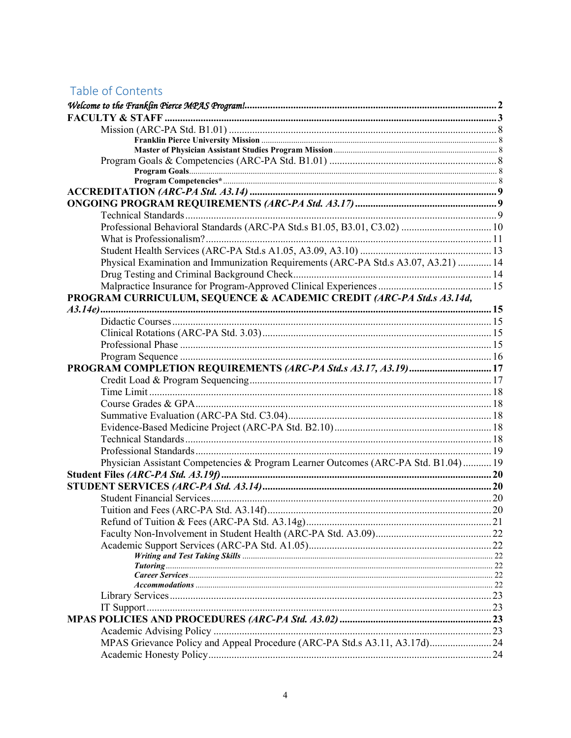## Table of Contents

*Welcome to the Franklin Pierce MPAS Program!* ..... 2

**FACULTY & STAFF** ..... 3

- Mission (ARC-PA Std. B1.01) ..... 8
  - **Franklin Pierce University Mission** ..... 8
  - **Master of Physician Assistant Studies Program Mission** ..... 8
- Program Goals & Competencies (ARC-PA Std. B1.01) ..... 8
  - **Program Goals** ..... 8
  - **Program Competencies*** ..... 8

**ACCREDITATION *(ARC-PA Std. A3.14)*** ..... 9

**ONGOING PROGRAM REQUIREMENTS *(ARC-PA Std. A3.17)*** ..... 9

- Technical Standards ..... 9
- Professional Behavioral Standards (ARC-PA Std.s B1.05, B3.01, C3.02) ..... 10
- What is Professionalism? ..... 11
- Student Health Services (ARC-PA Std.s A1.05, A3.09, A3.10) ..... 13
- Physical Examination and Immunization Requirements (ARC-PA Std.s A3.07, A3.21) ..... 14
- Drug Testing and Criminal Background Check ..... 14
- Malpractice Insurance for Program-Approved Clinical Experiences ..... 15

**PROGRAM CURRICULUM, SEQUENCE & ACADEMIC CREDIT *(ARC-PA Std.s A3.14d, A3.14e)*** ..... 15

- Didactic Courses ..... 15
- Clinical Rotations (ARC-PA Std. 3.03) ..... 15
- Professional Phase ..... 15
- Program Sequence ..... 16

**PROGRAM COMPLETION REQUIREMENTS *(ARC-PA Std.s A3.17, A3.19)*** ..... 17

- Credit Load & Program Sequencing ..... 17
- Time Limit ..... 18
- Course Grades & GPA ..... 18
- Summative Evaluation (ARC-PA Std. C3.04) ..... 18
- Evidence-Based Medicine Project (ARC-PA Std. B2.10) ..... 18
- Technical Standards ..... 18
- Professional Standards ..... 19
- Physician Assistant Competencies & Program Learner Outcomes (ARC-PA Std. B1.04) ..... 19

**Student Files *(ARC-PA Std. A3.19f)*** ..... 20

**STUDENT SERVICES *(ARC-PA Std. A3.14)*** ..... 20

- Student Financial Services ..... 20
- Tuition and Fees (ARC-PA Std. A3.14f) ..... 20
- Refund of Tuition & Fees (ARC-PA Std. A3.14g) ..... 21
- Faculty Non-Involvement in Student Health (ARC-PA Std. A3.09) ..... 22
- Academic Support Services (ARC-PA Std. A1.05) ..... 22
  - ***Writing and Test Taking Skills*** ..... 22
  - ***Tutoring*** ..... 22
  - ***Career Services*** ..... 22
  - ***Accommodations*** ..... 22
- Library Services ..... 23
- IT Support ..... 23

**MPAS POLICIES AND PROCEDURES *(ARC-PA Std. A3.02)*** ..... 23

- Academic Advising Policy ..... 23
- MPAS Grievance Policy and Appeal Procedure (ARC-PA Std.s A3.11, A3.17d) ..... 24
- Academic Honesty Policy ..... 24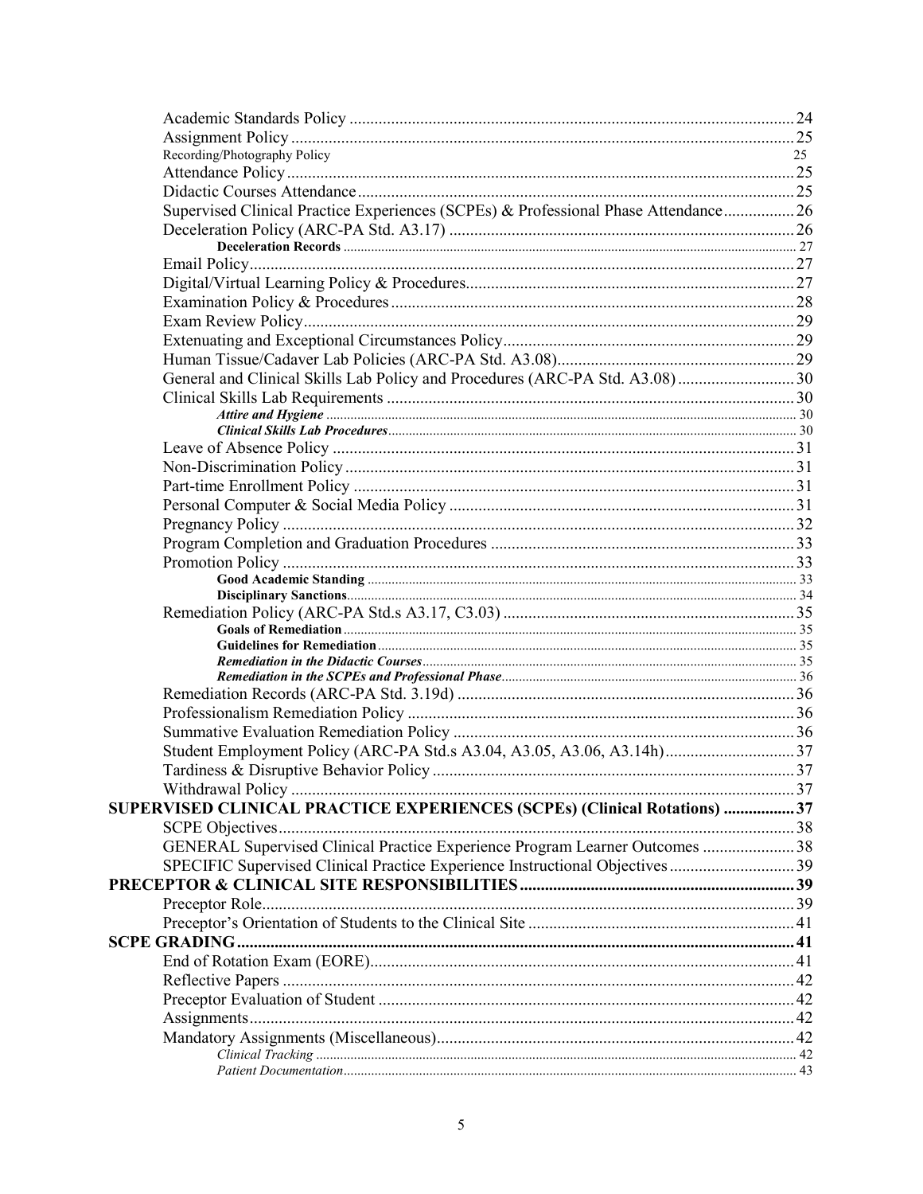Academic Standards Policy ........ 24
Assignment Policy ........ 25
Recording/Photography Policy 25
Attendance Policy ........ 25
Didactic Courses Attendance ........ 25
Supervised Clinical Practice Experiences (SCPEs) & Professional Phase Attendance ........ 26
Deceleration Policy (ARC-PA Std. A3.17) ........ 26
**Deceleration Records** ........ 27
Email Policy ........ 27
Digital/Virtual Learning Policy & Procedures ........ 27
Examination Policy & Procedures ........ 28
Exam Review Policy ........ 29
Extenuating and Exceptional Circumstances Policy ........ 29
Human Tissue/Cadaver Lab Policies (ARC-PA Std. A3.08) ........ 29
General and Clinical Skills Lab Policy and Procedures (ARC-PA Std. A3.08) ........ 30
Clinical Skills Lab Requirements ........ 30
***Attire and Hygiene*** ........ 30
***Clinical Skills Lab Procedures*** ........ 30
Leave of Absence Policy ........ 31
Non-Discrimination Policy ........ 31
Part-time Enrollment Policy ........ 31
Personal Computer & Social Media Policy ........ 31
Pregnancy Policy ........ 32
Program Completion and Graduation Procedures ........ 33
Promotion Policy ........ 33
**Good Academic Standing** ........ 33
**Disciplinary Sanctions** ........ 34
Remediation Policy (ARC-PA Std.s A3.17, C3.03) ........ 35
**Goals of Remediation** ........ 35
**Guidelines for Remediation** ........ 35
***Remediation in the Didactic Courses*** ........ 35
***Remediation in the SCPEs and Professional Phase*** ........ 36
Remediation Records (ARC-PA Std. 3.19d) ........ 36
Professionalism Remediation Policy ........ 36
Summative Evaluation Remediation Policy ........ 36
Student Employment Policy (ARC-PA Std.s A3.04, A3.05, A3.06, A3.14h) ........ 37
Tardiness & Disruptive Behavior Policy ........ 37
Withdrawal Policy ........ 37
**SUPERVISED CLINICAL PRACTICE EXPERIENCES (SCPEs) (Clinical Rotations) ........ 37**
SCPE Objectives ........ 38
GENERAL Supervised Clinical Practice Experience Program Learner Outcomes ........ 38
SPECIFIC Supervised Clinical Practice Experience Instructional Objectives ........ 39
**PRECEPTOR & CLINICAL SITE RESPONSIBILITIES ........ 39**
Preceptor Role ........ 39
Preceptor's Orientation of Students to the Clinical Site ........ 41
**SCPE GRADING ........ 41**
End of Rotation Exam (EORE) ........ 41
Reflective Papers ........ 42
Preceptor Evaluation of Student ........ 42
Assignments ........ 42
Mandatory Assignments (Miscellaneous) ........ 42
*Clinical Tracking* ........ 42
*Patient Documentation* ........ 43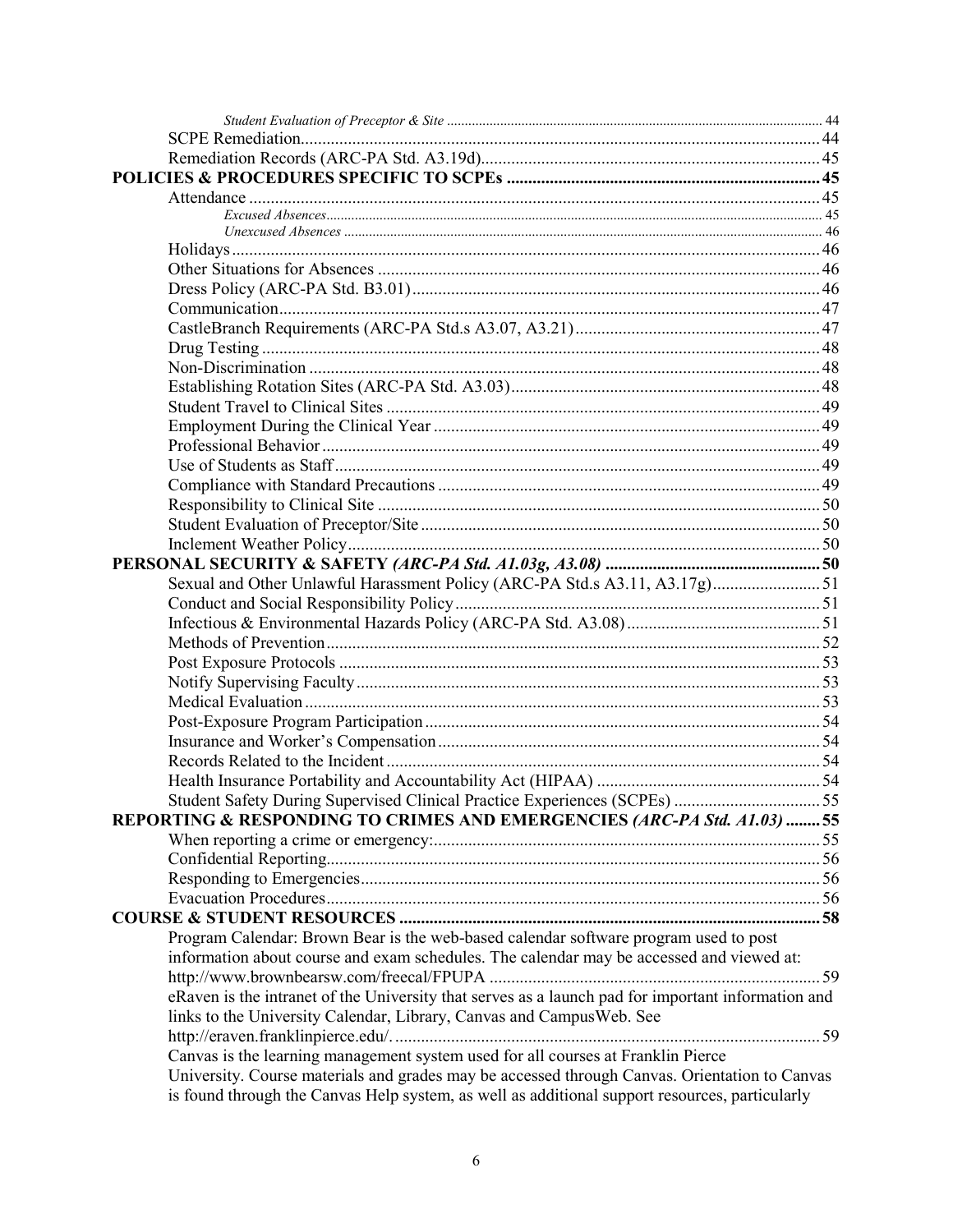*Student Evaluation of Preceptor & Site* ........ 44
SCPE Remediation........ 44
Remediation Records (ARC-PA Std. A3.19d)........ 45

**POLICIES & PROCEDURES SPECIFIC TO SCPEs** ........ 45
Attendance ........ 45
*Excused Absences*........ 45
*Unexcused Absences* ........ 46
Holidays........ 46
Other Situations for Absences ........ 46
Dress Policy (ARC-PA Std. B3.01)........ 46
Communication........ 47
CastleBranch Requirements (ARC-PA Std.s A3.07, A3.21)........ 47
Drug Testing ........ 48
Non-Discrimination ........ 48
Establishing Rotation Sites (ARC-PA Std. A3.03)........ 48
Student Travel to Clinical Sites ........ 49
Employment During the Clinical Year ........ 49
Professional Behavior........ 49
Use of Students as Staff........ 49
Compliance with Standard Precautions ........ 49
Responsibility to Clinical Site ........ 50
Student Evaluation of Preceptor/Site ........ 50
Inclement Weather Policy........ 50

**PERSONAL SECURITY & SAFETY *(ARC-PA Std. A1.03g, A3.08)*** ........ 50
Sexual and Other Unlawful Harassment Policy (ARC-PA Std.s A3.11, A3.17g)........ 51
Conduct and Social Responsibility Policy........ 51
Infectious & Environmental Hazards Policy (ARC-PA Std. A3.08)........ 51
Methods of Prevention........ 52
Post Exposure Protocols ........ 53
Notify Supervising Faculty........ 53
Medical Evaluation........ 53
Post-Exposure Program Participation........ 54
Insurance and Worker's Compensation........ 54
Records Related to the Incident........ 54
Health Insurance Portability and Accountability Act (HIPAA) ........ 54
Student Safety During Supervised Clinical Practice Experiences (SCPEs) ........ 55

**REPORTING & RESPONDING TO CRIMES AND EMERGENCIES *(ARC-PA Std. A1.03)*** ........ 55
When reporting a crime or emergency:........ 55
Confidential Reporting........ 56
Responding to Emergencies........ 56
Evacuation Procedures........ 56

**COURSE & STUDENT RESOURCES** ........ 58
Program Calendar: Brown Bear is the web-based calendar software program used to post information about course and exam schedules. The calendar may be accessed and viewed at: http://www.brownbearsw.com/freecal/FPUPA ........ 59
eRaven is the intranet of the University that serves as a launch pad for important information and links to the University Calendar, Library, Canvas and CampusWeb. See http://eraven.franklinpierce.edu/. ........ 59
Canvas is the learning management system used for all courses at Franklin Pierce University. Course materials and grades may be accessed through Canvas. Orientation to Canvas is found through the Canvas Help system, as well as additional support resources, particularly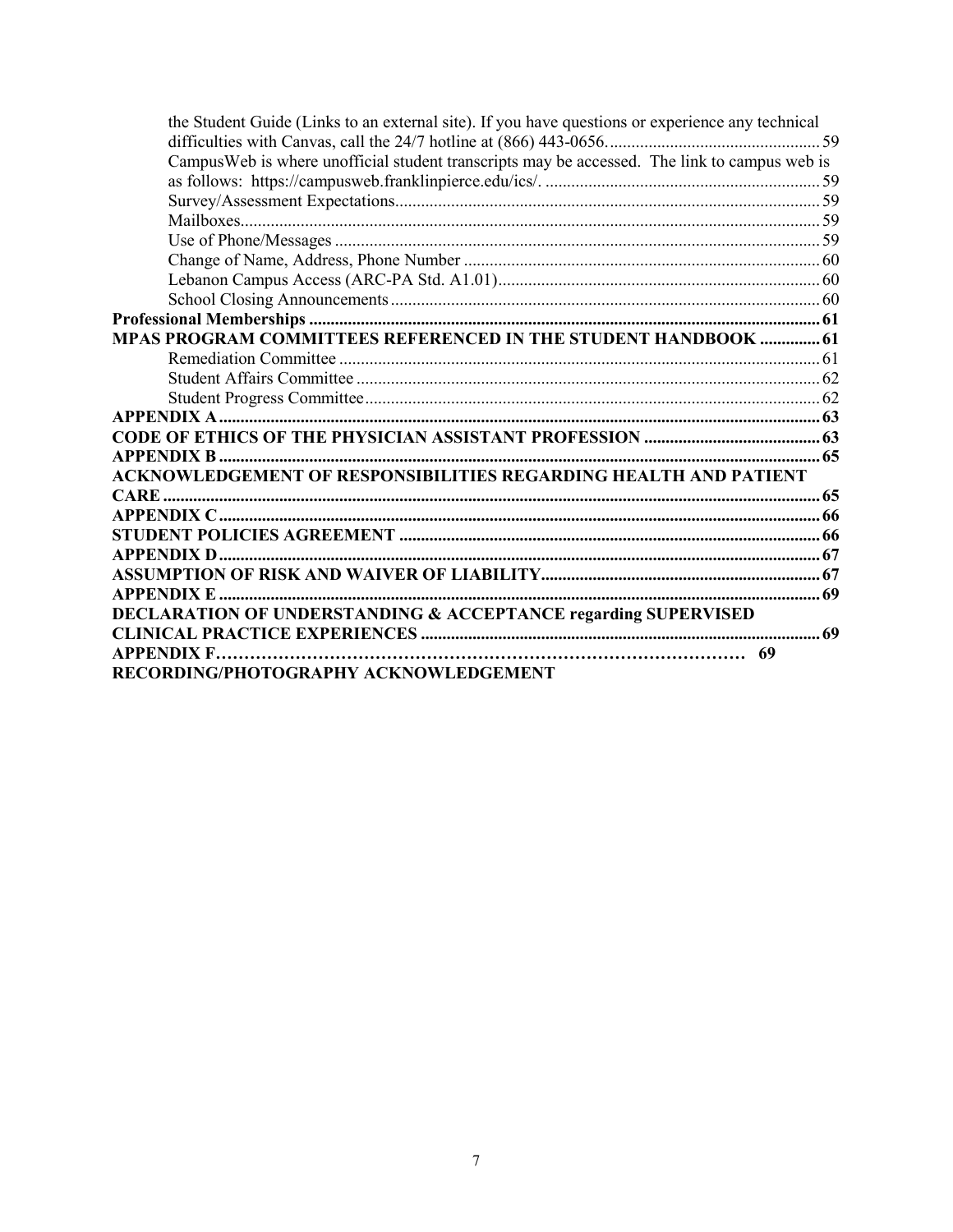the Student Guide (Links to an external site). If you have questions or experience any technical difficulties with Canvas, call the 24/7 hotline at (866) 443-0656. .... 59
CampusWeb is where unofficial student transcripts may be accessed. The link to campus web is as follows: https://campusweb.franklinpierce.edu/ics/. .... 59
Survey/Assessment Expectations .... 59
Mailboxes .... 59
Use of Phone/Messages .... 59
Change of Name, Address, Phone Number .... 60
Lebanon Campus Access (ARC-PA Std. A1.01) .... 60
School Closing Announcements .... 60

**Professional Memberships .... 61**

**MPAS PROGRAM COMMITTEES REFERENCED IN THE STUDENT HANDBOOK .... 61**

Remediation Committee .... 61
Student Affairs Committee .... 62
Student Progress Committee .... 62

**APPENDIX A .... 63**

**CODE OF ETHICS OF THE PHYSICIAN ASSISTANT PROFESSION .... 63**

**APPENDIX B .... 65**

**ACKNOWLEDGEMENT OF RESPONSIBILITIES REGARDING HEALTH AND PATIENT CARE .... 65**

**APPENDIX C .... 66**

**STUDENT POLICIES AGREEMENT .... 66**

**APPENDIX D .... 67**

**ASSUMPTION OF RISK AND WAIVER OF LIABILITY .... 67**

**APPENDIX E .... 69**

**DECLARATION OF UNDERSTANDING & ACCEPTANCE regarding SUPERVISED CLINICAL PRACTICE EXPERIENCES .... 69**

**APPENDIX F…………………………………………………………………………………… 69**

**RECORDING/PHOTOGRAPHY ACKNOWLEDGEMENT**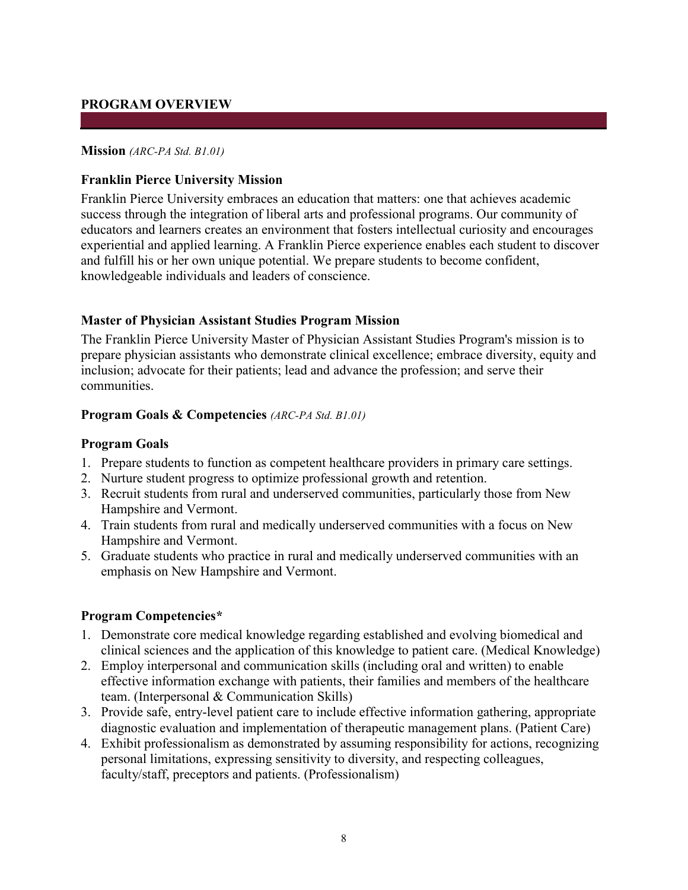## PROGRAM OVERVIEW

**Mission** *(ARC-PA Std. B1.01)*

### Franklin Pierce University Mission

Franklin Pierce University embraces an education that matters: one that achieves academic success through the integration of liberal arts and professional programs. Our community of educators and learners creates an environment that fosters intellectual curiosity and encourages experiential and applied learning. A Franklin Pierce experience enables each student to discover and fulfill his or her own unique potential. We prepare students to become confident, knowledgeable individuals and leaders of conscience.

### Master of Physician Assistant Studies Program Mission

The Franklin Pierce University Master of Physician Assistant Studies Program's mission is to prepare physician assistants who demonstrate clinical excellence; embrace diversity, equity and inclusion; advocate for their patients; lead and advance the profession; and serve their communities.

**Program Goals & Competencies** *(ARC-PA Std. B1.01)*

### Program Goals

1. Prepare students to function as competent healthcare providers in primary care settings.
2. Nurture student progress to optimize professional growth and retention.
3. Recruit students from rural and underserved communities, particularly those from New Hampshire and Vermont.
4. Train students from rural and medically underserved communities with a focus on New Hampshire and Vermont.
5. Graduate students who practice in rural and medically underserved communities with an emphasis on New Hampshire and Vermont.

### Program Competencies*

1. Demonstrate core medical knowledge regarding established and evolving biomedical and clinical sciences and the application of this knowledge to patient care. (Medical Knowledge)
2. Employ interpersonal and communication skills (including oral and written) to enable effective information exchange with patients, their families and members of the healthcare team. (Interpersonal & Communication Skills)
3. Provide safe, entry-level patient care to include effective information gathering, appropriate diagnostic evaluation and implementation of therapeutic management plans. (Patient Care)
4. Exhibit professionalism as demonstrated by assuming responsibility for actions, recognizing personal limitations, expressing sensitivity to diversity, and respecting colleagues, faculty/staff, preceptors and patients. (Professionalism)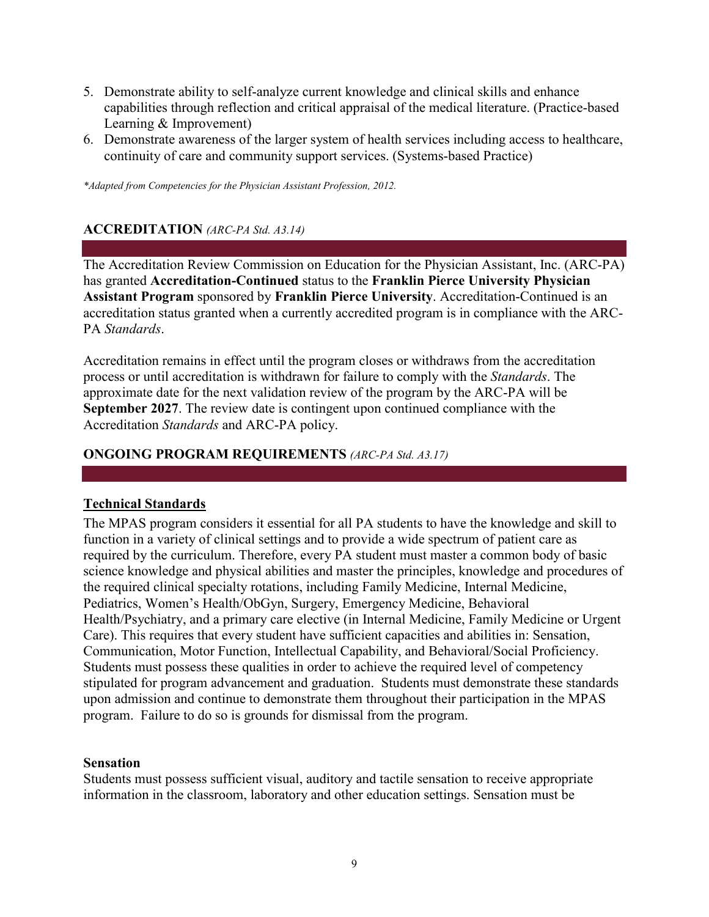5. Demonstrate ability to self-analyze current knowledge and clinical skills and enhance capabilities through reflection and critical appraisal of the medical literature. (Practice-based Learning & Improvement)
6. Demonstrate awareness of the larger system of health services including access to healthcare, continuity of care and community support services. (Systems-based Practice)

*\*Adapted from Competencies for the Physician Assistant Profession, 2012.*

## ACCREDITATION *(ARC-PA Std. A3.14)*

The Accreditation Review Commission on Education for the Physician Assistant, Inc. (ARC-PA) has granted **Accreditation-Continued** status to the **Franklin Pierce University Physician Assistant Program** sponsored by **Franklin Pierce University**. Accreditation-Continued is an accreditation status granted when a currently accredited program is in compliance with the ARC-PA *Standards*.

Accreditation remains in effect until the program closes or withdraws from the accreditation process or until accreditation is withdrawn for failure to comply with the *Standards*. The approximate date for the next validation review of the program by the ARC-PA will be **September 2027**. The review date is contingent upon continued compliance with the Accreditation *Standards* and ARC-PA policy.

## ONGOING PROGRAM REQUIREMENTS *(ARC-PA Std. A3.17)*

### Technical Standards

The MPAS program considers it essential for all PA students to have the knowledge and skill to function in a variety of clinical settings and to provide a wide spectrum of patient care as required by the curriculum. Therefore, every PA student must master a common body of basic science knowledge and physical abilities and master the principles, knowledge and procedures of the required clinical specialty rotations, including Family Medicine, Internal Medicine, Pediatrics, Women's Health/ObGyn, Surgery, Emergency Medicine, Behavioral Health/Psychiatry, and a primary care elective (in Internal Medicine, Family Medicine or Urgent Care). This requires that every student have sufficient capacities and abilities in: Sensation, Communication, Motor Function, Intellectual Capability, and Behavioral/Social Proficiency. Students must possess these qualities in order to achieve the required level of competency stipulated for program advancement and graduation. Students must demonstrate these standards upon admission and continue to demonstrate them throughout their participation in the MPAS program. Failure to do so is grounds for dismissal from the program.

**Sensation**

Students must possess sufficient visual, auditory and tactile sensation to receive appropriate information in the classroom, laboratory and other education settings. Sensation must be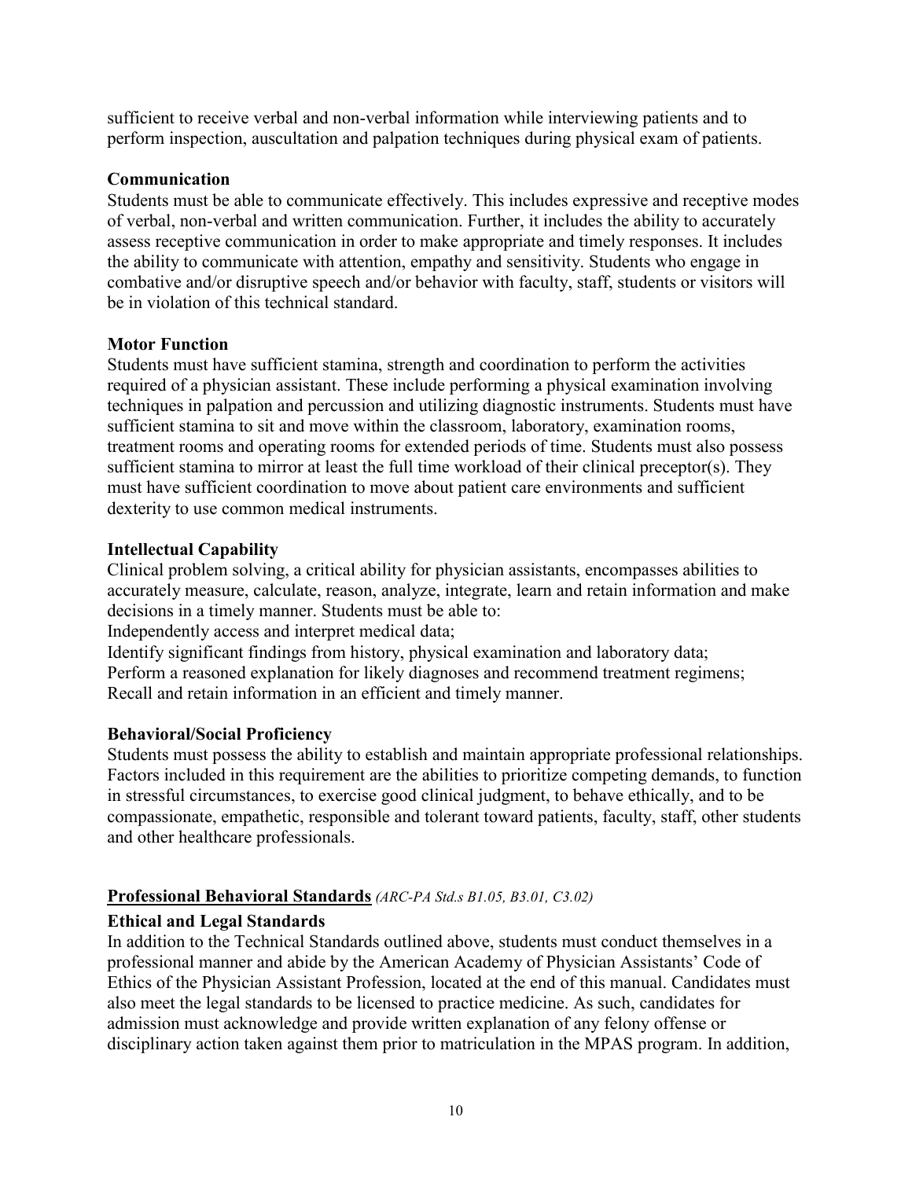sufficient to receive verbal and non-verbal information while interviewing patients and to perform inspection, auscultation and palpation techniques during physical exam of patients.

**Communication**

Students must be able to communicate effectively. This includes expressive and receptive modes of verbal, non-verbal and written communication. Further, it includes the ability to accurately assess receptive communication in order to make appropriate and timely responses. It includes the ability to communicate with attention, empathy and sensitivity. Students who engage in combative and/or disruptive speech and/or behavior with faculty, staff, students or visitors will be in violation of this technical standard.

**Motor Function**

Students must have sufficient stamina, strength and coordination to perform the activities required of a physician assistant. These include performing a physical examination involving techniques in palpation and percussion and utilizing diagnostic instruments. Students must have sufficient stamina to sit and move within the classroom, laboratory, examination rooms, treatment rooms and operating rooms for extended periods of time. Students must also possess sufficient stamina to mirror at least the full time workload of their clinical preceptor(s). They must have sufficient coordination to move about patient care environments and sufficient dexterity to use common medical instruments.

**Intellectual Capability**

Clinical problem solving, a critical ability for physician assistants, encompasses abilities to accurately measure, calculate, reason, analyze, integrate, learn and retain information and make decisions in a timely manner. Students must be able to:

Independently access and interpret medical data;

Identify significant findings from history, physical examination and laboratory data;

Perform a reasoned explanation for likely diagnoses and recommend treatment regimens;

Recall and retain information in an efficient and timely manner.

**Behavioral/Social Proficiency**

Students must possess the ability to establish and maintain appropriate professional relationships. Factors included in this requirement are the abilities to prioritize competing demands, to function in stressful circumstances, to exercise good clinical judgment, to behave ethically, and to be compassionate, empathetic, responsible and tolerant toward patients, faculty, staff, other students and other healthcare professionals.

## Professional Behavioral Standards *(ARC-PA Std.s B1.05, B3.01, C3.02)*

**Ethical and Legal Standards**

In addition to the Technical Standards outlined above, students must conduct themselves in a professional manner and abide by the American Academy of Physician Assistants' Code of Ethics of the Physician Assistant Profession, located at the end of this manual. Candidates must also meet the legal standards to be licensed to practice medicine. As such, candidates for admission must acknowledge and provide written explanation of any felony offense or disciplinary action taken against them prior to matriculation in the MPAS program. In addition,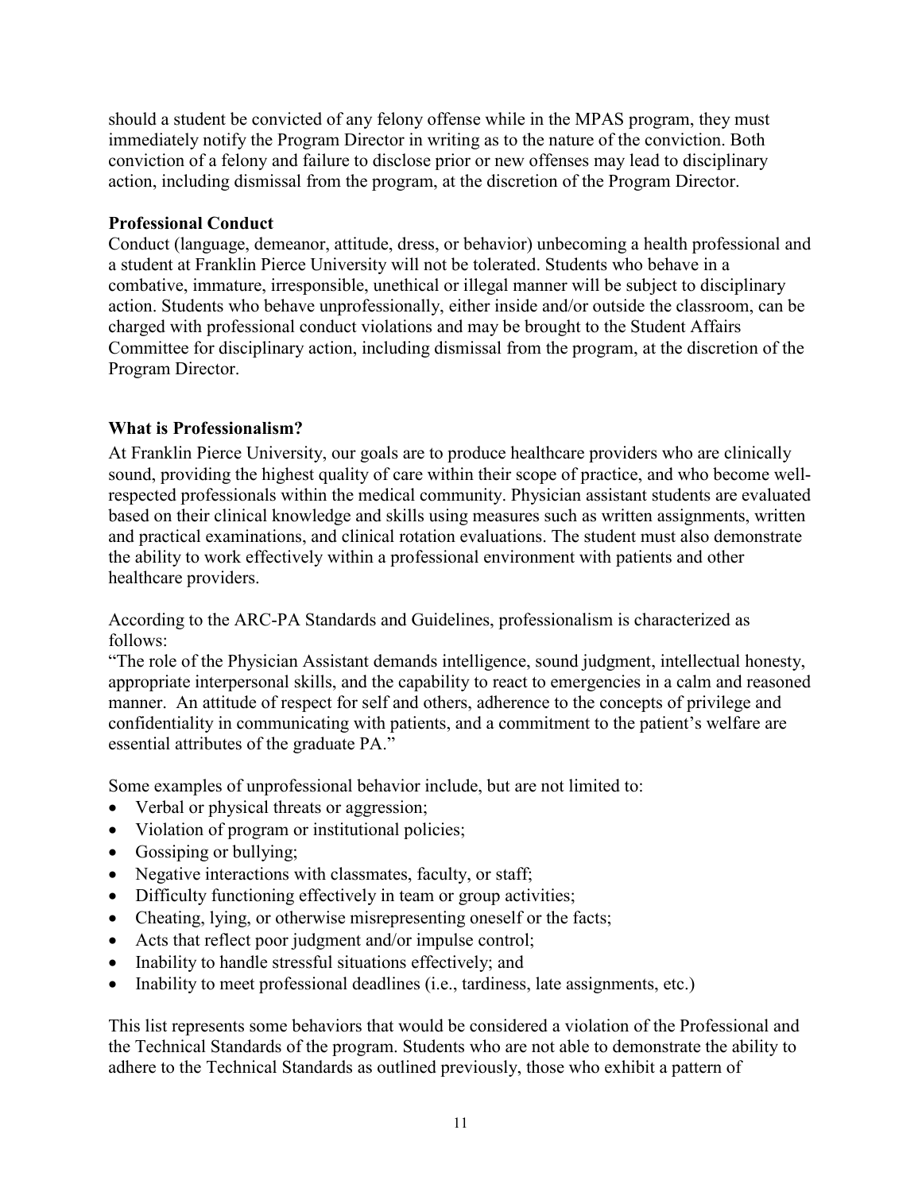should a student be convicted of any felony offense while in the MPAS program, they must immediately notify the Program Director in writing as to the nature of the conviction. Both conviction of a felony and failure to disclose prior or new offenses may lead to disciplinary action, including dismissal from the program, at the discretion of the Program Director.

**Professional Conduct**

Conduct (language, demeanor, attitude, dress, or behavior) unbecoming a health professional and a student at Franklin Pierce University will not be tolerated. Students who behave in a combative, immature, irresponsible, unethical or illegal manner will be subject to disciplinary action. Students who behave unprofessionally, either inside and/or outside the classroom, can be charged with professional conduct violations and may be brought to the Student Affairs Committee for disciplinary action, including dismissal from the program, at the discretion of the Program Director.

**What is Professionalism?**

At Franklin Pierce University, our goals are to produce healthcare providers who are clinically sound, providing the highest quality of care within their scope of practice, and who become well-respected professionals within the medical community. Physician assistant students are evaluated based on their clinical knowledge and skills using measures such as written assignments, written and practical examinations, and clinical rotation evaluations. The student must also demonstrate the ability to work effectively within a professional environment with patients and other healthcare providers.

According to the ARC-PA Standards and Guidelines, professionalism is characterized as follows:

"The role of the Physician Assistant demands intelligence, sound judgment, intellectual honesty, appropriate interpersonal skills, and the capability to react to emergencies in a calm and reasoned manner. An attitude of respect for self and others, adherence to the concepts of privilege and confidentiality in communicating with patients, and a commitment to the patient's welfare are essential attributes of the graduate PA."

Some examples of unprofessional behavior include, but are not limited to:

- Verbal or physical threats or aggression;
- Violation of program or institutional policies;
- Gossiping or bullying;
- Negative interactions with classmates, faculty, or staff;
- Difficulty functioning effectively in team or group activities;
- Cheating, lying, or otherwise misrepresenting oneself or the facts;
- Acts that reflect poor judgment and/or impulse control;
- Inability to handle stressful situations effectively; and
- Inability to meet professional deadlines (i.e., tardiness, late assignments, etc.)

This list represents some behaviors that would be considered a violation of the Professional and the Technical Standards of the program. Students who are not able to demonstrate the ability to adhere to the Technical Standards as outlined previously, those who exhibit a pattern of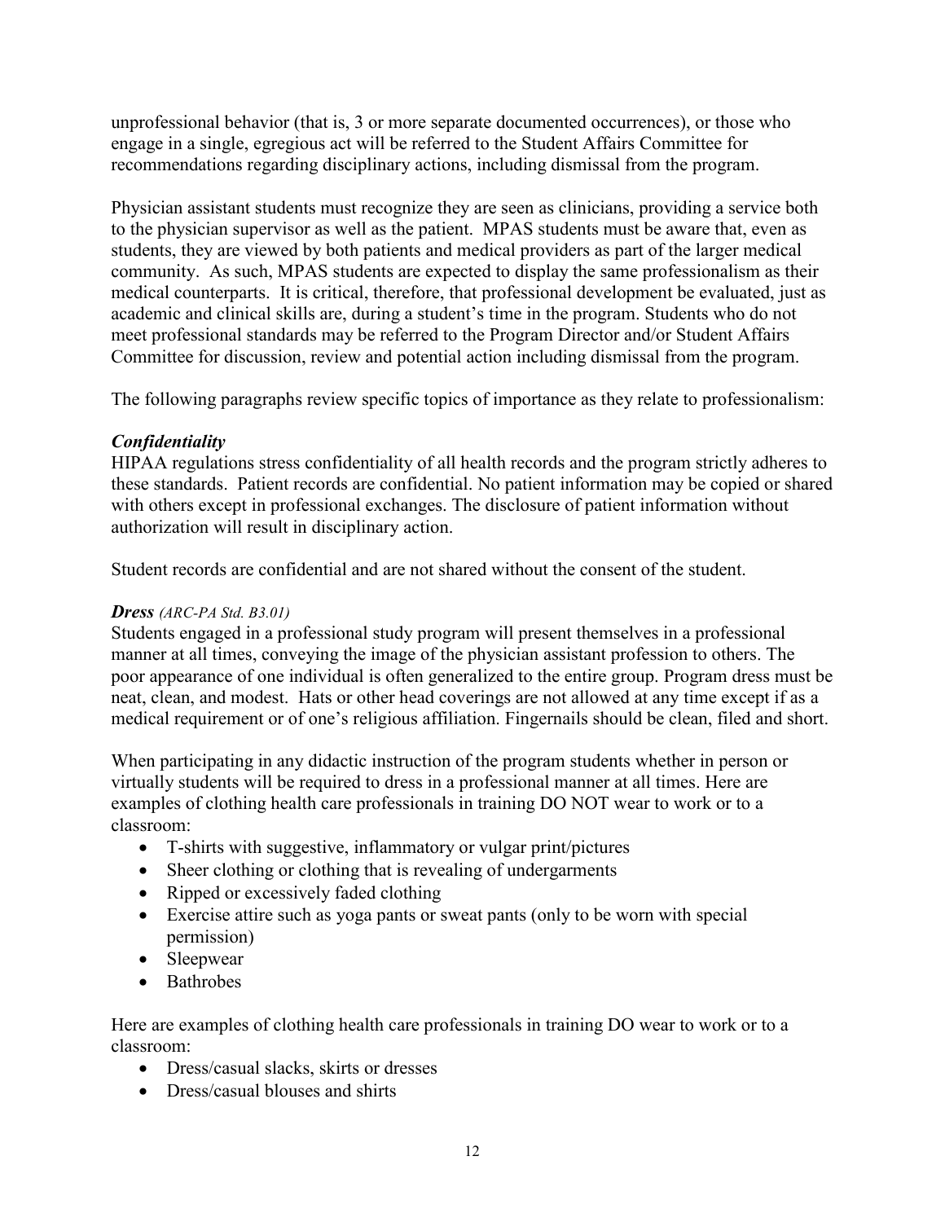unprofessional behavior (that is, 3 or more separate documented occurrences), or those who engage in a single, egregious act will be referred to the Student Affairs Committee for recommendations regarding disciplinary actions, including dismissal from the program.

Physician assistant students must recognize they are seen as clinicians, providing a service both to the physician supervisor as well as the patient. MPAS students must be aware that, even as students, they are viewed by both patients and medical providers as part of the larger medical community. As such, MPAS students are expected to display the same professionalism as their medical counterparts. It is critical, therefore, that professional development be evaluated, just as academic and clinical skills are, during a student's time in the program. Students who do not meet professional standards may be referred to the Program Director and/or Student Affairs Committee for discussion, review and potential action including dismissal from the program.

The following paragraphs review specific topics of importance as they relate to professionalism:

***Confidentiality***

HIPAA regulations stress confidentiality of all health records and the program strictly adheres to these standards. Patient records are confidential. No patient information may be copied or shared with others except in professional exchanges. The disclosure of patient information without authorization will result in disciplinary action.

Student records are confidential and are not shared without the consent of the student.

***Dress*** *(ARC-PA Std. B3.01)*

Students engaged in a professional study program will present themselves in a professional manner at all times, conveying the image of the physician assistant profession to others. The poor appearance of one individual is often generalized to the entire group. Program dress must be neat, clean, and modest. Hats or other head coverings are not allowed at any time except if as a medical requirement or of one's religious affiliation. Fingernails should be clean, filed and short.

When participating in any didactic instruction of the program students whether in person or virtually students will be required to dress in a professional manner at all times. Here are examples of clothing health care professionals in training DO NOT wear to work or to a classroom:

- T-shirts with suggestive, inflammatory or vulgar print/pictures
- Sheer clothing or clothing that is revealing of undergarments
- Ripped or excessively faded clothing
- Exercise attire such as yoga pants or sweat pants (only to be worn with special permission)
- Sleepwear
- Bathrobes

Here are examples of clothing health care professionals in training DO wear to work or to a classroom:

- Dress/casual slacks, skirts or dresses
- Dress/casual blouses and shirts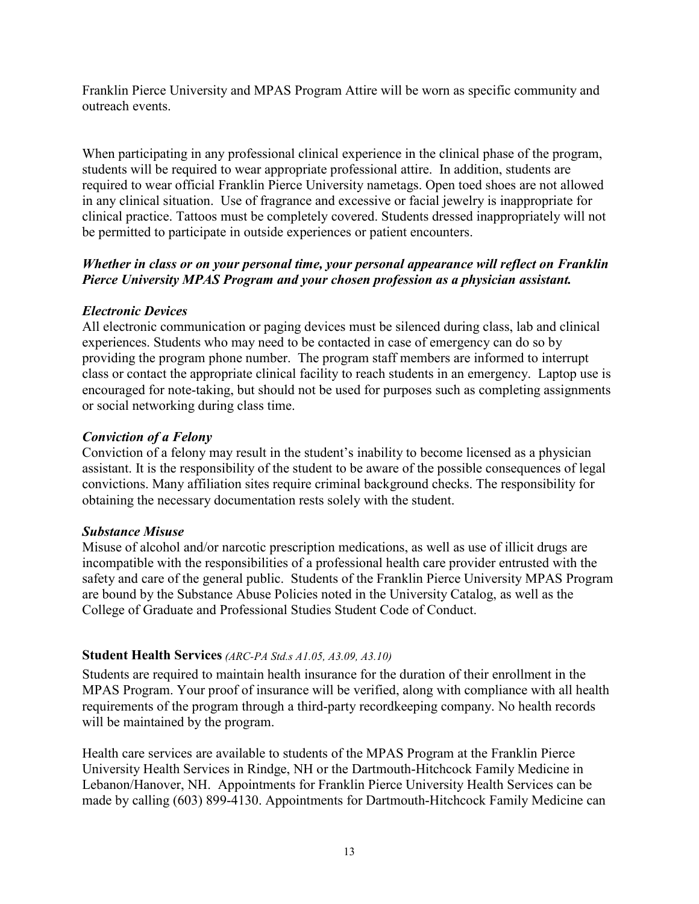Franklin Pierce University and MPAS Program Attire will be worn as specific community and outreach events.

When participating in any professional clinical experience in the clinical phase of the program, students will be required to wear appropriate professional attire. In addition, students are required to wear official Franklin Pierce University nametags. Open toed shoes are not allowed in any clinical situation. Use of fragrance and excessive or facial jewelry is inappropriate for clinical practice. Tattoos must be completely covered. Students dressed inappropriately will not be permitted to participate in outside experiences or patient encounters.

***Whether in class or on your personal time, your personal appearance will reflect on Franklin Pierce University MPAS Program and your chosen profession as a physician assistant.***

***Electronic Devices***

All electronic communication or paging devices must be silenced during class, lab and clinical experiences. Students who may need to be contacted in case of emergency can do so by providing the program phone number. The program staff members are informed to interrupt class or contact the appropriate clinical facility to reach students in an emergency. Laptop use is encouraged for note-taking, but should not be used for purposes such as completing assignments or social networking during class time.

***Conviction of a Felony***

Conviction of a felony may result in the student's inability to become licensed as a physician assistant. It is the responsibility of the student to be aware of the possible consequences of legal convictions. Many affiliation sites require criminal background checks. The responsibility for obtaining the necessary documentation rests solely with the student.

***Substance Misuse***

Misuse of alcohol and/or narcotic prescription medications, as well as use of illicit drugs are incompatible with the responsibilities of a professional health care provider entrusted with the safety and care of the general public. Students of the Franklin Pierce University MPAS Program are bound by the Substance Abuse Policies noted in the University Catalog, as well as the College of Graduate and Professional Studies Student Code of Conduct.

**Student Health Services** *(ARC-PA Std.s A1.05, A3.09, A3.10)*

Students are required to maintain health insurance for the duration of their enrollment in the MPAS Program. Your proof of insurance will be verified, along with compliance with all health requirements of the program through a third-party recordkeeping company. No health records will be maintained by the program.

Health care services are available to students of the MPAS Program at the Franklin Pierce University Health Services in Rindge, NH or the Dartmouth-Hitchcock Family Medicine in Lebanon/Hanover, NH. Appointments for Franklin Pierce University Health Services can be made by calling (603) 899-4130. Appointments for Dartmouth-Hitchcock Family Medicine can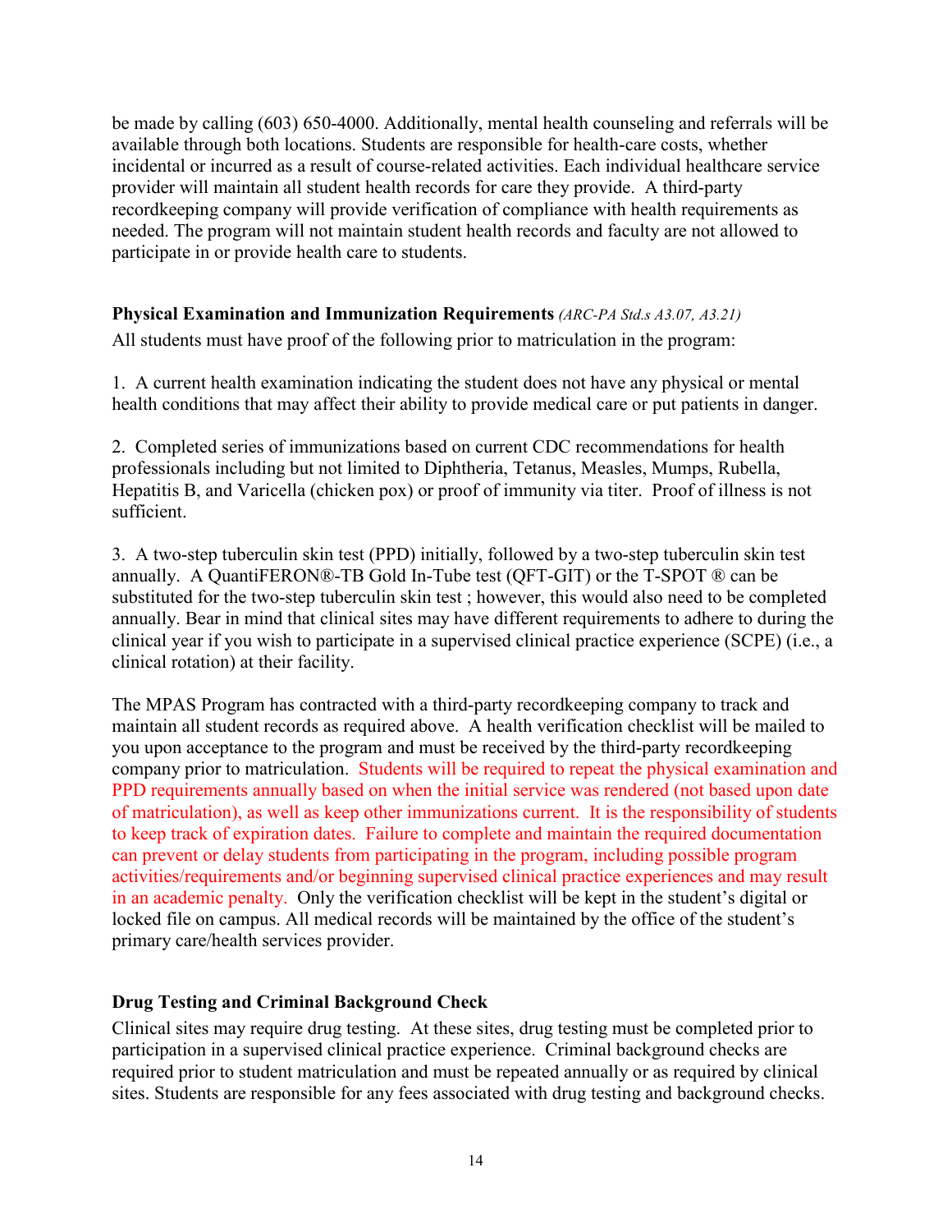be made by calling (603) 650-4000. Additionally, mental health counseling and referrals will be available through both locations. Students are responsible for health-care costs, whether incidental or incurred as a result of course-related activities. Each individual healthcare service provider will maintain all student health records for care they provide. A third-party recordkeeping company will provide verification of compliance with health requirements as needed. The program will not maintain student health records and faculty are not allowed to participate in or provide health care to students.

**Physical Examination and Immunization Requirements** *(ARC-PA Std.s A3.07, A3.21)*

All students must have proof of the following prior to matriculation in the program:

1. A current health examination indicating the student does not have any physical or mental health conditions that may affect their ability to provide medical care or put patients in danger.

2. Completed series of immunizations based on current CDC recommendations for health professionals including but not limited to Diphtheria, Tetanus, Measles, Mumps, Rubella, Hepatitis B, and Varicella (chicken pox) or proof of immunity via titer. Proof of illness is not sufficient.

3. A two-step tuberculin skin test (PPD) initially, followed by a two-step tuberculin skin test annually. A QuantiFERON®-TB Gold In-Tube test (QFT-GIT) or the T-SPOT ® can be substituted for the two-step tuberculin skin test ; however, this would also need to be completed annually. Bear in mind that clinical sites may have different requirements to adhere to during the clinical year if you wish to participate in a supervised clinical practice experience (SCPE) (i.e., a clinical rotation) at their facility.

The MPAS Program has contracted with a third-party recordkeeping company to track and maintain all student records as required above. A health verification checklist will be mailed to you upon acceptance to the program and must be received by the third-party recordkeeping company prior to matriculation. Students will be required to repeat the physical examination and PPD requirements annually based on when the initial service was rendered (not based upon date of matriculation), as well as keep other immunizations current. It is the responsibility of students to keep track of expiration dates. Failure to complete and maintain the required documentation can prevent or delay students from participating in the program, including possible program activities/requirements and/or beginning supervised clinical practice experiences and may result in an academic penalty. Only the verification checklist will be kept in the student's digital or locked file on campus. All medical records will be maintained by the office of the student's primary care/health services provider.

**Drug Testing and Criminal Background Check**

Clinical sites may require drug testing. At these sites, drug testing must be completed prior to participation in a supervised clinical practice experience. Criminal background checks are required prior to student matriculation and must be repeated annually or as required by clinical sites. Students are responsible for any fees associated with drug testing and background checks.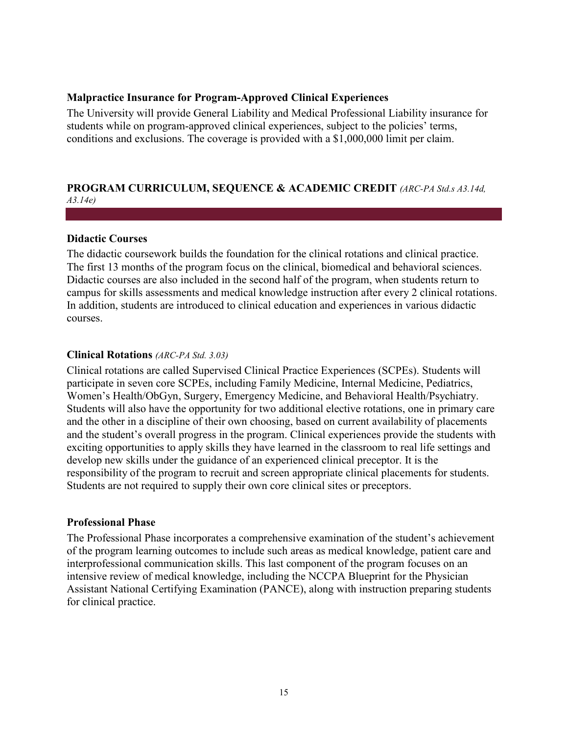### Malpractice Insurance for Program-Approved Clinical Experiences

The University will provide General Liability and Medical Professional Liability insurance for students while on program-approved clinical experiences, subject to the policies' terms, conditions and exclusions. The coverage is provided with a $1,000,000 limit per claim.

## PROGRAM CURRICULUM, SEQUENCE & ACADEMIC CREDIT *(ARC-PA Std.s A3.14d, A3.14e)*

### Didactic Courses

The didactic coursework builds the foundation for the clinical rotations and clinical practice. The first 13 months of the program focus on the clinical, biomedical and behavioral sciences. Didactic courses are also included in the second half of the program, when students return to campus for skills assessments and medical knowledge instruction after every 2 clinical rotations. In addition, students are introduced to clinical education and experiences in various didactic courses.

### Clinical Rotations *(ARC-PA Std. 3.03)*

Clinical rotations are called Supervised Clinical Practice Experiences (SCPEs). Students will participate in seven core SCPEs, including Family Medicine, Internal Medicine, Pediatrics, Women's Health/ObGyn, Surgery, Emergency Medicine, and Behavioral Health/Psychiatry. Students will also have the opportunity for two additional elective rotations, one in primary care and the other in a discipline of their own choosing, based on current availability of placements and the student's overall progress in the program. Clinical experiences provide the students with exciting opportunities to apply skills they have learned in the classroom to real life settings and develop new skills under the guidance of an experienced clinical preceptor. It is the responsibility of the program to recruit and screen appropriate clinical placements for students. Students are not required to supply their own core clinical sites or preceptors.

### Professional Phase

The Professional Phase incorporates a comprehensive examination of the student's achievement of the program learning outcomes to include such areas as medical knowledge, patient care and interprofessional communication skills. This last component of the program focuses on an intensive review of medical knowledge, including the NCCPA Blueprint for the Physician Assistant National Certifying Examination (PANCE), along with instruction preparing students for clinical practice.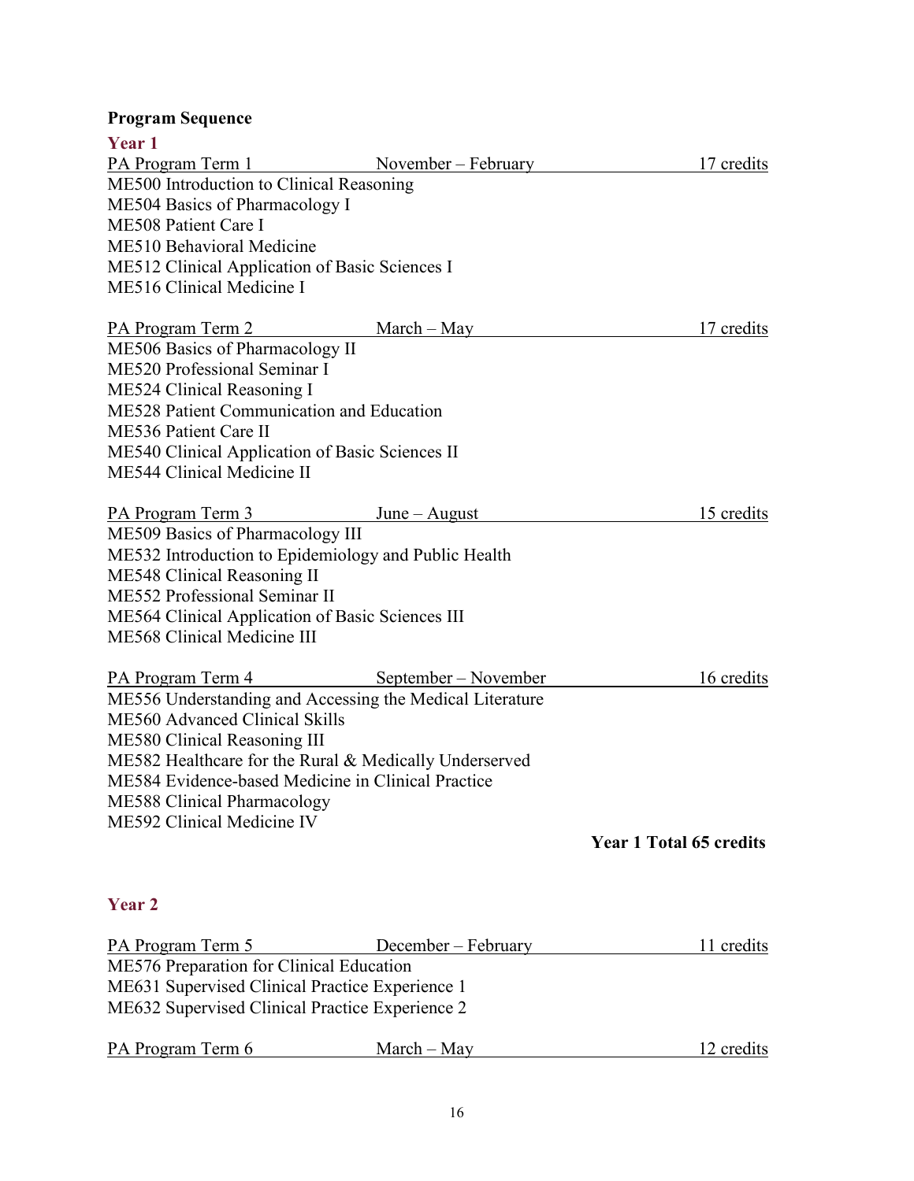**Program Sequence**

**Year 1**

PA Program Term 1 November – February 17 credits

ME500 Introduction to Clinical Reasoning
ME504 Basics of Pharmacology I
ME508 Patient Care I
ME510 Behavioral Medicine
ME512 Clinical Application of Basic Sciences I
ME516 Clinical Medicine I

PA Program Term 2 March – May 17 credits

ME506 Basics of Pharmacology II
ME520 Professional Seminar I
ME524 Clinical Reasoning I
ME528 Patient Communication and Education
ME536 Patient Care II
ME540 Clinical Application of Basic Sciences II
ME544 Clinical Medicine II

PA Program Term 3 June – August 15 credits

ME509 Basics of Pharmacology III
ME532 Introduction to Epidemiology and Public Health
ME548 Clinical Reasoning II
ME552 Professional Seminar II
ME564 Clinical Application of Basic Sciences III
ME568 Clinical Medicine III

PA Program Term 4 September – November 16 credits

ME556 Understanding and Accessing the Medical Literature
ME560 Advanced Clinical Skills
ME580 Clinical Reasoning III
ME582 Healthcare for the Rural & Medically Underserved
ME584 Evidence-based Medicine in Clinical Practice
ME588 Clinical Pharmacology
ME592 Clinical Medicine IV

**Year 1 Total 65 credits**

**Year 2**

PA Program Term 5 December – February 11 credits

ME576 Preparation for Clinical Education
ME631 Supervised Clinical Practice Experience 1
ME632 Supervised Clinical Practice Experience 2

PA Program Term 6 March – May 12 credits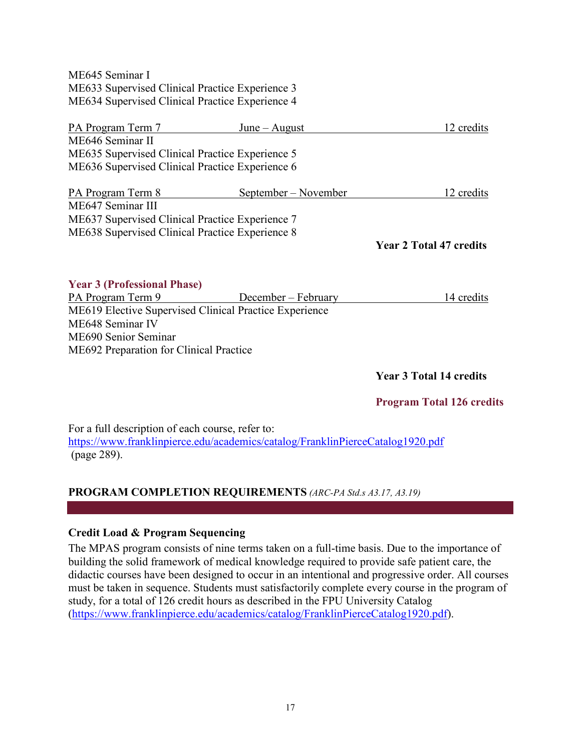ME645 Seminar I
ME633 Supervised Clinical Practice Experience 3
ME634 Supervised Clinical Practice Experience 4

| PA Program Term 7 | June – August | 12 credits |
|---|---|---|

ME646 Seminar II
ME635 Supervised Clinical Practice Experience 5
ME636 Supervised Clinical Practice Experience 6

| PA Program Term 8 | September – November | 12 credits |
|---|---|---|

ME647 Seminar III
ME637 Supervised Clinical Practice Experience 7
ME638 Supervised Clinical Practice Experience 8

**Year 2 Total 47 credits**

**Year 3 (Professional Phase)**

| PA Program Term 9 | December – February | 14 credits |
|---|---|---|

ME619 Elective Supervised Clinical Practice Experience
ME648 Seminar IV
ME690 Senior Seminar
ME692 Preparation for Clinical Practice

**Year 3 Total 14 credits**

**Program Total 126 credits**

For a full description of each course, refer to:
https://www.franklinpierce.edu/academics/catalog/FranklinPierceCatalog1920.pdf
(page 289).

## PROGRAM COMPLETION REQUIREMENTS *(ARC-PA Std.s A3.17, A3.19)*

### Credit Load & Program Sequencing

The MPAS program consists of nine terms taken on a full-time basis. Due to the importance of building the solid framework of medical knowledge required to provide safe patient care, the didactic courses have been designed to occur in an intentional and progressive order. All courses must be taken in sequence. Students must satisfactorily complete every course in the program of study, for a total of 126 credit hours as described in the FPU University Catalog (https://www.franklinpierce.edu/academics/catalog/FranklinPierceCatalog1920.pdf).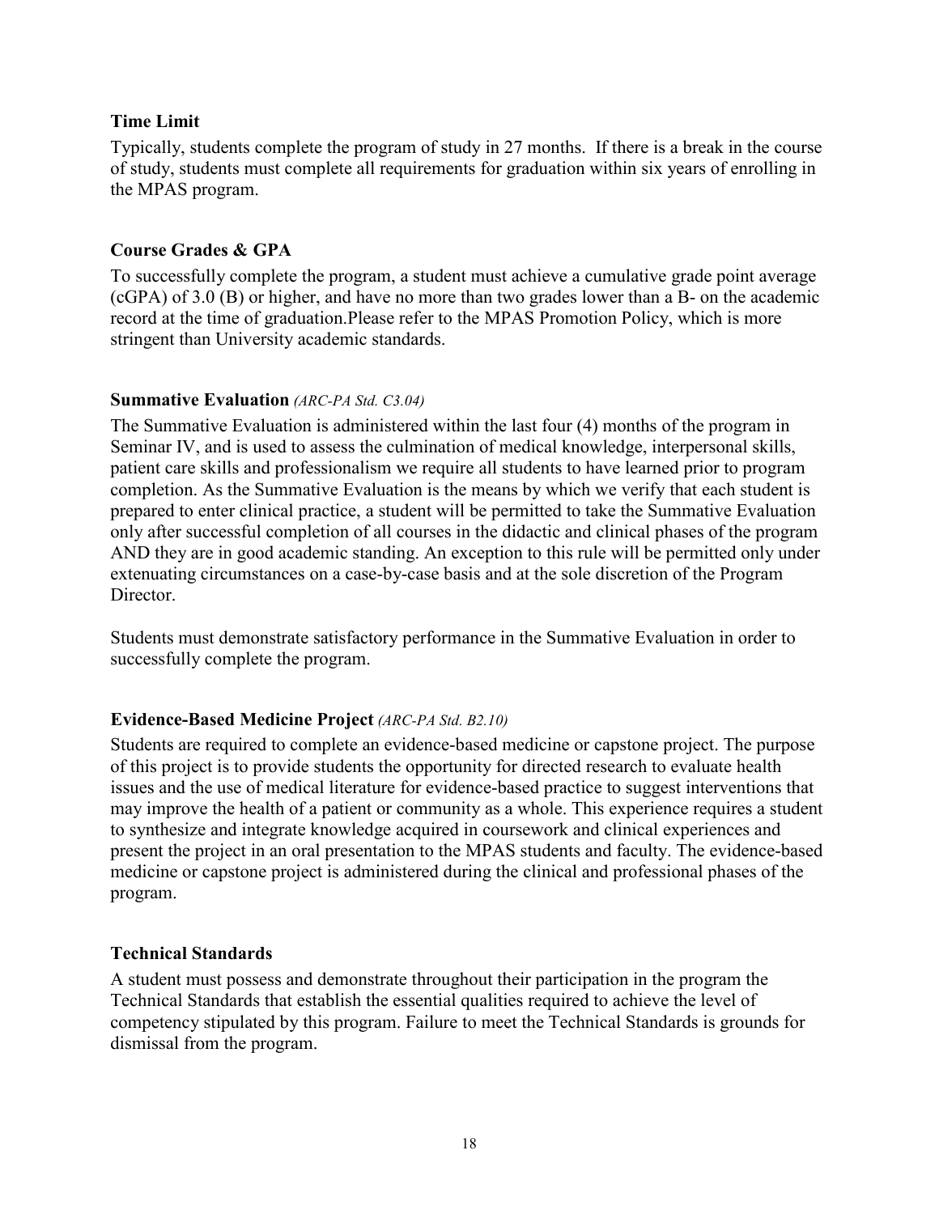### Time Limit

Typically, students complete the program of study in 27 months. If there is a break in the course of study, students must complete all requirements for graduation within six years of enrolling in the MPAS program.

### Course Grades & GPA

To successfully complete the program, a student must achieve a cumulative grade point average (cGPA) of 3.0 (B) or higher, and have no more than two grades lower than a B- on the academic record at the time of graduation.Please refer to the MPAS Promotion Policy, which is more stringent than University academic standards.

### Summative Evaluation *(ARC-PA Std. C3.04)*

The Summative Evaluation is administered within the last four (4) months of the program in Seminar IV, and is used to assess the culmination of medical knowledge, interpersonal skills, patient care skills and professionalism we require all students to have learned prior to program completion. As the Summative Evaluation is the means by which we verify that each student is prepared to enter clinical practice, a student will be permitted to take the Summative Evaluation only after successful completion of all courses in the didactic and clinical phases of the program AND they are in good academic standing. An exception to this rule will be permitted only under extenuating circumstances on a case-by-case basis and at the sole discretion of the Program Director.

Students must demonstrate satisfactory performance in the Summative Evaluation in order to successfully complete the program.

### Evidence-Based Medicine Project *(ARC-PA Std. B2.10)*

Students are required to complete an evidence-based medicine or capstone project. The purpose of this project is to provide students the opportunity for directed research to evaluate health issues and the use of medical literature for evidence-based practice to suggest interventions that may improve the health of a patient or community as a whole. This experience requires a student to synthesize and integrate knowledge acquired in coursework and clinical experiences and present the project in an oral presentation to the MPAS students and faculty. The evidence-based medicine or capstone project is administered during the clinical and professional phases of the program.

### Technical Standards

A student must possess and demonstrate throughout their participation in the program the Technical Standards that establish the essential qualities required to achieve the level of competency stipulated by this program. Failure to meet the Technical Standards is grounds for dismissal from the program.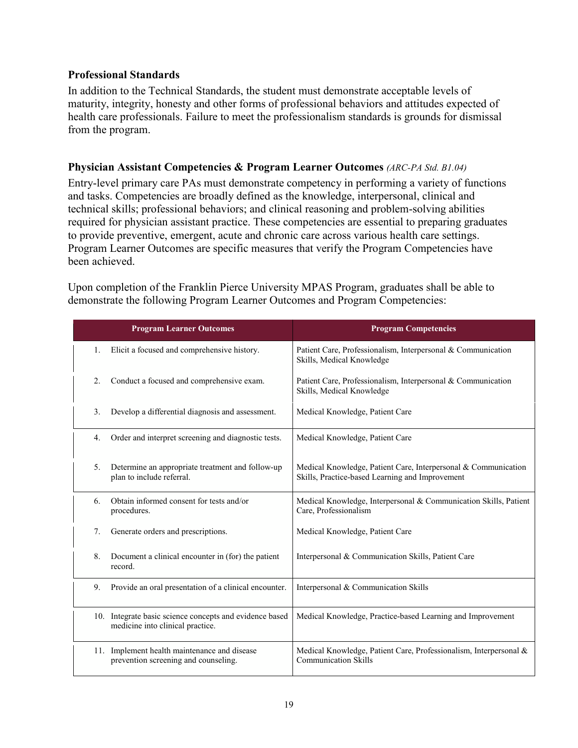### Professional Standards

In addition to the Technical Standards, the student must demonstrate acceptable levels of maturity, integrity, honesty and other forms of professional behaviors and attitudes expected of health care professionals. Failure to meet the professionalism standards is grounds for dismissal from the program.

### Physician Assistant Competencies & Program Learner Outcomes *(ARC-PA Std. B1.04)*

Entry-level primary care PAs must demonstrate competency in performing a variety of functions and tasks. Competencies are broadly defined as the knowledge, interpersonal, clinical and technical skills; professional behaviors; and clinical reasoning and problem-solving abilities required for physician assistant practice. These competencies are essential to preparing graduates to provide preventive, emergent, acute and chronic care across various health care settings. Program Learner Outcomes are specific measures that verify the Program Competencies have been achieved.

Upon completion of the Franklin Pierce University MPAS Program, graduates shall be able to demonstrate the following Program Learner Outcomes and Program Competencies:

| Program Learner Outcomes | Program Competencies |
|---|---|
| 1. Elicit a focused and comprehensive history. | Patient Care, Professionalism, Interpersonal & Communication Skills, Medical Knowledge |
| 2. Conduct a focused and comprehensive exam. | Patient Care, Professionalism, Interpersonal & Communication Skills, Medical Knowledge |
| 3. Develop a differential diagnosis and assessment. | Medical Knowledge, Patient Care |
| 4. Order and interpret screening and diagnostic tests. | Medical Knowledge, Patient Care |
| 5. Determine an appropriate treatment and follow-up plan to include referral. | Medical Knowledge, Patient Care, Interpersonal & Communication Skills, Practice-based Learning and Improvement |
| 6. Obtain informed consent for tests and/or procedures. | Medical Knowledge, Interpersonal & Communication Skills, Patient Care, Professionalism |
| 7. Generate orders and prescriptions. | Medical Knowledge, Patient Care |
| 8. Document a clinical encounter in (for) the patient record. | Interpersonal & Communication Skills, Patient Care |
| 9. Provide an oral presentation of a clinical encounter. | Interpersonal & Communication Skills |
| 10. Integrate basic science concepts and evidence based medicine into clinical practice. | Medical Knowledge, Practice-based Learning and Improvement |
| 11. Implement health maintenance and disease prevention screening and counseling. | Medical Knowledge, Patient Care, Professionalism, Interpersonal & Communication Skills |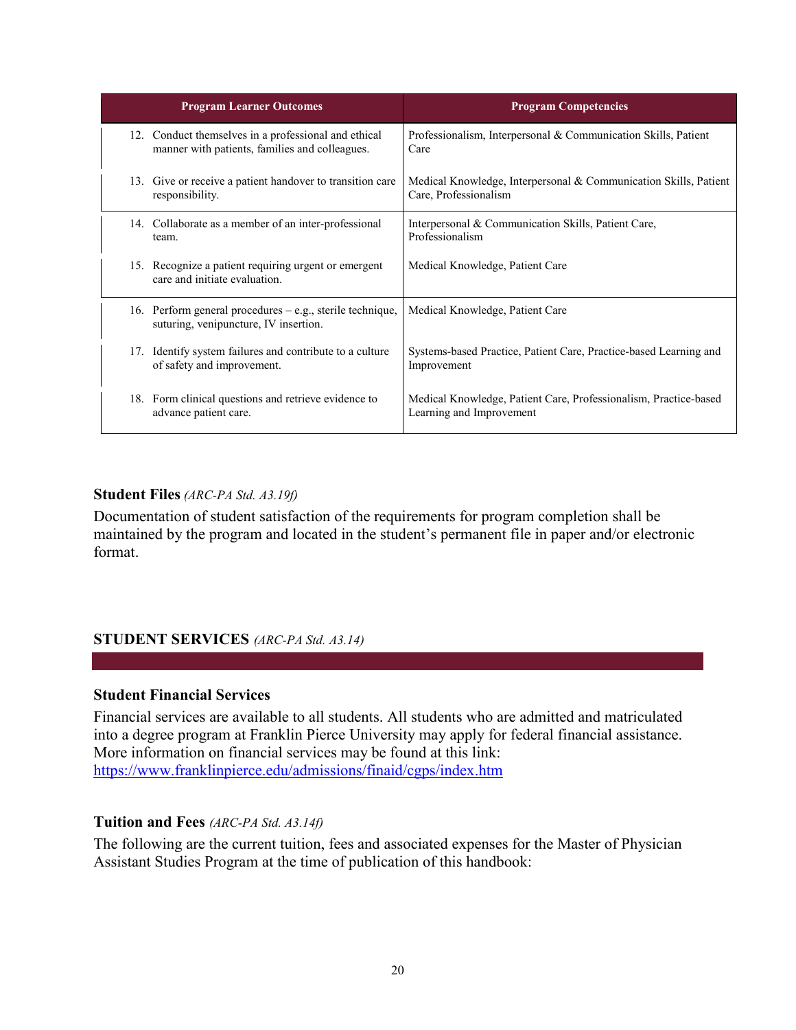| Program Learner Outcomes | Program Competencies |
|---|---|
| 12. Conduct themselves in a professional and ethical manner with patients, families and colleagues. | Professionalism, Interpersonal & Communication Skills, Patient Care |
| 13. Give or receive a patient handover to transition care responsibility. | Medical Knowledge, Interpersonal & Communication Skills, Patient Care, Professionalism |
| 14. Collaborate as a member of an inter-professional team. | Interpersonal & Communication Skills, Patient Care, Professionalism |
| 15. Recognize a patient requiring urgent or emergent care and initiate evaluation. | Medical Knowledge, Patient Care |
| 16. Perform general procedures – e.g., sterile technique, suturing, venipuncture, IV insertion. | Medical Knowledge, Patient Care |
| 17. Identify system failures and contribute to a culture of safety and improvement. | Systems-based Practice, Patient Care, Practice-based Learning and Improvement |
| 18. Form clinical questions and retrieve evidence to advance patient care. | Medical Knowledge, Patient Care, Professionalism, Practice-based Learning and Improvement |

### Student Files *(ARC-PA Std. A3.19f)*

Documentation of student satisfaction of the requirements for program completion shall be maintained by the program and located in the student's permanent file in paper and/or electronic format.

## STUDENT SERVICES *(ARC-PA Std. A3.14)*

### Student Financial Services

Financial services are available to all students. All students who are admitted and matriculated into a degree program at Franklin Pierce University may apply for federal financial assistance. More information on financial services may be found at this link: https://www.franklinpierce.edu/admissions/finaid/cgps/index.htm

### Tuition and Fees *(ARC-PA Std. A3.14f)*

The following are the current tuition, fees and associated expenses for the Master of Physician Assistant Studies Program at the time of publication of this handbook: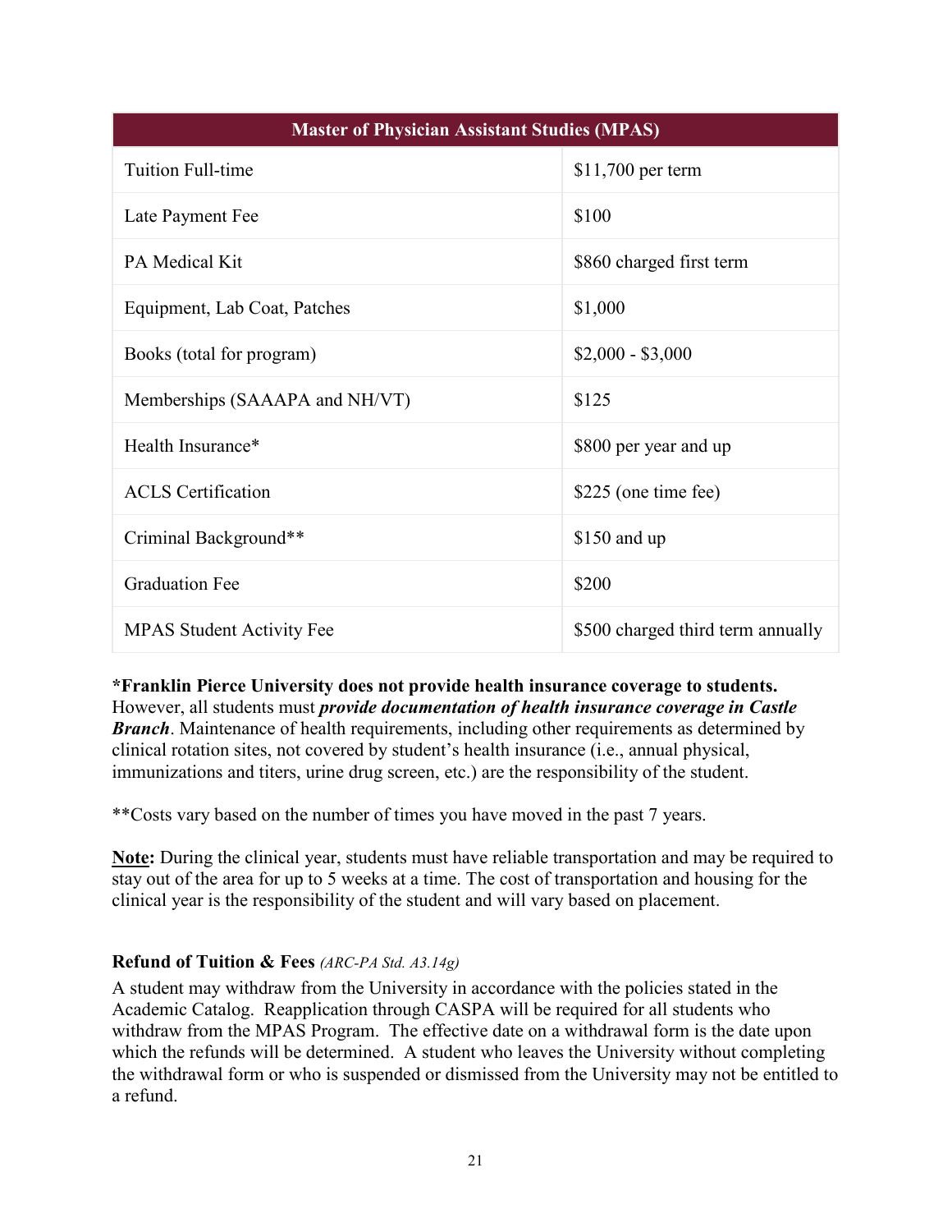| Master of Physician Assistant Studies (MPAS) | |
|---|---|
| Tuition Full-time | $11,700 per term |
| Late Payment Fee | $100 |
| PA Medical Kit | $860 charged first term |
| Equipment, Lab Coat, Patches | $1,000 |
| Books (total for program) | $2,000 - $3,000 |
| Memberships (SAAAPA and NH/VT) | $125 |
| Health Insurance* | $800 per year and up |
| ACLS Certification | $225 (one time fee) |
| Criminal Background** | $150 and up |
| Graduation Fee | $200 |
| MPAS Student Activity Fee | $500 charged third term annually |

**\*Franklin Pierce University does not provide health insurance coverage to students.** However, all students must ***provide documentation of health insurance coverage in Castle Branch***. Maintenance of health requirements, including other requirements as determined by clinical rotation sites, not covered by student's health insurance (i.e., annual physical, immunizations and titers, urine drug screen, etc.) are the responsibility of the student.

**Costs vary based on the number of times you have moved in the past 7 years.

**<u>Note</u>:** During the clinical year, students must have reliable transportation and may be required to stay out of the area for up to 5 weeks at a time. The cost of transportation and housing for the clinical year is the responsibility of the student and will vary based on placement.

### Refund of Tuition & Fees *(ARC-PA Std. A3.14g)*

A student may withdraw from the University in accordance with the policies stated in the Academic Catalog. Reapplication through CASPA will be required for all students who withdraw from the MPAS Program. The effective date on a withdrawal form is the date upon which the refunds will be determined. A student who leaves the University without completing the withdrawal form or who is suspended or dismissed from the University may not be entitled to a refund.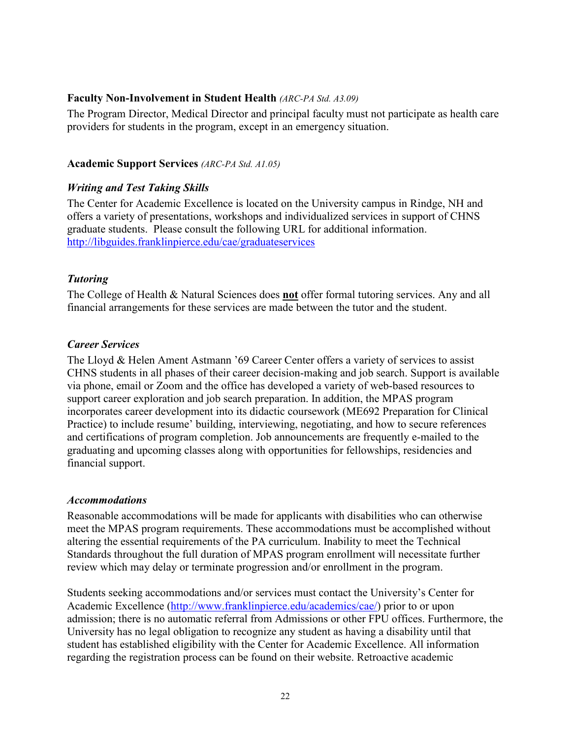**Faculty Non-Involvement in Student Health** *(ARC-PA Std. A3.09)*

The Program Director, Medical Director and principal faculty must not participate as health care providers for students in the program, except in an emergency situation.

**Academic Support Services** *(ARC-PA Std. A1.05)*

***Writing and Test Taking Skills***

The Center for Academic Excellence is located on the University campus in Rindge, NH and offers a variety of presentations, workshops and individualized services in support of CHNS graduate students. Please consult the following URL for additional information. [http://libguides.franklinpierce.edu/cae/graduateservices](http://libguides.franklinpierce.edu/cae/graduateservices)

***Tutoring***

The College of Health & Natural Sciences does **not** offer formal tutoring services. Any and all financial arrangements for these services are made between the tutor and the student.

***Career Services***

The Lloyd & Helen Ament Astmann '69 Career Center offers a variety of services to assist CHNS students in all phases of their career decision-making and job search. Support is available via phone, email or Zoom and the office has developed a variety of web-based resources to support career exploration and job search preparation. In addition, the MPAS program incorporates career development into its didactic coursework (ME692 Preparation for Clinical Practice) to include resume' building, interviewing, negotiating, and how to secure references and certifications of program completion. Job announcements are frequently e-mailed to the graduating and upcoming classes along with opportunities for fellowships, residencies and financial support.

***Accommodations***

Reasonable accommodations will be made for applicants with disabilities who can otherwise meet the MPAS program requirements. These accommodations must be accomplished without altering the essential requirements of the PA curriculum. Inability to meet the Technical Standards throughout the full duration of MPAS program enrollment will necessitate further review which may delay or terminate progression and/or enrollment in the program.

Students seeking accommodations and/or services must contact the University's Center for Academic Excellence ([http://www.franklinpierce.edu/academics/cae/](http://www.franklinpierce.edu/academics/cae/)) prior to or upon admission; there is no automatic referral from Admissions or other FPU offices. Furthermore, the University has no legal obligation to recognize any student as having a disability until that student has established eligibility with the Center for Academic Excellence. All information regarding the registration process can be found on their website. Retroactive academic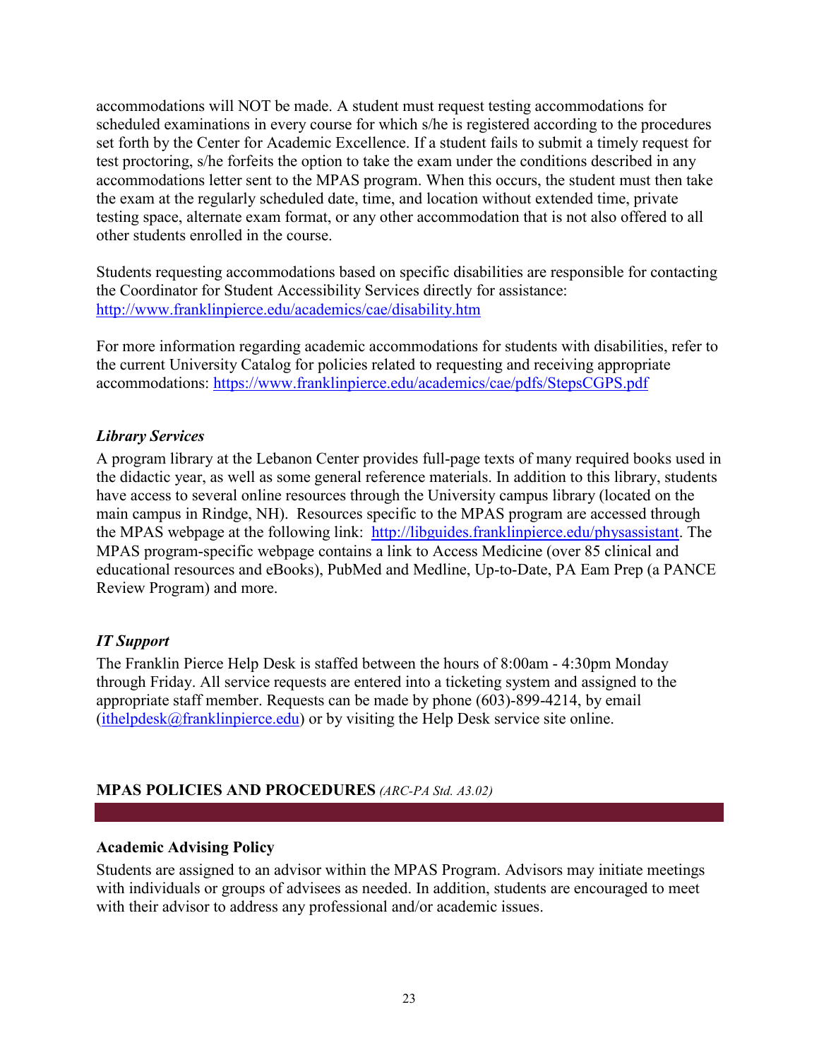accommodations will NOT be made. A student must request testing accommodations for scheduled examinations in every course for which s/he is registered according to the procedures set forth by the Center for Academic Excellence. If a student fails to submit a timely request for test proctoring, s/he forfeits the option to take the exam under the conditions described in any accommodations letter sent to the MPAS program. When this occurs, the student must then take the exam at the regularly scheduled date, time, and location without extended time, private testing space, alternate exam format, or any other accommodation that is not also offered to all other students enrolled in the course.

Students requesting accommodations based on specific disabilities are responsible for contacting the Coordinator for Student Accessibility Services directly for assistance: http://www.franklinpierce.edu/academics/cae/disability.htm

For more information regarding academic accommodations for students with disabilities, refer to the current University Catalog for policies related to requesting and receiving appropriate accommodations: https://www.franklinpierce.edu/academics/cae/pdfs/StepsCGPS.pdf

### *Library Services*

A program library at the Lebanon Center provides full-page texts of many required books used in the didactic year, as well as some general reference materials. In addition to this library, students have access to several online resources through the University campus library (located on the main campus in Rindge, NH). Resources specific to the MPAS program are accessed through the MPAS webpage at the following link: http://libguides.franklinpierce.edu/physassistant. The MPAS program-specific webpage contains a link to Access Medicine (over 85 clinical and educational resources and eBooks), PubMed and Medline, Up-to-Date, PA Eam Prep (a PANCE Review Program) and more.

### *IT Support*

The Franklin Pierce Help Desk is staffed between the hours of 8:00am - 4:30pm Monday through Friday. All service requests are entered into a ticketing system and assigned to the appropriate staff member. Requests can be made by phone (603)-899-4214, by email (ithelpdesk@franklinpierce.edu) or by visiting the Help Desk service site online.

## MPAS POLICIES AND PROCEDURES *(ARC-PA Std. A3.02)*

### Academic Advising Policy

Students are assigned to an advisor within the MPAS Program. Advisors may initiate meetings with individuals or groups of advisees as needed. In addition, students are encouraged to meet with their advisor to address any professional and/or academic issues.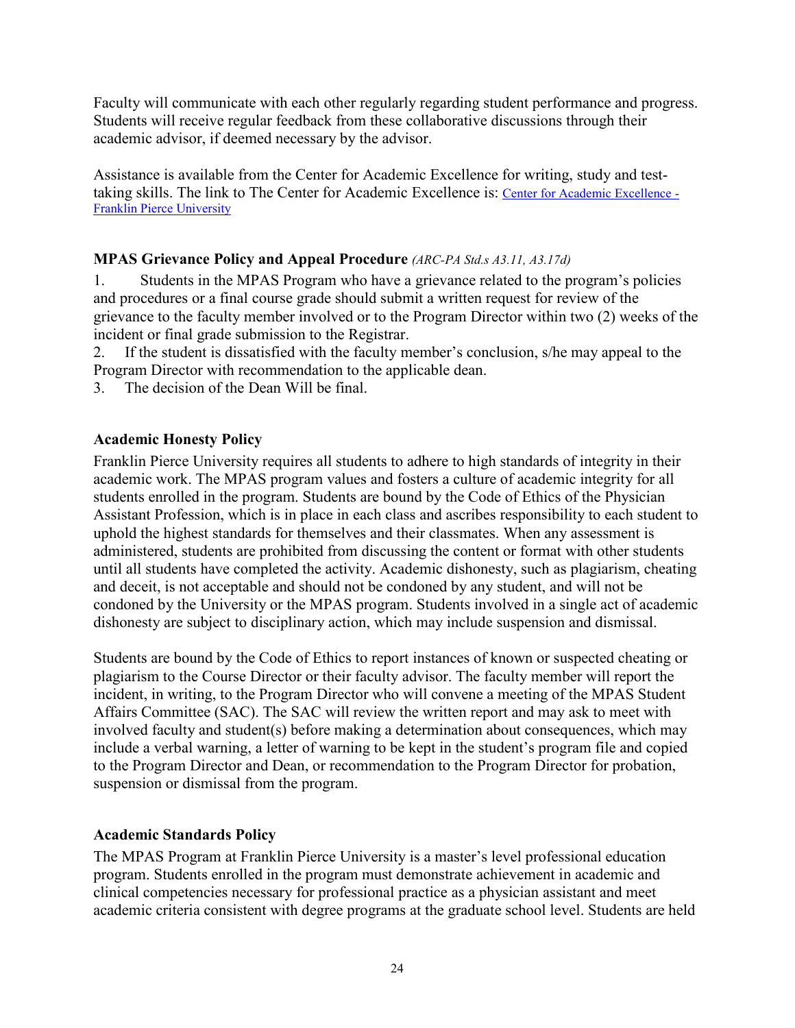Faculty will communicate with each other regularly regarding student performance and progress. Students will receive regular feedback from these collaborative discussions through their academic advisor, if deemed necessary by the advisor.

Assistance is available from the Center for Academic Excellence for writing, study and test-taking skills. The link to The Center for Academic Excellence is: [Center for Academic Excellence - Franklin Pierce University]

### MPAS Grievance Policy and Appeal Procedure *(ARC-PA Std.s A3.11, A3.17d)*

1. Students in the MPAS Program who have a grievance related to the program's policies and procedures or a final course grade should submit a written request for review of the grievance to the faculty member involved or to the Program Director within two (2) weeks of the incident or final grade submission to the Registrar.
2. If the student is dissatisfied with the faculty member's conclusion, s/he may appeal to the Program Director with recommendation to the applicable dean.
3. The decision of the Dean Will be final.

### Academic Honesty Policy

Franklin Pierce University requires all students to adhere to high standards of integrity in their academic work. The MPAS program values and fosters a culture of academic integrity for all students enrolled in the program. Students are bound by the Code of Ethics of the Physician Assistant Profession, which is in place in each class and ascribes responsibility to each student to uphold the highest standards for themselves and their classmates. When any assessment is administered, students are prohibited from discussing the content or format with other students until all students have completed the activity. Academic dishonesty, such as plagiarism, cheating and deceit, is not acceptable and should not be condoned by any student, and will not be condoned by the University or the MPAS program. Students involved in a single act of academic dishonesty are subject to disciplinary action, which may include suspension and dismissal.

Students are bound by the Code of Ethics to report instances of known or suspected cheating or plagiarism to the Course Director or their faculty advisor. The faculty member will report the incident, in writing, to the Program Director who will convene a meeting of the MPAS Student Affairs Committee (SAC). The SAC will review the written report and may ask to meet with involved faculty and student(s) before making a determination about consequences, which may include a verbal warning, a letter of warning to be kept in the student's program file and copied to the Program Director and Dean, or recommendation to the Program Director for probation, suspension or dismissal from the program.

### Academic Standards Policy

The MPAS Program at Franklin Pierce University is a master's level professional education program. Students enrolled in the program must demonstrate achievement in academic and clinical competencies necessary for professional practice as a physician assistant and meet academic criteria consistent with degree programs at the graduate school level. Students are held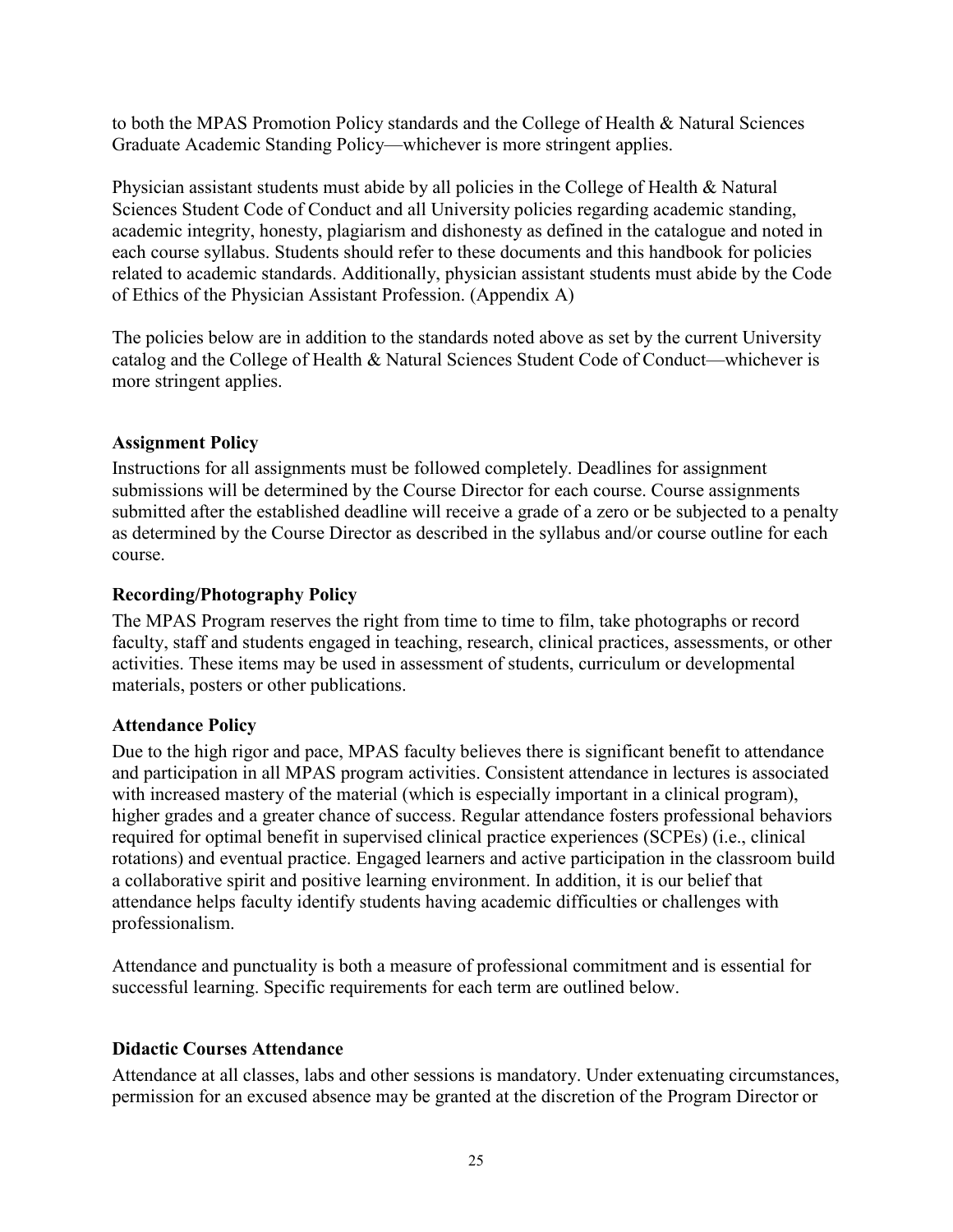to both the MPAS Promotion Policy standards and the College of Health & Natural Sciences Graduate Academic Standing Policy—whichever is more stringent applies.

Physician assistant students must abide by all policies in the College of Health & Natural Sciences Student Code of Conduct and all University policies regarding academic standing, academic integrity, honesty, plagiarism and dishonesty as defined in the catalogue and noted in each course syllabus. Students should refer to these documents and this handbook for policies related to academic standards. Additionally, physician assistant students must abide by the Code of Ethics of the Physician Assistant Profession. (Appendix A)

The policies below are in addition to the standards noted above as set by the current University catalog and the College of Health & Natural Sciences Student Code of Conduct—whichever is more stringent applies.

### Assignment Policy

Instructions for all assignments must be followed completely. Deadlines for assignment submissions will be determined by the Course Director for each course. Course assignments submitted after the established deadline will receive a grade of a zero or be subjected to a penalty as determined by the Course Director as described in the syllabus and/or course outline for each course.

### Recording/Photography Policy

The MPAS Program reserves the right from time to time to film, take photographs or record faculty, staff and students engaged in teaching, research, clinical practices, assessments, or other activities. These items may be used in assessment of students, curriculum or developmental materials, posters or other publications.

### Attendance Policy

Due to the high rigor and pace, MPAS faculty believes there is significant benefit to attendance and participation in all MPAS program activities. Consistent attendance in lectures is associated with increased mastery of the material (which is especially important in a clinical program), higher grades and a greater chance of success. Regular attendance fosters professional behaviors required for optimal benefit in supervised clinical practice experiences (SCPEs) (i.e., clinical rotations) and eventual practice. Engaged learners and active participation in the classroom build a collaborative spirit and positive learning environment. In addition, it is our belief that attendance helps faculty identify students having academic difficulties or challenges with professionalism.

Attendance and punctuality is both a measure of professional commitment and is essential for successful learning. Specific requirements for each term are outlined below.

### Didactic Courses Attendance

Attendance at all classes, labs and other sessions is mandatory. Under extenuating circumstances, permission for an excused absence may be granted at the discretion of the Program Director or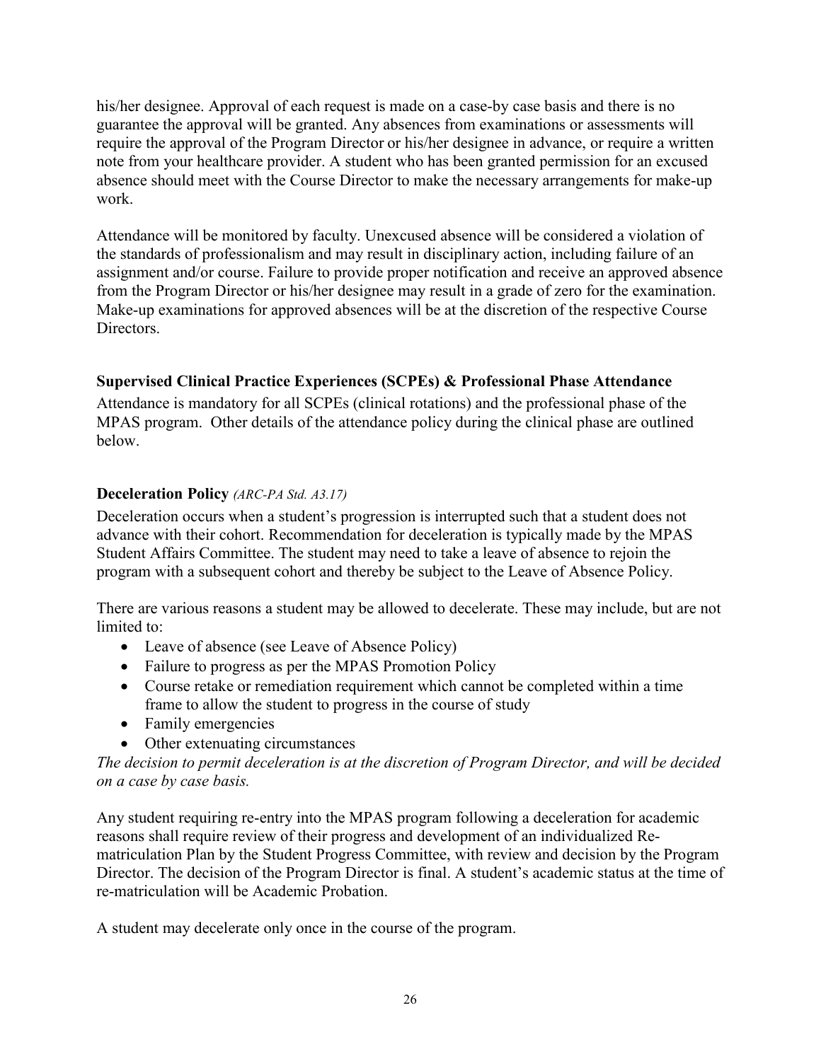his/her designee. Approval of each request is made on a case-by case basis and there is no guarantee the approval will be granted. Any absences from examinations or assessments will require the approval of the Program Director or his/her designee in advance, or require a written note from your healthcare provider. A student who has been granted permission for an excused absence should meet with the Course Director to make the necessary arrangements for make-up work.

Attendance will be monitored by faculty. Unexcused absence will be considered a violation of the standards of professionalism and may result in disciplinary action, including failure of an assignment and/or course. Failure to provide proper notification and receive an approved absence from the Program Director or his/her designee may result in a grade of zero for the examination. Make-up examinations for approved absences will be at the discretion of the respective Course Directors.

### Supervised Clinical Practice Experiences (SCPEs) & Professional Phase Attendance

Attendance is mandatory for all SCPEs (clinical rotations) and the professional phase of the MPAS program. Other details of the attendance policy during the clinical phase are outlined below.

### Deceleration Policy *(ARC-PA Std. A3.17)*

Deceleration occurs when a student's progression is interrupted such that a student does not advance with their cohort. Recommendation for deceleration is typically made by the MPAS Student Affairs Committee. The student may need to take a leave of absence to rejoin the program with a subsequent cohort and thereby be subject to the Leave of Absence Policy.

There are various reasons a student may be allowed to decelerate. These may include, but are not limited to:

- Leave of absence (see Leave of Absence Policy)
- Failure to progress as per the MPAS Promotion Policy
- Course retake or remediation requirement which cannot be completed within a time frame to allow the student to progress in the course of study
- Family emergencies
- Other extenuating circumstances

*The decision to permit deceleration is at the discretion of Program Director, and will be decided on a case by case basis.*

Any student requiring re-entry into the MPAS program following a deceleration for academic reasons shall require review of their progress and development of an individualized Re-matriculation Plan by the Student Progress Committee, with review and decision by the Program Director. The decision of the Program Director is final. A student's academic status at the time of re-matriculation will be Academic Probation.

A student may decelerate only once in the course of the program.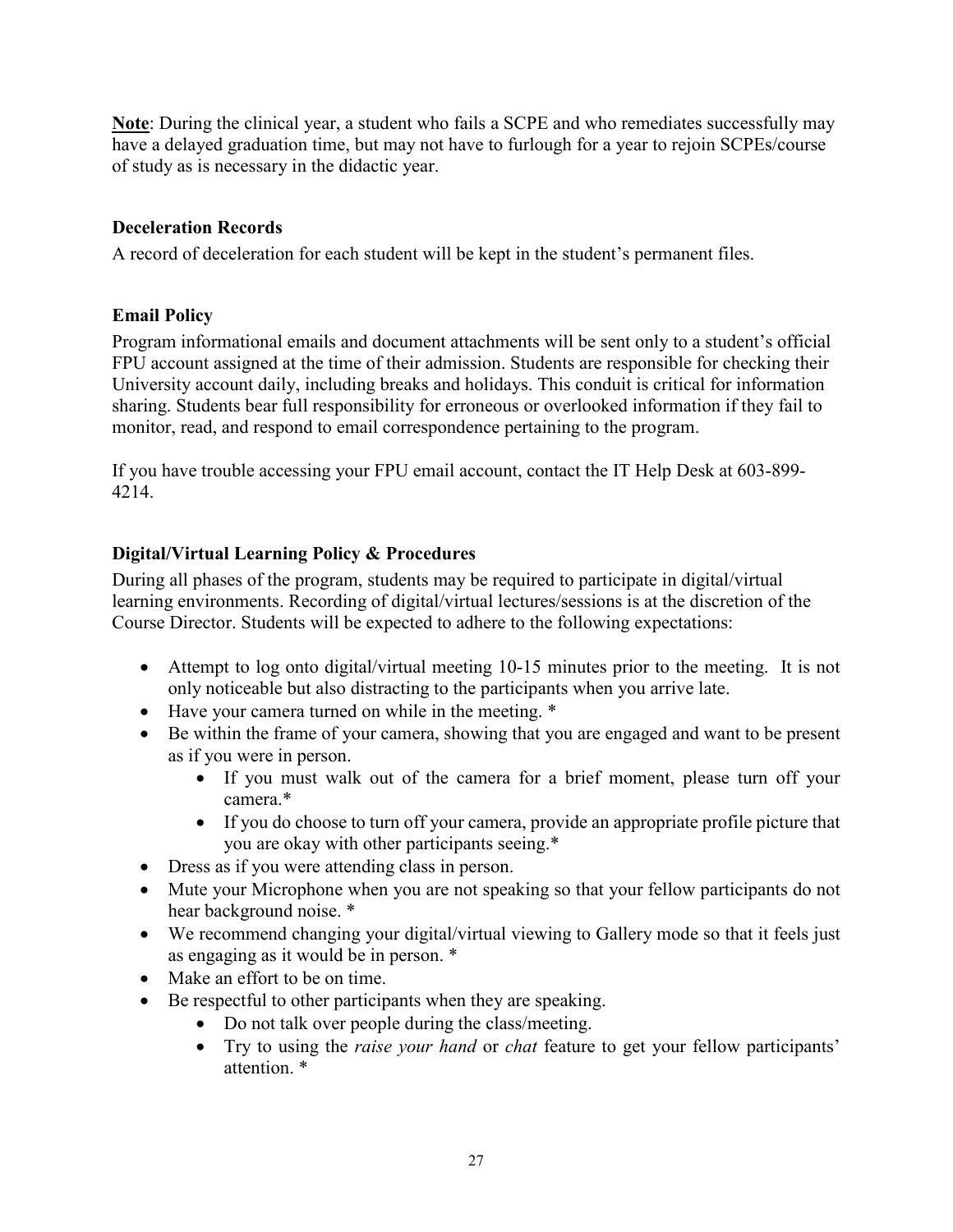**Note**: During the clinical year, a student who fails a SCPE and who remediates successfully may have a delayed graduation time, but may not have to furlough for a year to rejoin SCPEs/course of study as is necessary in the didactic year.

### Deceleration Records

A record of deceleration for each student will be kept in the student's permanent files.

### Email Policy

Program informational emails and document attachments will be sent only to a student's official FPU account assigned at the time of their admission. Students are responsible for checking their University account daily, including breaks and holidays. This conduit is critical for information sharing. Students bear full responsibility for erroneous or overlooked information if they fail to monitor, read, and respond to email correspondence pertaining to the program.

If you have trouble accessing your FPU email account, contact the IT Help Desk at 603-899-4214.

### Digital/Virtual Learning Policy & Procedures

During all phases of the program, students may be required to participate in digital/virtual learning environments. Recording of digital/virtual lectures/sessions is at the discretion of the Course Director. Students will be expected to adhere to the following expectations:

- Attempt to log onto digital/virtual meeting 10-15 minutes prior to the meeting. It is not only noticeable but also distracting to the participants when you arrive late.
- Have your camera turned on while in the meeting. *
- Be within the frame of your camera, showing that you are engaged and want to be present as if you were in person.
    - If you must walk out of the camera for a brief moment, please turn off your camera.*
    - If you do choose to turn off your camera, provide an appropriate profile picture that you are okay with other participants seeing.*
- Dress as if you were attending class in person.
- Mute your Microphone when you are not speaking so that your fellow participants do not hear background noise. *
- We recommend changing your digital/virtual viewing to Gallery mode so that it feels just as engaging as it would be in person. *
- Make an effort to be on time.
- Be respectful to other participants when they are speaking.
    - Do not talk over people during the class/meeting.
    - Try to using the *raise your hand* or *chat* feature to get your fellow participants' attention. *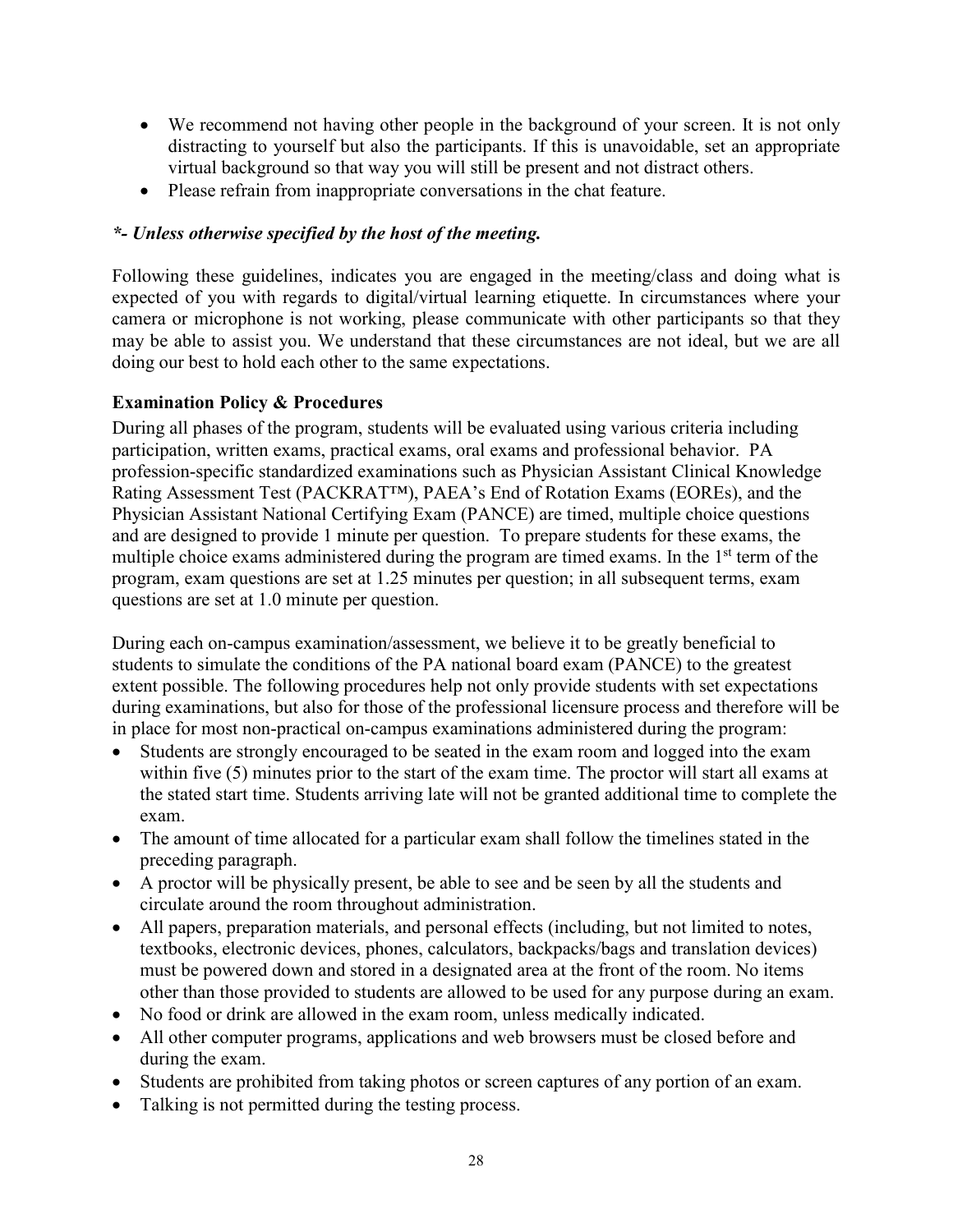- We recommend not having other people in the background of your screen. It is not only distracting to yourself but also the participants. If this is unavoidable, set an appropriate virtual background so that way you will still be present and not distract others.
- Please refrain from inappropriate conversations in the chat feature.

***- Unless otherwise specified by the host of the meeting.***

Following these guidelines, indicates you are engaged in the meeting/class and doing what is expected of you with regards to digital/virtual learning etiquette. In circumstances where your camera or microphone is not working, please communicate with other participants so that they may be able to assist you. We understand that these circumstances are not ideal, but we are all doing our best to hold each other to the same expectations.

**Examination Policy & Procedures**

During all phases of the program, students will be evaluated using various criteria including participation, written exams, practical exams, oral exams and professional behavior. PA profession-specific standardized examinations such as Physician Assistant Clinical Knowledge Rating Assessment Test (PACKRAT™), PAEA's End of Rotation Exams (EOREs), and the Physician Assistant National Certifying Exam (PANCE) are timed, multiple choice questions and are designed to provide 1 minute per question. To prepare students for these exams, the multiple choice exams administered during the program are timed exams. In the 1st term of the program, exam questions are set at 1.25 minutes per question; in all subsequent terms, exam questions are set at 1.0 minute per question.

During each on-campus examination/assessment, we believe it to be greatly beneficial to students to simulate the conditions of the PA national board exam (PANCE) to the greatest extent possible. The following procedures help not only provide students with set expectations during examinations, but also for those of the professional licensure process and therefore will be in place for most non-practical on-campus examinations administered during the program:

- Students are strongly encouraged to be seated in the exam room and logged into the exam within five (5) minutes prior to the start of the exam time. The proctor will start all exams at the stated start time. Students arriving late will not be granted additional time to complete the exam.
- The amount of time allocated for a particular exam shall follow the timelines stated in the preceding paragraph.
- A proctor will be physically present, be able to see and be seen by all the students and circulate around the room throughout administration.
- All papers, preparation materials, and personal effects (including, but not limited to notes, textbooks, electronic devices, phones, calculators, backpacks/bags and translation devices) must be powered down and stored in a designated area at the front of the room. No items other than those provided to students are allowed to be used for any purpose during an exam.
- No food or drink are allowed in the exam room, unless medically indicated.
- All other computer programs, applications and web browsers must be closed before and during the exam.
- Students are prohibited from taking photos or screen captures of any portion of an exam.
- Talking is not permitted during the testing process.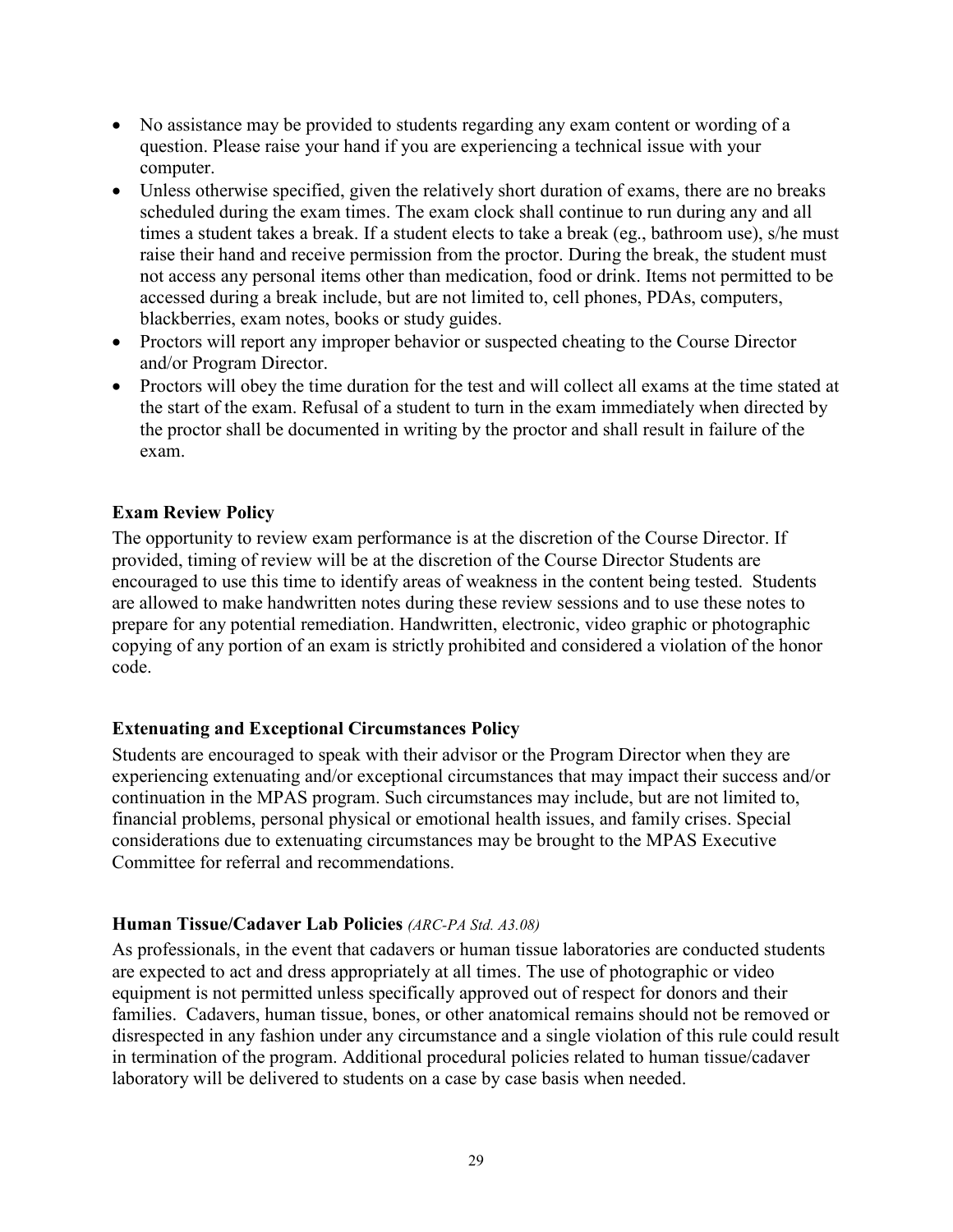- No assistance may be provided to students regarding any exam content or wording of a question. Please raise your hand if you are experiencing a technical issue with your computer.
- Unless otherwise specified, given the relatively short duration of exams, there are no breaks scheduled during the exam times. The exam clock shall continue to run during any and all times a student takes a break. If a student elects to take a break (eg., bathroom use), s/he must raise their hand and receive permission from the proctor. During the break, the student must not access any personal items other than medication, food or drink. Items not permitted to be accessed during a break include, but are not limited to, cell phones, PDAs, computers, blackberries, exam notes, books or study guides.
- Proctors will report any improper behavior or suspected cheating to the Course Director and/or Program Director.
- Proctors will obey the time duration for the test and will collect all exams at the time stated at the start of the exam. Refusal of a student to turn in the exam immediately when directed by the proctor shall be documented in writing by the proctor and shall result in failure of the exam.

### Exam Review Policy

The opportunity to review exam performance is at the discretion of the Course Director. If provided, timing of review will be at the discretion of the Course Director Students are encouraged to use this time to identify areas of weakness in the content being tested. Students are allowed to make handwritten notes during these review sessions and to use these notes to prepare for any potential remediation. Handwritten, electronic, video graphic or photographic copying of any portion of an exam is strictly prohibited and considered a violation of the honor code.

### Extenuating and Exceptional Circumstances Policy

Students are encouraged to speak with their advisor or the Program Director when they are experiencing extenuating and/or exceptional circumstances that may impact their success and/or continuation in the MPAS program. Such circumstances may include, but are not limited to, financial problems, personal physical or emotional health issues, and family crises. Special considerations due to extenuating circumstances may be brought to the MPAS Executive Committee for referral and recommendations.

### Human Tissue/Cadaver Lab Policies *(ARC-PA Std. A3.08)*

As professionals, in the event that cadavers or human tissue laboratories are conducted students are expected to act and dress appropriately at all times. The use of photographic or video equipment is not permitted unless specifically approved out of respect for donors and their families. Cadavers, human tissue, bones, or other anatomical remains should not be removed or disrespected in any fashion under any circumstance and a single violation of this rule could result in termination of the program. Additional procedural policies related to human tissue/cadaver laboratory will be delivered to students on a case by case basis when needed.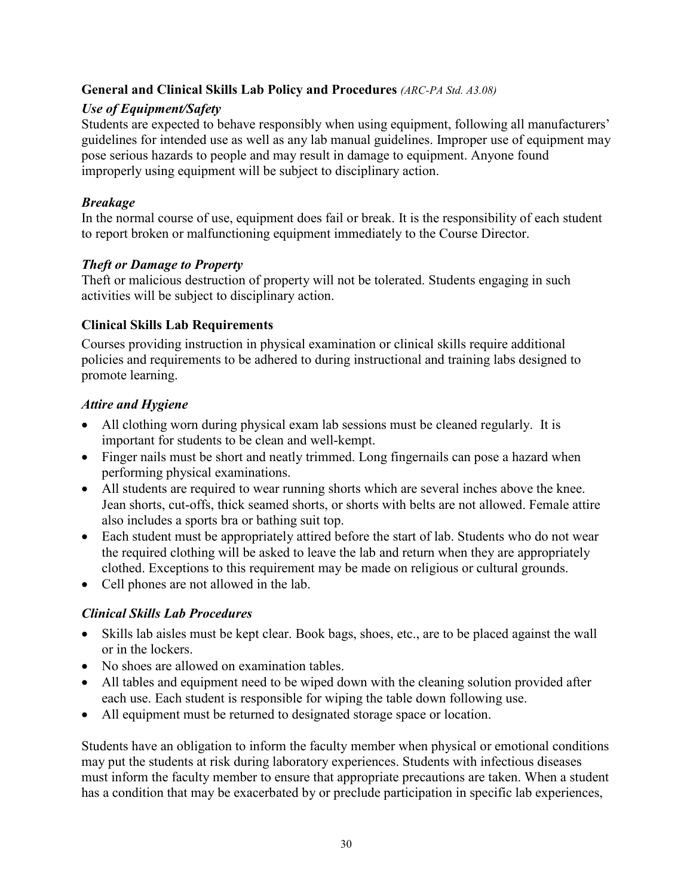### **General and Clinical Skills Lab Policy and Procedures** *(ARC-PA Std. A3.08)*

#### ***Use of Equipment/Safety***

Students are expected to behave responsibly when using equipment, following all manufacturers' guidelines for intended use as well as any lab manual guidelines. Improper use of equipment may pose serious hazards to people and may result in damage to equipment. Anyone found improperly using equipment will be subject to disciplinary action.

#### ***Breakage***

In the normal course of use, equipment does fail or break. It is the responsibility of each student to report broken or malfunctioning equipment immediately to the Course Director.

#### ***Theft or Damage to Property***

Theft or malicious destruction of property will not be tolerated. Students engaging in such activities will be subject to disciplinary action.

### **Clinical Skills Lab Requirements**

Courses providing instruction in physical examination or clinical skills require additional policies and requirements to be adhered to during instructional and training labs designed to promote learning.

#### ***Attire and Hygiene***

- All clothing worn during physical exam lab sessions must be cleaned regularly. It is important for students to be clean and well-kempt.
- Finger nails must be short and neatly trimmed. Long fingernails can pose a hazard when performing physical examinations.
- All students are required to wear running shorts which are several inches above the knee. Jean shorts, cut-offs, thick seamed shorts, or shorts with belts are not allowed. Female attire also includes a sports bra or bathing suit top.
- Each student must be appropriately attired before the start of lab. Students who do not wear the required clothing will be asked to leave the lab and return when they are appropriately clothed. Exceptions to this requirement may be made on religious or cultural grounds.
- Cell phones are not allowed in the lab.

#### ***Clinical Skills Lab Procedures***

- Skills lab aisles must be kept clear. Book bags, shoes, etc., are to be placed against the wall or in the lockers.
- No shoes are allowed on examination tables.
- All tables and equipment need to be wiped down with the cleaning solution provided after each use. Each student is responsible for wiping the table down following use.
- All equipment must be returned to designated storage space or location.

Students have an obligation to inform the faculty member when physical or emotional conditions may put the students at risk during laboratory experiences. Students with infectious diseases must inform the faculty member to ensure that appropriate precautions are taken. When a student has a condition that may be exacerbated by or preclude participation in specific lab experiences,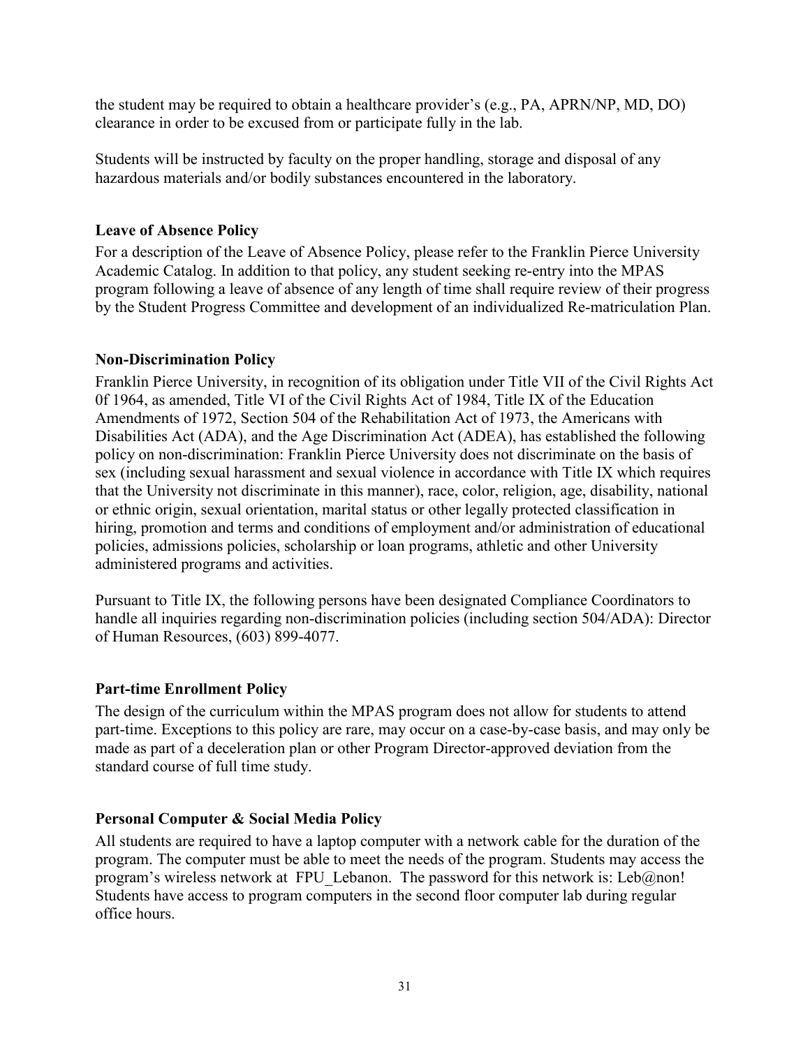the student may be required to obtain a healthcare provider's (e.g., PA, APRN/NP, MD, DO) clearance in order to be excused from or participate fully in the lab.

Students will be instructed by faculty on the proper handling, storage and disposal of any hazardous materials and/or bodily substances encountered in the laboratory.

### Leave of Absence Policy

For a description of the Leave of Absence Policy, please refer to the Franklin Pierce University Academic Catalog. In addition to that policy, any student seeking re-entry into the MPAS program following a leave of absence of any length of time shall require review of their progress by the Student Progress Committee and development of an individualized Re-matriculation Plan.

### Non-Discrimination Policy

Franklin Pierce University, in recognition of its obligation under Title VII of the Civil Rights Act 0f 1964, as amended, Title VI of the Civil Rights Act of 1984, Title IX of the Education Amendments of 1972, Section 504 of the Rehabilitation Act of 1973, the Americans with Disabilities Act (ADA), and the Age Discrimination Act (ADEA), has established the following policy on non-discrimination: Franklin Pierce University does not discriminate on the basis of sex (including sexual harassment and sexual violence in accordance with Title IX which requires that the University not discriminate in this manner), race, color, religion, age, disability, national or ethnic origin, sexual orientation, marital status or other legally protected classification in hiring, promotion and terms and conditions of employment and/or administration of educational policies, admissions policies, scholarship or loan programs, athletic and other University administered programs and activities.

Pursuant to Title IX, the following persons have been designated Compliance Coordinators to handle all inquiries regarding non-discrimination policies (including section 504/ADA): Director of Human Resources, (603) 899-4077.

### Part-time Enrollment Policy

The design of the curriculum within the MPAS program does not allow for students to attend part-time. Exceptions to this policy are rare, may occur on a case-by-case basis, and may only be made as part of a deceleration plan or other Program Director-approved deviation from the standard course of full time study.

### Personal Computer & Social Media Policy

All students are required to have a laptop computer with a network cable for the duration of the program. The computer must be able to meet the needs of the program. Students may access the program's wireless network at FPU_Lebanon. The password for this network is: Leb@non! Students have access to program computers in the second floor computer lab during regular office hours.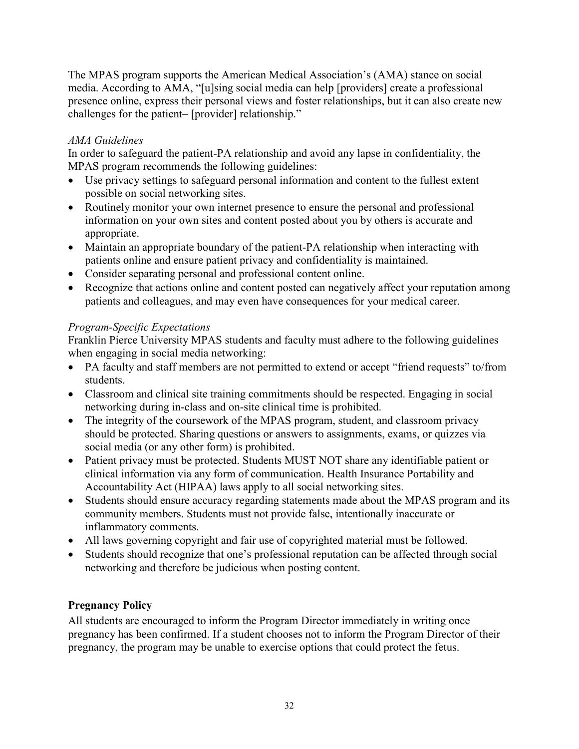The MPAS program supports the American Medical Association's (AMA) stance on social media. According to AMA, "[u]sing social media can help [providers] create a professional presence online, express their personal views and foster relationships, but it can also create new challenges for the patient– [provider] relationship."

*AMA Guidelines*

In order to safeguard the patient-PA relationship and avoid any lapse in confidentiality, the MPAS program recommends the following guidelines:

- Use privacy settings to safeguard personal information and content to the fullest extent possible on social networking sites.
- Routinely monitor your own internet presence to ensure the personal and professional information on your own sites and content posted about you by others is accurate and appropriate.
- Maintain an appropriate boundary of the patient-PA relationship when interacting with patients online and ensure patient privacy and confidentiality is maintained.
- Consider separating personal and professional content online.
- Recognize that actions online and content posted can negatively affect your reputation among patients and colleagues, and may even have consequences for your medical career.

*Program-Specific Expectations*

Franklin Pierce University MPAS students and faculty must adhere to the following guidelines when engaging in social media networking:

- PA faculty and staff members are not permitted to extend or accept "friend requests" to/from students.
- Classroom and clinical site training commitments should be respected. Engaging in social networking during in-class and on-site clinical time is prohibited.
- The integrity of the coursework of the MPAS program, student, and classroom privacy should be protected. Sharing questions or answers to assignments, exams, or quizzes via social media (or any other form) is prohibited.
- Patient privacy must be protected. Students MUST NOT share any identifiable patient or clinical information via any form of communication. Health Insurance Portability and Accountability Act (HIPAA) laws apply to all social networking sites.
- Students should ensure accuracy regarding statements made about the MPAS program and its community members. Students must not provide false, intentionally inaccurate or inflammatory comments.
- All laws governing copyright and fair use of copyrighted material must be followed.
- Students should recognize that one's professional reputation can be affected through social networking and therefore be judicious when posting content.

**Pregnancy Policy**

All students are encouraged to inform the Program Director immediately in writing once pregnancy has been confirmed. If a student chooses not to inform the Program Director of their pregnancy, the program may be unable to exercise options that could protect the fetus.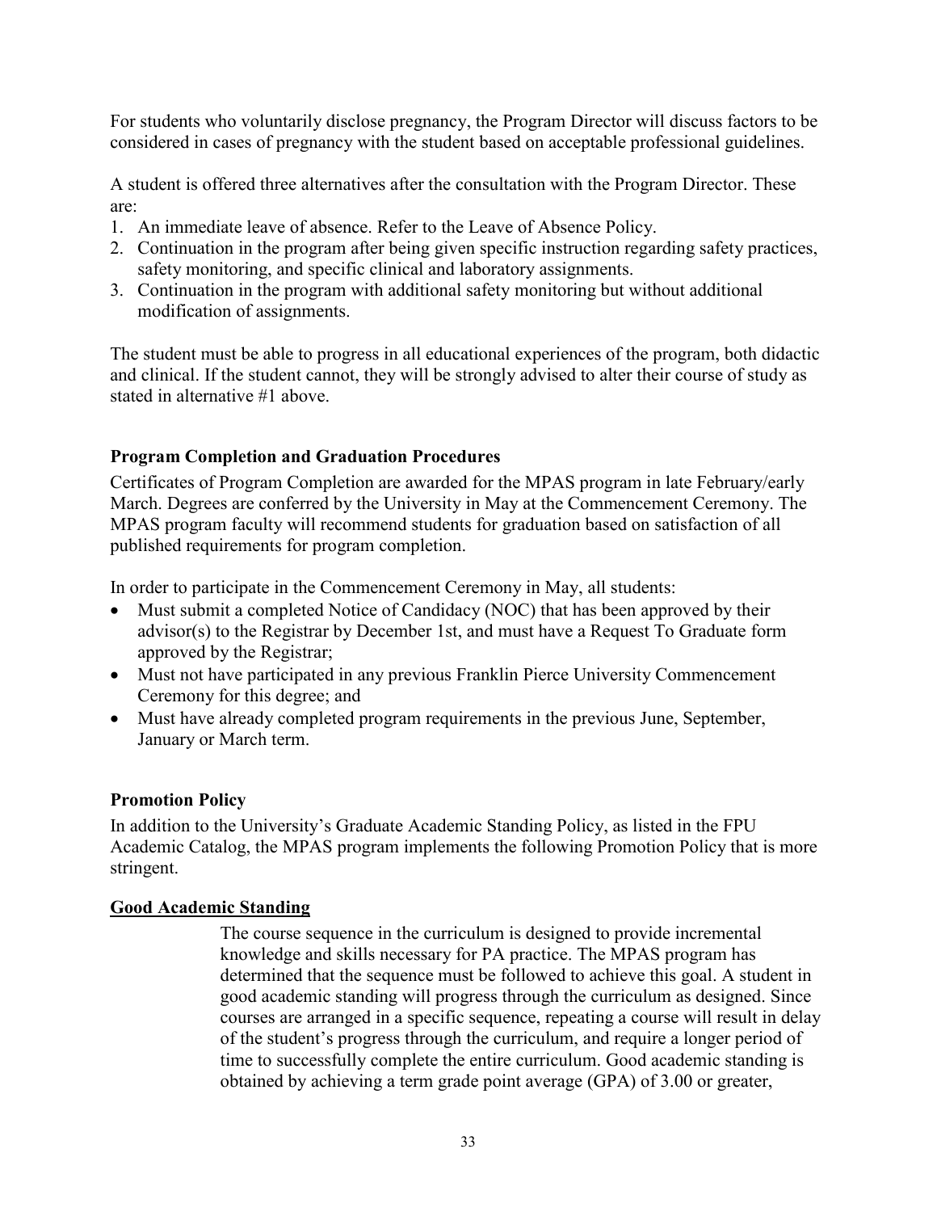For students who voluntarily disclose pregnancy, the Program Director will discuss factors to be considered in cases of pregnancy with the student based on acceptable professional guidelines.

A student is offered three alternatives after the consultation with the Program Director. These are:

1. An immediate leave of absence. Refer to the Leave of Absence Policy.
2. Continuation in the program after being given specific instruction regarding safety practices, safety monitoring, and specific clinical and laboratory assignments.
3. Continuation in the program with additional safety monitoring but without additional modification of assignments.

The student must be able to progress in all educational experiences of the program, both didactic and clinical. If the student cannot, they will be strongly advised to alter their course of study as stated in alternative #1 above.

### Program Completion and Graduation Procedures

Certificates of Program Completion are awarded for the MPAS program in late February/early March. Degrees are conferred by the University in May at the Commencement Ceremony. The MPAS program faculty will recommend students for graduation based on satisfaction of all published requirements for program completion.

In order to participate in the Commencement Ceremony in May, all students:

- Must submit a completed Notice of Candidacy (NOC) that has been approved by their advisor(s) to the Registrar by December 1st, and must have a Request To Graduate form approved by the Registrar;
- Must not have participated in any previous Franklin Pierce University Commencement Ceremony for this degree; and
- Must have already completed program requirements in the previous June, September, January or March term.

### Promotion Policy

In addition to the University's Graduate Academic Standing Policy, as listed in the FPU Academic Catalog, the MPAS program implements the following Promotion Policy that is more stringent.

#### Good Academic Standing

The course sequence in the curriculum is designed to provide incremental knowledge and skills necessary for PA practice. The MPAS program has determined that the sequence must be followed to achieve this goal. A student in good academic standing will progress through the curriculum as designed. Since courses are arranged in a specific sequence, repeating a course will result in delay of the student's progress through the curriculum, and require a longer period of time to successfully complete the entire curriculum. Good academic standing is obtained by achieving a term grade point average (GPA) of 3.00 or greater,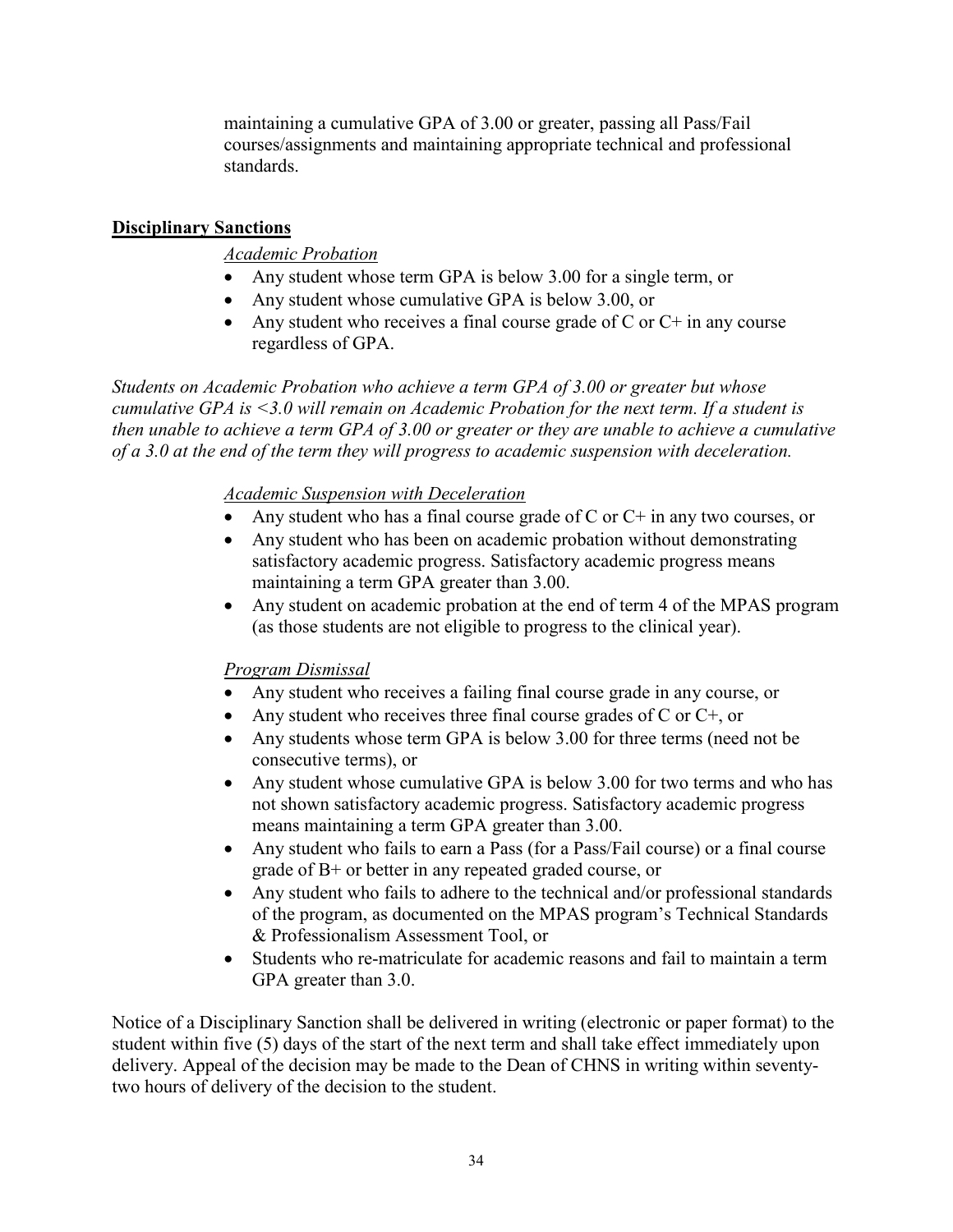maintaining a cumulative GPA of 3.00 or greater, passing all Pass/Fail courses/assignments and maintaining appropriate technical and professional standards.

## **Disciplinary Sanctions**

*Academic Probation*

- Any student whose term GPA is below 3.00 for a single term, or
- Any student whose cumulative GPA is below 3.00, or
- Any student who receives a final course grade of C or C+ in any course regardless of GPA.

*Students on Academic Probation who achieve a term GPA of 3.00 or greater but whose cumulative GPA is <3.0 will remain on Academic Probation for the next term. If a student is then unable to achieve a term GPA of 3.00 or greater or they are unable to achieve a cumulative of a 3.0 at the end of the term they will progress to academic suspension with deceleration.*

*Academic Suspension with Deceleration*

- Any student who has a final course grade of C or C+ in any two courses, or
- Any student who has been on academic probation without demonstrating satisfactory academic progress. Satisfactory academic progress means maintaining a term GPA greater than 3.00.
- Any student on academic probation at the end of term 4 of the MPAS program (as those students are not eligible to progress to the clinical year).

*Program Dismissal*

- Any student who receives a failing final course grade in any course, or
- Any student who receives three final course grades of C or C+, or
- Any students whose term GPA is below 3.00 for three terms (need not be consecutive terms), or
- Any student whose cumulative GPA is below 3.00 for two terms and who has not shown satisfactory academic progress. Satisfactory academic progress means maintaining a term GPA greater than 3.00.
- Any student who fails to earn a Pass (for a Pass/Fail course) or a final course grade of B+ or better in any repeated graded course, or
- Any student who fails to adhere to the technical and/or professional standards of the program, as documented on the MPAS program's Technical Standards & Professionalism Assessment Tool, or
- Students who re-matriculate for academic reasons and fail to maintain a term GPA greater than 3.0.

Notice of a Disciplinary Sanction shall be delivered in writing (electronic or paper format) to the student within five (5) days of the start of the next term and shall take effect immediately upon delivery. Appeal of the decision may be made to the Dean of CHNS in writing within seventy-two hours of delivery of the decision to the student.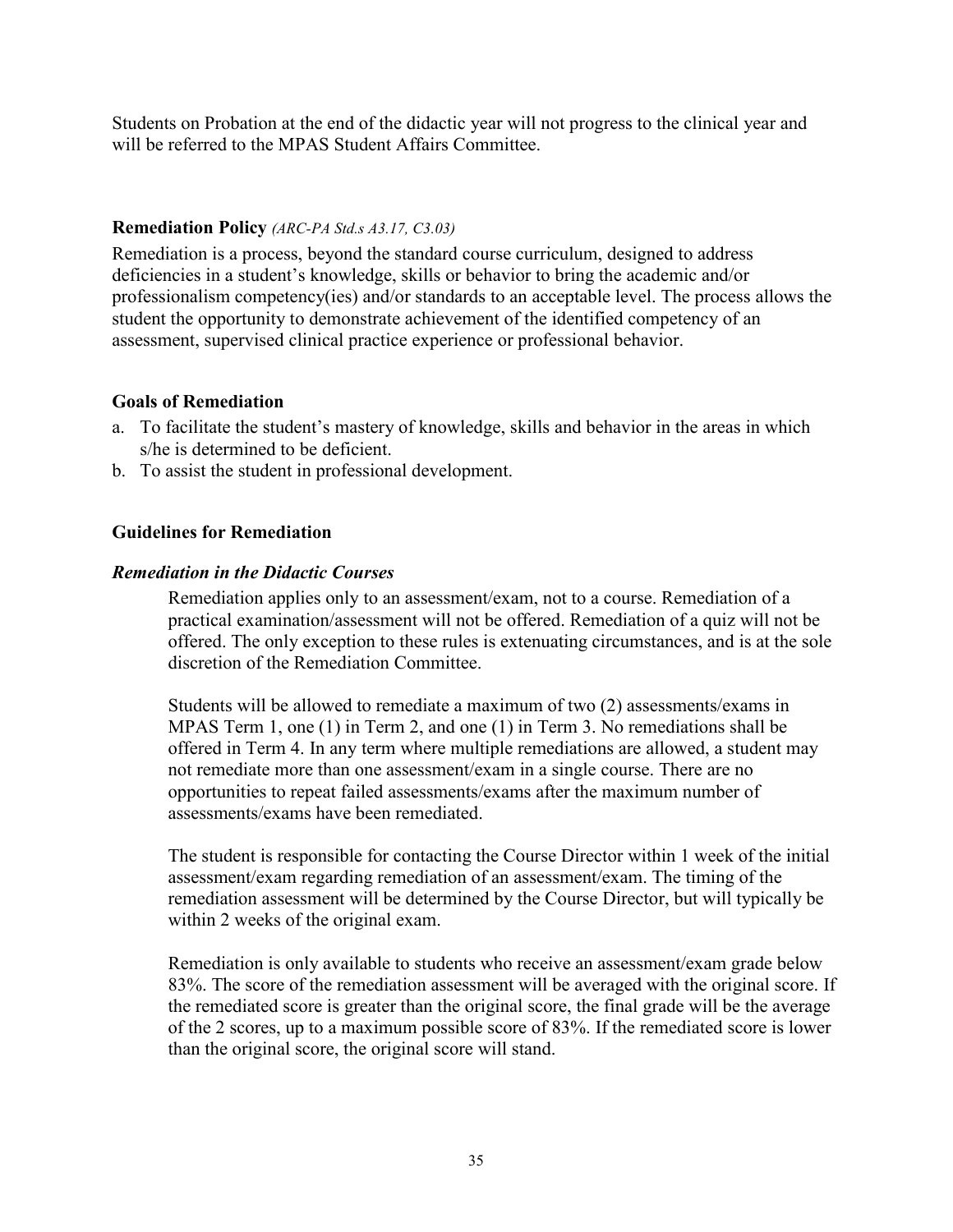Students on Probation at the end of the didactic year will not progress to the clinical year and will be referred to the MPAS Student Affairs Committee.

### Remediation Policy *(ARC-PA Std.s A3.17, C3.03)*

Remediation is a process, beyond the standard course curriculum, designed to address deficiencies in a student's knowledge, skills or behavior to bring the academic and/or professionalism competency(ies) and/or standards to an acceptable level. The process allows the student the opportunity to demonstrate achievement of the identified competency of an assessment, supervised clinical practice experience or professional behavior.

### Goals of Remediation

a. To facilitate the student's mastery of knowledge, skills and behavior in the areas in which s/he is determined to be deficient.
b. To assist the student in professional development.

### Guidelines for Remediation

#### *Remediation in the Didactic Courses*

Remediation applies only to an assessment/exam, not to a course. Remediation of a practical examination/assessment will not be offered. Remediation of a quiz will not be offered. The only exception to these rules is extenuating circumstances, and is at the sole discretion of the Remediation Committee.

Students will be allowed to remediate a maximum of two (2) assessments/exams in MPAS Term 1, one (1) in Term 2, and one (1) in Term 3. No remediations shall be offered in Term 4. In any term where multiple remediations are allowed, a student may not remediate more than one assessment/exam in a single course. There are no opportunities to repeat failed assessments/exams after the maximum number of assessments/exams have been remediated.

The student is responsible for contacting the Course Director within 1 week of the initial assessment/exam regarding remediation of an assessment/exam. The timing of the remediation assessment will be determined by the Course Director, but will typically be within 2 weeks of the original exam.

Remediation is only available to students who receive an assessment/exam grade below 83%. The score of the remediation assessment will be averaged with the original score. If the remediated score is greater than the original score, the final grade will be the average of the 2 scores, up to a maximum possible score of 83%. If the remediated score is lower than the original score, the original score will stand.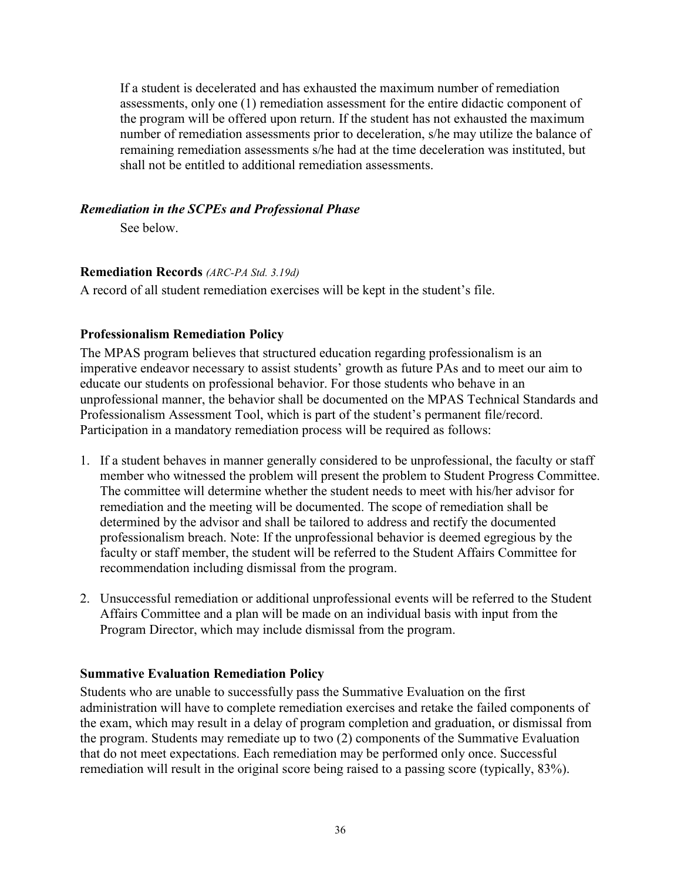If a student is decelerated and has exhausted the maximum number of remediation assessments, only one (1) remediation assessment for the entire didactic component of the program will be offered upon return. If the student has not exhausted the maximum number of remediation assessments prior to deceleration, s/he may utilize the balance of remaining remediation assessments s/he had at the time deceleration was instituted, but shall not be entitled to additional remediation assessments.

***Remediation in the SCPEs and Professional Phase***

See below.

**Remediation Records** *(ARC-PA Std. 3.19d)*

A record of all student remediation exercises will be kept in the student's file.

**Professionalism Remediation Policy**

The MPAS program believes that structured education regarding professionalism is an imperative endeavor necessary to assist students' growth as future PAs and to meet our aim to educate our students on professional behavior. For those students who behave in an unprofessional manner, the behavior shall be documented on the MPAS Technical Standards and Professionalism Assessment Tool, which is part of the student's permanent file/record. Participation in a mandatory remediation process will be required as follows:

1. If a student behaves in manner generally considered to be unprofessional, the faculty or staff member who witnessed the problem will present the problem to Student Progress Committee. The committee will determine whether the student needs to meet with his/her advisor for remediation and the meeting will be documented. The scope of remediation shall be determined by the advisor and shall be tailored to address and rectify the documented professionalism breach. Note: If the unprofessional behavior is deemed egregious by the faculty or staff member, the student will be referred to the Student Affairs Committee for recommendation including dismissal from the program.

2. Unsuccessful remediation or additional unprofessional events will be referred to the Student Affairs Committee and a plan will be made on an individual basis with input from the Program Director, which may include dismissal from the program.

**Summative Evaluation Remediation Policy**

Students who are unable to successfully pass the Summative Evaluation on the first administration will have to complete remediation exercises and retake the failed components of the exam, which may result in a delay of program completion and graduation, or dismissal from the program. Students may remediate up to two (2) components of the Summative Evaluation that do not meet expectations. Each remediation may be performed only once. Successful remediation will result in the original score being raised to a passing score (typically, 83%).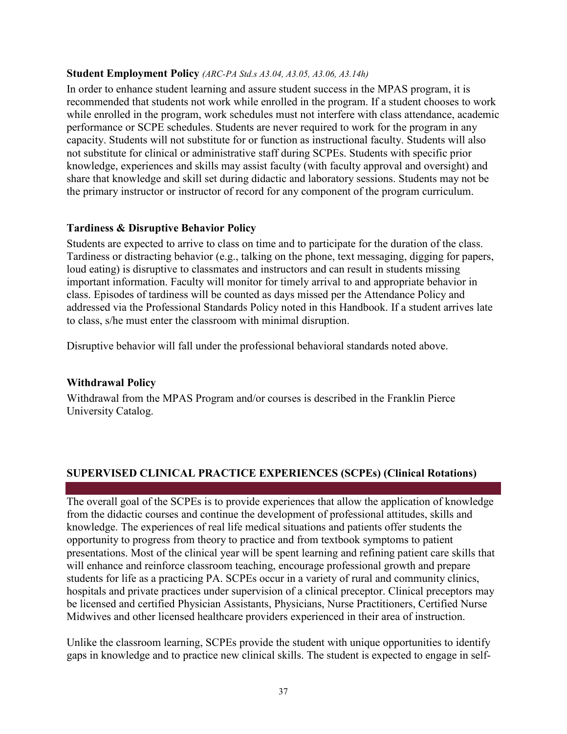### Student Employment Policy *(ARC-PA Std.s A3.04, A3.05, A3.06, A3.14h)*

In order to enhance student learning and assure student success in the MPAS program, it is recommended that students not work while enrolled in the program. If a student chooses to work while enrolled in the program, work schedules must not interfere with class attendance, academic performance or SCPE schedules. Students are never required to work for the program in any capacity. Students will not substitute for or function as instructional faculty. Students will also not substitute for clinical or administrative staff during SCPEs. Students with specific prior knowledge, experiences and skills may assist faculty (with faculty approval and oversight) and share that knowledge and skill set during didactic and laboratory sessions. Students may not be the primary instructor or instructor of record for any component of the program curriculum.

### Tardiness & Disruptive Behavior Policy

Students are expected to arrive to class on time and to participate for the duration of the class. Tardiness or distracting behavior (e.g., talking on the phone, text messaging, digging for papers, loud eating) is disruptive to classmates and instructors and can result in students missing important information. Faculty will monitor for timely arrival to and appropriate behavior in class. Episodes of tardiness will be counted as days missed per the Attendance Policy and addressed via the Professional Standards Policy noted in this Handbook. If a student arrives late to class, s/he must enter the classroom with minimal disruption.

Disruptive behavior will fall under the professional behavioral standards noted above.

### Withdrawal Policy

Withdrawal from the MPAS Program and/or courses is described in the Franklin Pierce University Catalog.

## SUPERVISED CLINICAL PRACTICE EXPERIENCES (SCPEs) (Clinical Rotations)

The overall goal of the SCPEs is to provide experiences that allow the application of knowledge from the didactic courses and continue the development of professional attitudes, skills and knowledge. The experiences of real life medical situations and patients offer students the opportunity to progress from theory to practice and from textbook symptoms to patient presentations. Most of the clinical year will be spent learning and refining patient care skills that will enhance and reinforce classroom teaching, encourage professional growth and prepare students for life as a practicing PA. SCPEs occur in a variety of rural and community clinics, hospitals and private practices under supervision of a clinical preceptor. Clinical preceptors may be licensed and certified Physician Assistants, Physicians, Nurse Practitioners, Certified Nurse Midwives and other licensed healthcare providers experienced in their area of instruction.

Unlike the classroom learning, SCPEs provide the student with unique opportunities to identify gaps in knowledge and to practice new clinical skills. The student is expected to engage in self-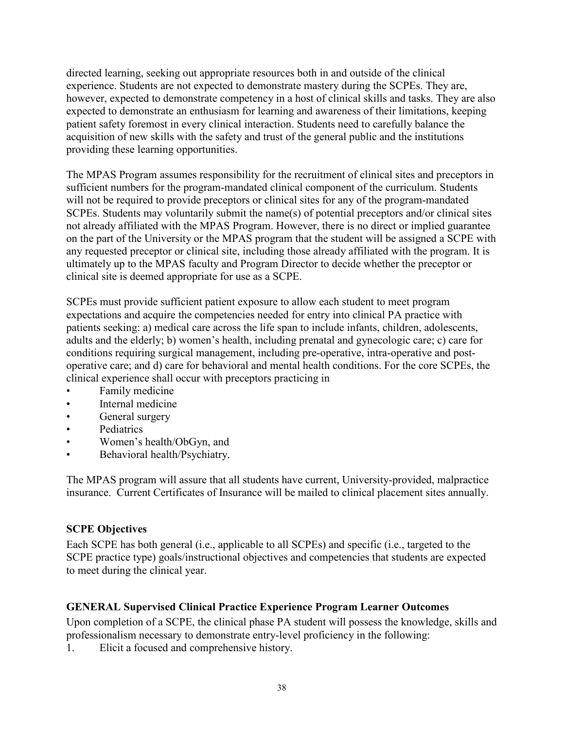directed learning, seeking out appropriate resources both in and outside of the clinical experience. Students are not expected to demonstrate mastery during the SCPEs. They are, however, expected to demonstrate competency in a host of clinical skills and tasks. They are also expected to demonstrate an enthusiasm for learning and awareness of their limitations, keeping patient safety foremost in every clinical interaction. Students need to carefully balance the acquisition of new skills with the safety and trust of the general public and the institutions providing these learning opportunities.

The MPAS Program assumes responsibility for the recruitment of clinical sites and preceptors in sufficient numbers for the program-mandated clinical component of the curriculum. Students will not be required to provide preceptors or clinical sites for any of the program-mandated SCPEs. Students may voluntarily submit the name(s) of potential preceptors and/or clinical sites not already affiliated with the MPAS Program. However, there is no direct or implied guarantee on the part of the University or the MPAS program that the student will be assigned a SCPE with any requested preceptor or clinical site, including those already affiliated with the program. It is ultimately up to the MPAS faculty and Program Director to decide whether the preceptor or clinical site is deemed appropriate for use as a SCPE.

SCPEs must provide sufficient patient exposure to allow each student to meet program expectations and acquire the competencies needed for entry into clinical PA practice with patients seeking: a) medical care across the life span to include infants, children, adolescents, adults and the elderly; b) women's health, including prenatal and gynecologic care; c) care for conditions requiring surgical management, including pre-operative, intra-operative and post-operative care; and d) care for behavioral and mental health conditions. For the core SCPEs, the clinical experience shall occur with preceptors practicing in

- Family medicine
- Internal medicine
- General surgery
- Pediatrics
- Women's health/ObGyn, and
- Behavioral health/Psychiatry.

The MPAS program will assure that all students have current, University-provided, malpractice insurance. Current Certificates of Insurance will be mailed to clinical placement sites annually.

**SCPE Objectives**

Each SCPE has both general (i.e., applicable to all SCPEs) and specific (i.e., targeted to the SCPE practice type) goals/instructional objectives and competencies that students are expected to meet during the clinical year.

**GENERAL Supervised Clinical Practice Experience Program Learner Outcomes**

Upon completion of a SCPE, the clinical phase PA student will possess the knowledge, skills and professionalism necessary to demonstrate entry-level proficiency in the following:

1. Elicit a focused and comprehensive history.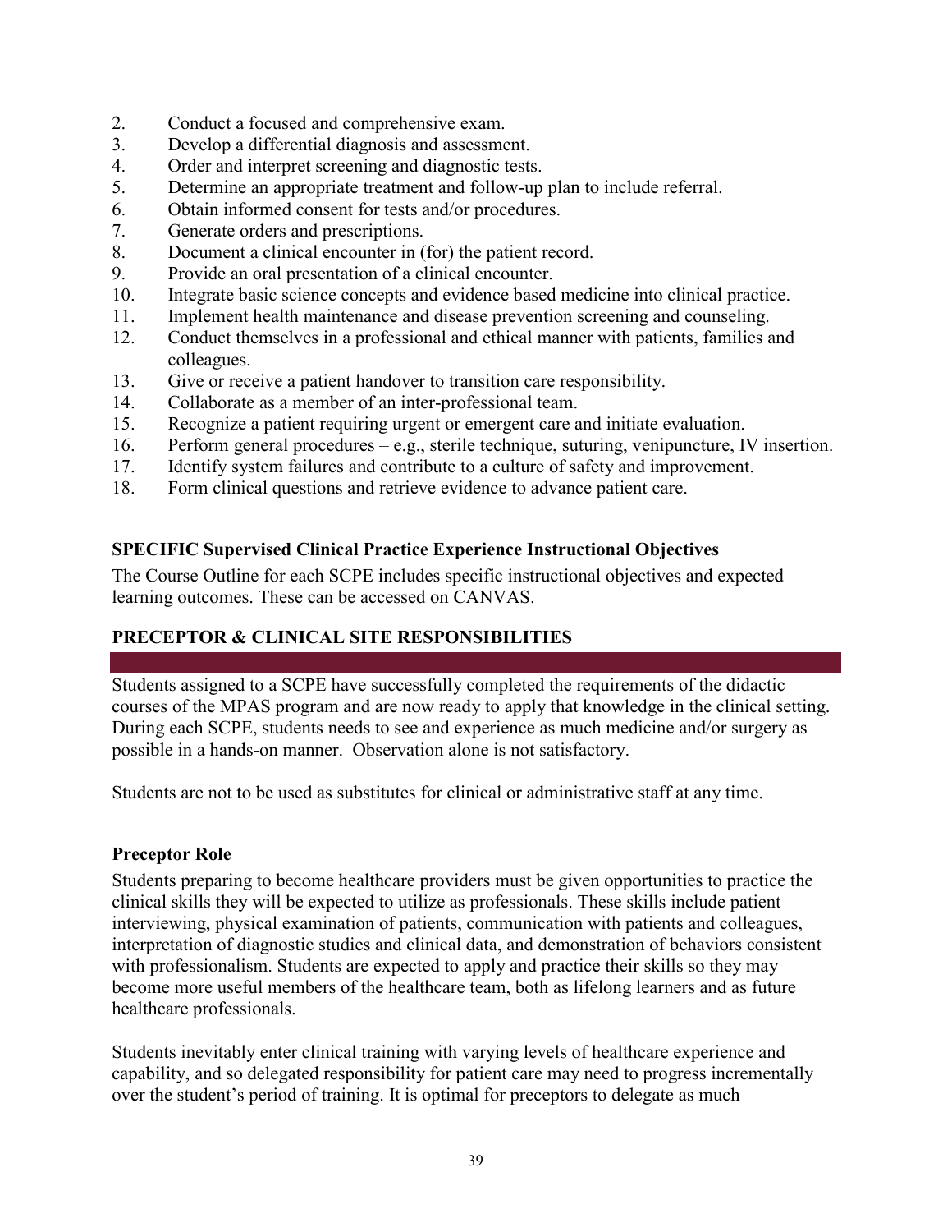2. Conduct a focused and comprehensive exam.
3. Develop a differential diagnosis and assessment.
4. Order and interpret screening and diagnostic tests.
5. Determine an appropriate treatment and follow-up plan to include referral.
6. Obtain informed consent for tests and/or procedures.
7. Generate orders and prescriptions.
8. Document a clinical encounter in (for) the patient record.
9. Provide an oral presentation of a clinical encounter.
10. Integrate basic science concepts and evidence based medicine into clinical practice.
11. Implement health maintenance and disease prevention screening and counseling.
12. Conduct themselves in a professional and ethical manner with patients, families and colleagues.
13. Give or receive a patient handover to transition care responsibility.
14. Collaborate as a member of an inter-professional team.
15. Recognize a patient requiring urgent or emergent care and initiate evaluation.
16. Perform general procedures – e.g., sterile technique, suturing, venipuncture, IV insertion.
17. Identify system failures and contribute to a culture of safety and improvement.
18. Form clinical questions and retrieve evidence to advance patient care.

### SPECIFIC Supervised Clinical Practice Experience Instructional Objectives

The Course Outline for each SCPE includes specific instructional objectives and expected learning outcomes. These can be accessed on CANVAS.

## PRECEPTOR & CLINICAL SITE RESPONSIBILITIES

Students assigned to a SCPE have successfully completed the requirements of the didactic courses of the MPAS program and are now ready to apply that knowledge in the clinical setting. During each SCPE, students needs to see and experience as much medicine and/or surgery as possible in a hands-on manner. Observation alone is not satisfactory.

Students are not to be used as substitutes for clinical or administrative staff at any time.

### Preceptor Role

Students preparing to become healthcare providers must be given opportunities to practice the clinical skills they will be expected to utilize as professionals. These skills include patient interviewing, physical examination of patients, communication with patients and colleagues, interpretation of diagnostic studies and clinical data, and demonstration of behaviors consistent with professionalism. Students are expected to apply and practice their skills so they may become more useful members of the healthcare team, both as lifelong learners and as future healthcare professionals.

Students inevitably enter clinical training with varying levels of healthcare experience and capability, and so delegated responsibility for patient care may need to progress incrementally over the student's period of training. It is optimal for preceptors to delegate as much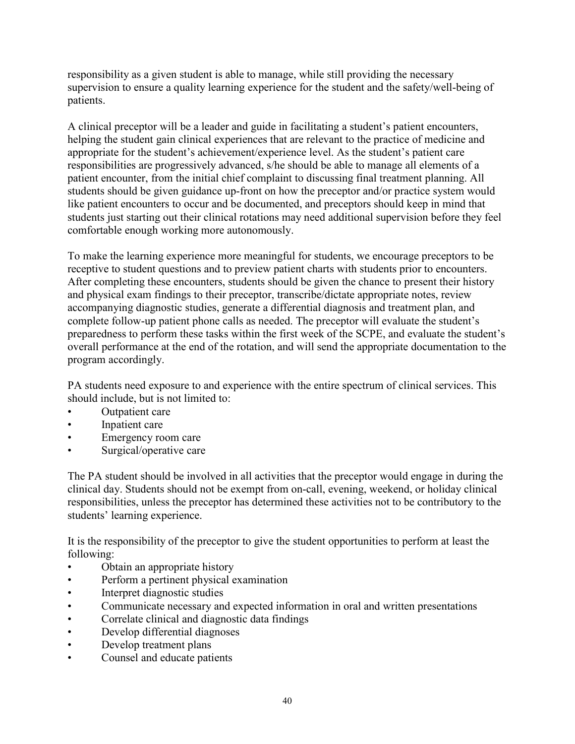responsibility as a given student is able to manage, while still providing the necessary supervision to ensure a quality learning experience for the student and the safety/well-being of patients.

A clinical preceptor will be a leader and guide in facilitating a student's patient encounters, helping the student gain clinical experiences that are relevant to the practice of medicine and appropriate for the student's achievement/experience level. As the student's patient care responsibilities are progressively advanced, s/he should be able to manage all elements of a patient encounter, from the initial chief complaint to discussing final treatment planning. All students should be given guidance up-front on how the preceptor and/or practice system would like patient encounters to occur and be documented, and preceptors should keep in mind that students just starting out their clinical rotations may need additional supervision before they feel comfortable enough working more autonomously.

To make the learning experience more meaningful for students, we encourage preceptors to be receptive to student questions and to preview patient charts with students prior to encounters. After completing these encounters, students should be given the chance to present their history and physical exam findings to their preceptor, transcribe/dictate appropriate notes, review accompanying diagnostic studies, generate a differential diagnosis and treatment plan, and complete follow-up patient phone calls as needed. The preceptor will evaluate the student's preparedness to perform these tasks within the first week of the SCPE, and evaluate the student's overall performance at the end of the rotation, and will send the appropriate documentation to the program accordingly.

PA students need exposure to and experience with the entire spectrum of clinical services. This should include, but is not limited to:

- Outpatient care
- Inpatient care
- Emergency room care
- Surgical/operative care

The PA student should be involved in all activities that the preceptor would engage in during the clinical day. Students should not be exempt from on-call, evening, weekend, or holiday clinical responsibilities, unless the preceptor has determined these activities not to be contributory to the students' learning experience.

It is the responsibility of the preceptor to give the student opportunities to perform at least the following:

- Obtain an appropriate history
- Perform a pertinent physical examination
- Interpret diagnostic studies
- Communicate necessary and expected information in oral and written presentations
- Correlate clinical and diagnostic data findings
- Develop differential diagnoses
- Develop treatment plans
- Counsel and educate patients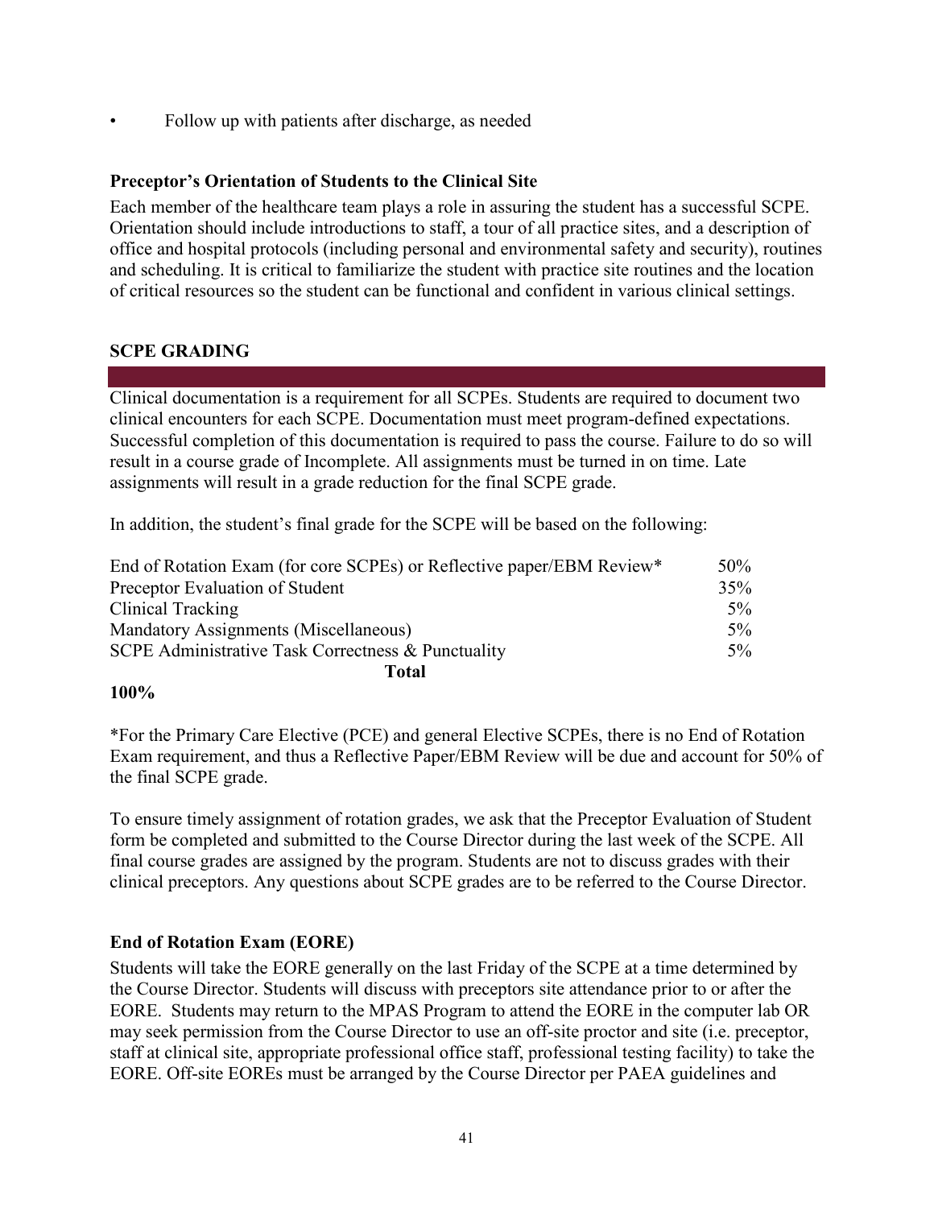- Follow up with patients after discharge, as needed

**Preceptor's Orientation of Students to the Clinical Site**

Each member of the healthcare team plays a role in assuring the student has a successful SCPE. Orientation should include introductions to staff, a tour of all practice sites, and a description of office and hospital protocols (including personal and environmental safety and security), routines and scheduling. It is critical to familiarize the student with practice site routines and the location of critical resources so the student can be functional and confident in various clinical settings.

## SCPE GRADING

Clinical documentation is a requirement for all SCPEs. Students are required to document two clinical encounters for each SCPE. Documentation must meet program-defined expectations. Successful completion of this documentation is required to pass the course. Failure to do so will result in a course grade of Incomplete. All assignments must be turned in on time. Late assignments will result in a grade reduction for the final SCPE grade.

In addition, the student's final grade for the SCPE will be based on the following:

| Component | Weight |
|---|---|
| End of Rotation Exam (for core SCPEs) or Reflective paper/EBM Review* | 50% |
| Preceptor Evaluation of Student | 35% |
| Clinical Tracking | 5% |
| Mandatory Assignments (Miscellaneous) | 5% |
| SCPE Administrative Task Correctness & Punctuality | 5% |
| **Total** | **100%** |

*For the Primary Care Elective (PCE) and general Elective SCPEs, there is no End of Rotation Exam requirement, and thus a Reflective Paper/EBM Review will be due and account for 50% of the final SCPE grade.

To ensure timely assignment of rotation grades, we ask that the Preceptor Evaluation of Student form be completed and submitted to the Course Director during the last week of the SCPE. All final course grades are assigned by the program. Students are not to discuss grades with their clinical preceptors. Any questions about SCPE grades are to be referred to the Course Director.

**End of Rotation Exam (EORE)**

Students will take the EORE generally on the last Friday of the SCPE at a time determined by the Course Director. Students will discuss with preceptors site attendance prior to or after the EORE. Students may return to the MPAS Program to attend the EORE in the computer lab OR may seek permission from the Course Director to use an off-site proctor and site (i.e. preceptor, staff at clinical site, appropriate professional office staff, professional testing facility) to take the EORE. Off-site EOREs must be arranged by the Course Director per PAEA guidelines and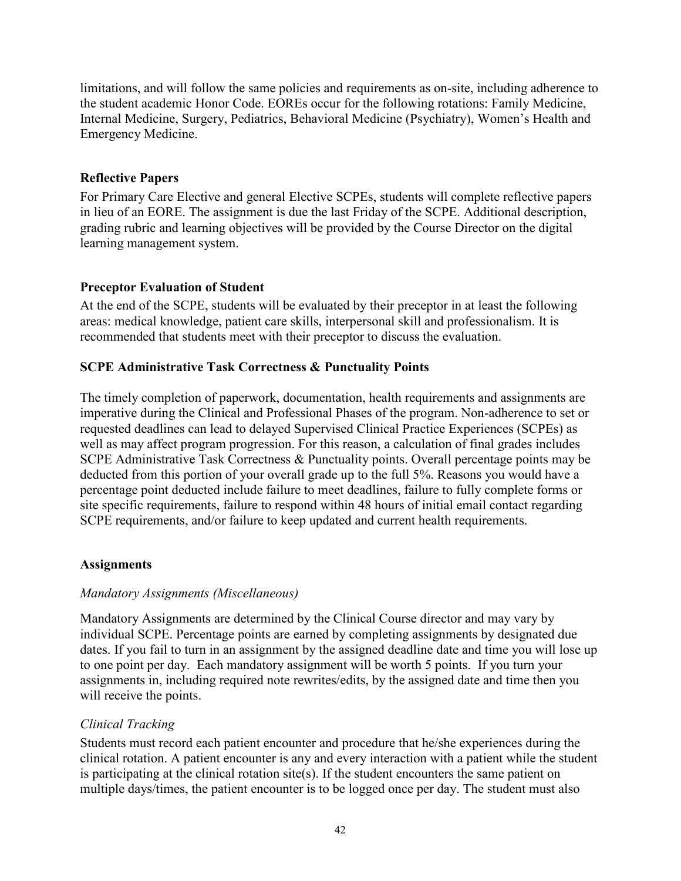limitations, and will follow the same policies and requirements as on-site, including adherence to the student academic Honor Code. EOREs occur for the following rotations: Family Medicine, Internal Medicine, Surgery, Pediatrics, Behavioral Medicine (Psychiatry), Women's Health and Emergency Medicine.

**Reflective Papers**

For Primary Care Elective and general Elective SCPEs, students will complete reflective papers in lieu of an EORE. The assignment is due the last Friday of the SCPE. Additional description, grading rubric and learning objectives will be provided by the Course Director on the digital learning management system.

**Preceptor Evaluation of Student**

At the end of the SCPE, students will be evaluated by their preceptor in at least the following areas: medical knowledge, patient care skills, interpersonal skill and professionalism. It is recommended that students meet with their preceptor to discuss the evaluation.

**SCPE Administrative Task Correctness & Punctuality Points**

The timely completion of paperwork, documentation, health requirements and assignments are imperative during the Clinical and Professional Phases of the program. Non-adherence to set or requested deadlines can lead to delayed Supervised Clinical Practice Experiences (SCPEs) as well as may affect program progression. For this reason, a calculation of final grades includes SCPE Administrative Task Correctness & Punctuality points. Overall percentage points may be deducted from this portion of your overall grade up to the full 5%. Reasons you would have a percentage point deducted include failure to meet deadlines, failure to fully complete forms or site specific requirements, failure to respond within 48 hours of initial email contact regarding SCPE requirements, and/or failure to keep updated and current health requirements.

**Assignments**

*Mandatory Assignments (Miscellaneous)*

Mandatory Assignments are determined by the Clinical Course director and may vary by individual SCPE. Percentage points are earned by completing assignments by designated due dates. If you fail to turn in an assignment by the assigned deadline date and time you will lose up to one point per day. Each mandatory assignment will be worth 5 points. If you turn your assignments in, including required note rewrites/edits, by the assigned date and time then you will receive the points.

*Clinical Tracking*

Students must record each patient encounter and procedure that he/she experiences during the clinical rotation. A patient encounter is any and every interaction with a patient while the student is participating at the clinical rotation site(s). If the student encounters the same patient on multiple days/times, the patient encounter is to be logged once per day. The student must also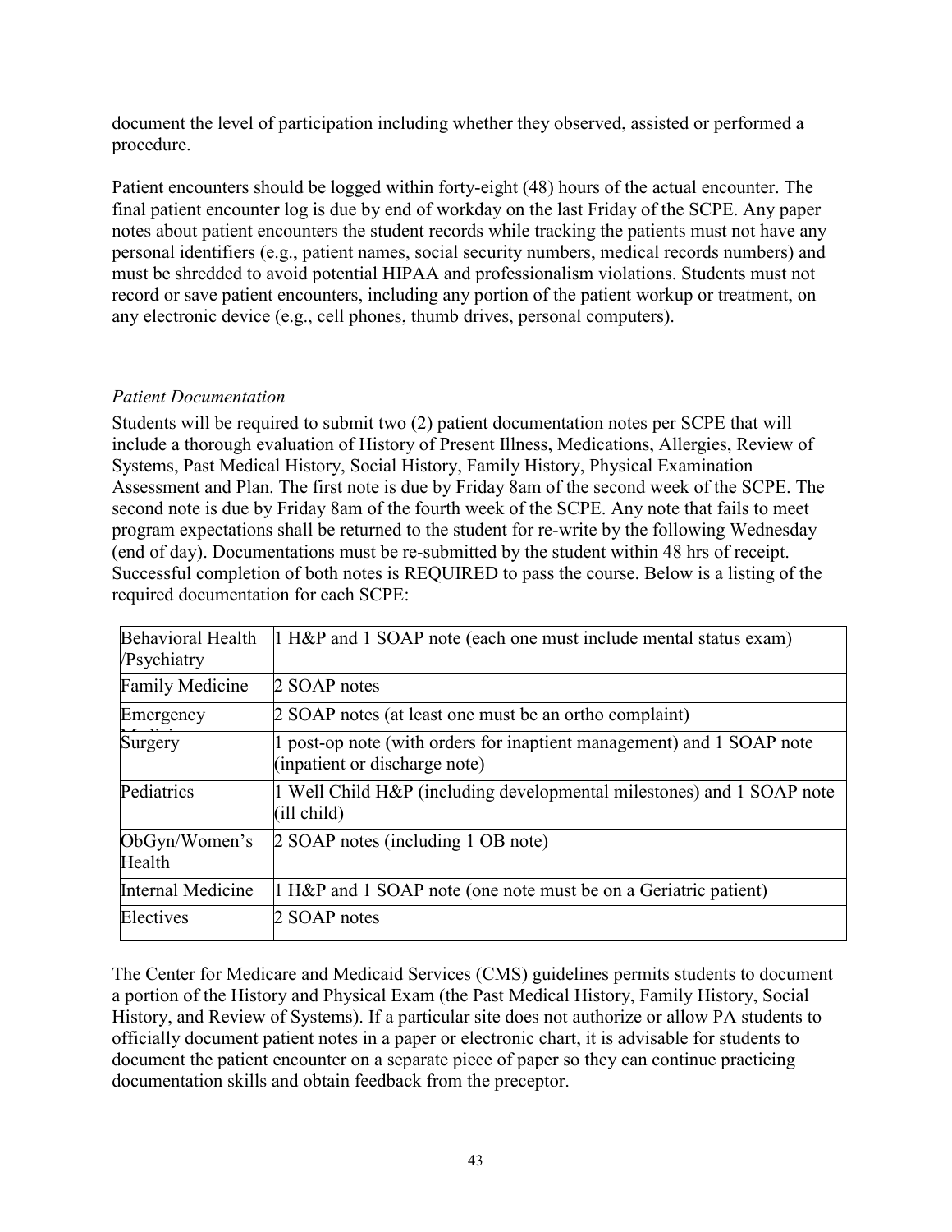document the level of participation including whether they observed, assisted or performed a procedure.

Patient encounters should be logged within forty-eight (48) hours of the actual encounter. The final patient encounter log is due by end of workday on the last Friday of the SCPE. Any paper notes about patient encounters the student records while tracking the patients must not have any personal identifiers (e.g., patient names, social security numbers, medical records numbers) and must be shredded to avoid potential HIPAA and professionalism violations. Students must not record or save patient encounters, including any portion of the patient workup or treatment, on any electronic device (e.g., cell phones, thumb drives, personal computers).

*Patient Documentation*

Students will be required to submit two (2) patient documentation notes per SCPE that will include a thorough evaluation of History of Present Illness, Medications, Allergies, Review of Systems, Past Medical History, Social History, Family History, Physical Examination Assessment and Plan. The first note is due by Friday 8am of the second week of the SCPE. The second note is due by Friday 8am of the fourth week of the SCPE. Any note that fails to meet program expectations shall be returned to the student for re-write by the following Wednesday (end of day). Documentations must be re-submitted by the student within 48 hrs of receipt. Successful completion of both notes is REQUIRED to pass the course. Below is a listing of the required documentation for each SCPE:

| | |
|---|---|
| Behavioral Health /Psychiatry | 1 H&P and 1 SOAP note (each one must include mental status exam) |
| Family Medicine | 2 SOAP notes |
| Emergency Medicine | 2 SOAP notes (at least one must be an ortho complaint) |
| Surgery | 1 post-op note (with orders for inaptient management) and 1 SOAP note (inpatient or discharge note) |
| Pediatrics | 1 Well Child H&P (including developmental milestones) and 1 SOAP note (ill child) |
| ObGyn/Women's Health | 2 SOAP notes (including 1 OB note) |
| Internal Medicine | 1 H&P and 1 SOAP note (one note must be on a Geriatric patient) |
| Electives | 2 SOAP notes |

The Center for Medicare and Medicaid Services (CMS) guidelines permits students to document a portion of the History and Physical Exam (the Past Medical History, Family History, Social History, and Review of Systems). If a particular site does not authorize or allow PA students to officially document patient notes in a paper or electronic chart, it is advisable for students to document the patient encounter on a separate piece of paper so they can continue practicing documentation skills and obtain feedback from the preceptor.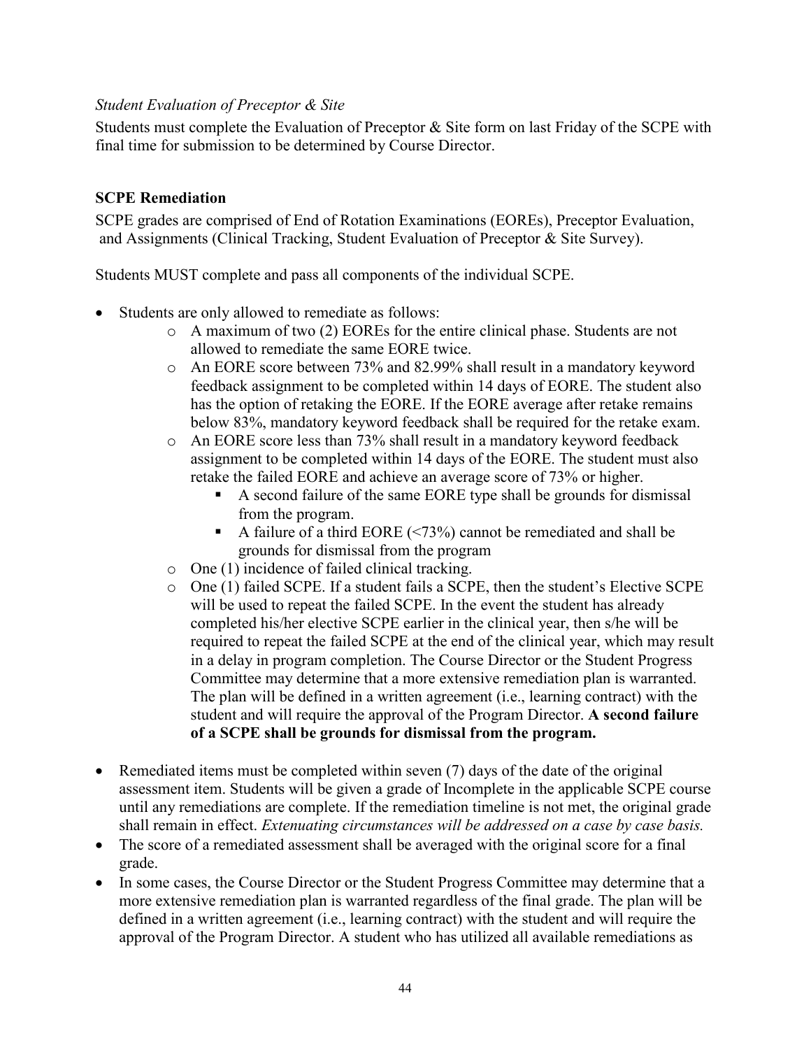*Student Evaluation of Preceptor & Site*

Students must complete the Evaluation of Preceptor & Site form on last Friday of the SCPE with final time for submission to be determined by Course Director.

**SCPE Remediation**

SCPE grades are comprised of End of Rotation Examinations (EOREs), Preceptor Evaluation, and Assignments (Clinical Tracking, Student Evaluation of Preceptor & Site Survey).

Students MUST complete and pass all components of the individual SCPE.

- Students are only allowed to remediate as follows:
  - A maximum of two (2) EOREs for the entire clinical phase. Students are not allowed to remediate the same EORE twice.
  - An EORE score between 73% and 82.99% shall result in a mandatory keyword feedback assignment to be completed within 14 days of EORE. The student also has the option of retaking the EORE. If the EORE average after retake remains below 83%, mandatory keyword feedback shall be required for the retake exam.
  - An EORE score less than 73% shall result in a mandatory keyword feedback assignment to be completed within 14 days of the EORE. The student must also retake the failed EORE and achieve an average score of 73% or higher.
    - A second failure of the same EORE type shall be grounds for dismissal from the program.
    - A failure of a third EORE (<73%) cannot be remediated and shall be grounds for dismissal from the program
  - One (1) incidence of failed clinical tracking.
  - One (1) failed SCPE. If a student fails a SCPE, then the student's Elective SCPE will be used to repeat the failed SCPE. In the event the student has already completed his/her elective SCPE earlier in the clinical year, then s/he will be required to repeat the failed SCPE at the end of the clinical year, which may result in a delay in program completion. The Course Director or the Student Progress Committee may determine that a more extensive remediation plan is warranted. The plan will be defined in a written agreement (i.e., learning contract) with the student and will require the approval of the Program Director. **A second failure of a SCPE shall be grounds for dismissal from the program.**

- Remediated items must be completed within seven (7) days of the date of the original assessment item. Students will be given a grade of Incomplete in the applicable SCPE course until any remediations are complete. If the remediation timeline is not met, the original grade shall remain in effect. *Extenuating circumstances will be addressed on a case by case basis.*
- The score of a remediated assessment shall be averaged with the original score for a final grade.
- In some cases, the Course Director or the Student Progress Committee may determine that a more extensive remediation plan is warranted regardless of the final grade. The plan will be defined in a written agreement (i.e., learning contract) with the student and will require the approval of the Program Director. A student who has utilized all available remediations as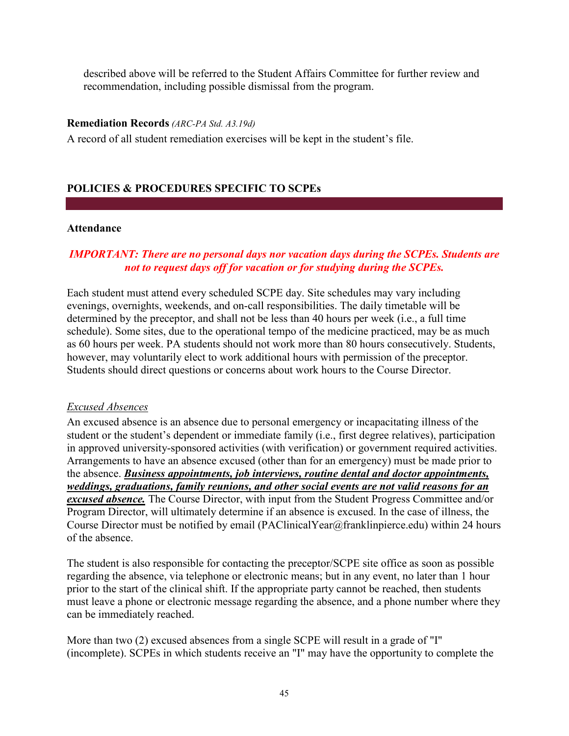described above will be referred to the Student Affairs Committee for further review and recommendation, including possible dismissal from the program.

### Remediation Records *(ARC-PA Std. A3.19d)*

A record of all student remediation exercises will be kept in the student's file.

## POLICIES & PROCEDURES SPECIFIC TO SCPEs

### Attendance

***IMPORTANT: There are no personal days nor vacation days during the SCPEs. Students are not to request days off for vacation or for studying during the SCPEs.***

Each student must attend every scheduled SCPE day. Site schedules may vary including evenings, overnights, weekends, and on-call responsibilities. The daily timetable will be determined by the preceptor, and shall not be less than 40 hours per week (i.e., a full time schedule). Some sites, due to the operational tempo of the medicine practiced, may be as much as 60 hours per week. PA students should not work more than 80 hours consecutively. Students, however, may voluntarily elect to work additional hours with permission of the preceptor. Students should direct questions or concerns about work hours to the Course Director.

#### Excused Absences

An excused absence is an absence due to personal emergency or incapacitating illness of the student or the student's dependent or immediate family (i.e., first degree relatives), participation in approved university-sponsored activities (with verification) or government required activities. Arrangements to have an absence excused (other than for an emergency) must be made prior to the absence. ***Business appointments, job interviews, routine dental and doctor appointments, weddings, graduations, family reunions, and other social events are not valid reasons for an excused absence.*** The Course Director, with input from the Student Progress Committee and/or Program Director, will ultimately determine if an absence is excused. In the case of illness, the Course Director must be notified by email (PAClinicalYear@franklinpierce.edu) within 24 hours of the absence.

The student is also responsible for contacting the preceptor/SCPE site office as soon as possible regarding the absence, via telephone or electronic means; but in any event, no later than 1 hour prior to the start of the clinical shift. If the appropriate party cannot be reached, then students must leave a phone or electronic message regarding the absence, and a phone number where they can be immediately reached.

More than two (2) excused absences from a single SCPE will result in a grade of "I" (incomplete). SCPEs in which students receive an "I" may have the opportunity to complete the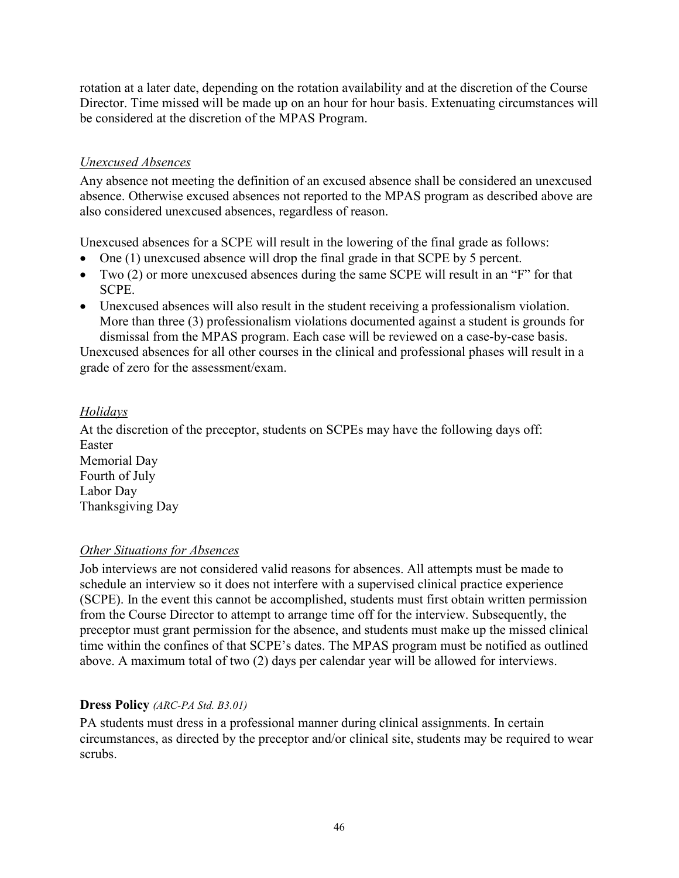rotation at a later date, depending on the rotation availability and at the discretion of the Course Director. Time missed will be made up on an hour for hour basis. Extenuating circumstances will be considered at the discretion of the MPAS Program.

*Unexcused Absences*

Any absence not meeting the definition of an excused absence shall be considered an unexcused absence. Otherwise excused absences not reported to the MPAS program as described above are also considered unexcused absences, regardless of reason.

Unexcused absences for a SCPE will result in the lowering of the final grade as follows:

- One (1) unexcused absence will drop the final grade in that SCPE by 5 percent.
- Two (2) or more unexcused absences during the same SCPE will result in an "F" for that SCPE.
- Unexcused absences will also result in the student receiving a professionalism violation. More than three (3) professionalism violations documented against a student is grounds for dismissal from the MPAS program. Each case will be reviewed on a case-by-case basis.

Unexcused absences for all other courses in the clinical and professional phases will result in a grade of zero for the assessment/exam.

*Holidays*

At the discretion of the preceptor, students on SCPEs may have the following days off:
Easter
Memorial Day
Fourth of July
Labor Day
Thanksgiving Day

*Other Situations for Absences*

Job interviews are not considered valid reasons for absences. All attempts must be made to schedule an interview so it does not interfere with a supervised clinical practice experience (SCPE). In the event this cannot be accomplished, students must first obtain written permission from the Course Director to attempt to arrange time off for the interview. Subsequently, the preceptor must grant permission for the absence, and students must make up the missed clinical time within the confines of that SCPE's dates. The MPAS program must be notified as outlined above. A maximum total of two (2) days per calendar year will be allowed for interviews.

**Dress Policy** *(ARC-PA Std. B3.01)*

PA students must dress in a professional manner during clinical assignments. In certain circumstances, as directed by the preceptor and/or clinical site, students may be required to wear scrubs.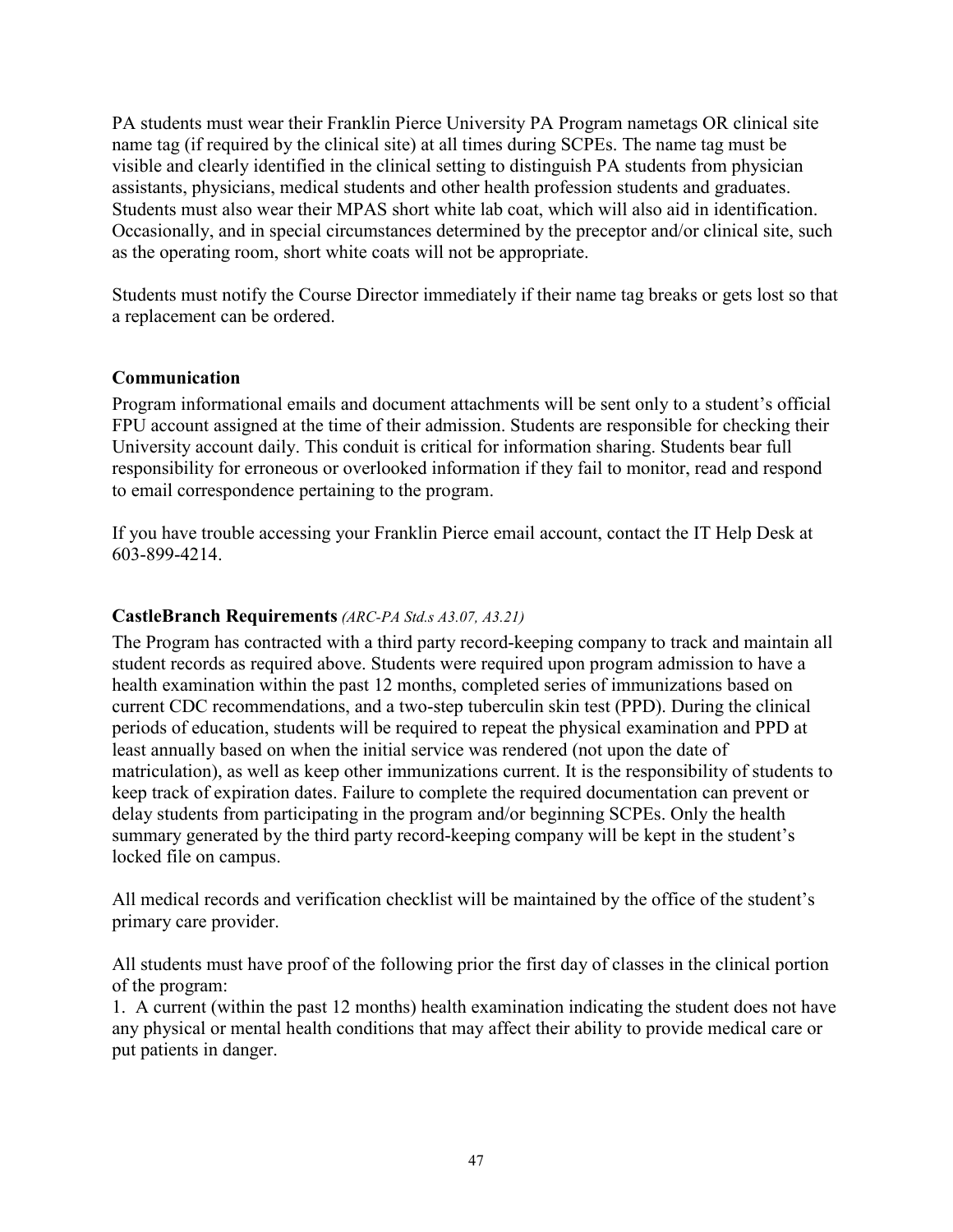PA students must wear their Franklin Pierce University PA Program nametags OR clinical site name tag (if required by the clinical site) at all times during SCPEs. The name tag must be visible and clearly identified in the clinical setting to distinguish PA students from physician assistants, physicians, medical students and other health profession students and graduates. Students must also wear their MPAS short white lab coat, which will also aid in identification. Occasionally, and in special circumstances determined by the preceptor and/or clinical site, such as the operating room, short white coats will not be appropriate.

Students must notify the Course Director immediately if their name tag breaks or gets lost so that a replacement can be ordered.

### Communication

Program informational emails and document attachments will be sent only to a student's official FPU account assigned at the time of their admission. Students are responsible for checking their University account daily. This conduit is critical for information sharing. Students bear full responsibility for erroneous or overlooked information if they fail to monitor, read and respond to email correspondence pertaining to the program.

If you have trouble accessing your Franklin Pierce email account, contact the IT Help Desk at 603-899-4214.

### CastleBranch Requirements *(ARC-PA Std.s A3.07, A3.21)*

The Program has contracted with a third party record-keeping company to track and maintain all student records as required above. Students were required upon program admission to have a health examination within the past 12 months, completed series of immunizations based on current CDC recommendations, and a two-step tuberculin skin test (PPD). During the clinical periods of education, students will be required to repeat the physical examination and PPD at least annually based on when the initial service was rendered (not upon the date of matriculation), as well as keep other immunizations current. It is the responsibility of students to keep track of expiration dates. Failure to complete the required documentation can prevent or delay students from participating in the program and/or beginning SCPEs. Only the health summary generated by the third party record-keeping company will be kept in the student's locked file on campus.

All medical records and verification checklist will be maintained by the office of the student's primary care provider.

All students must have proof of the following prior the first day of classes in the clinical portion of the program:

1. A current (within the past 12 months) health examination indicating the student does not have any physical or mental health conditions that may affect their ability to provide medical care or put patients in danger.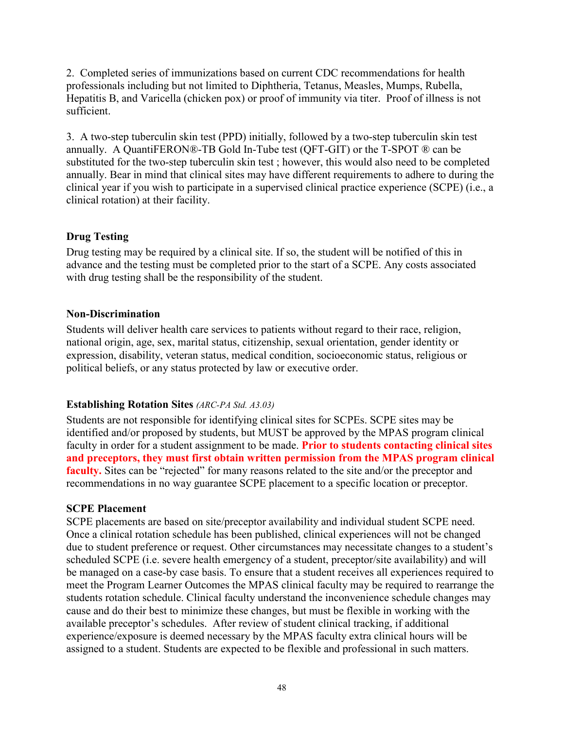2. Completed series of immunizations based on current CDC recommendations for health professionals including but not limited to Diphtheria, Tetanus, Measles, Mumps, Rubella, Hepatitis B, and Varicella (chicken pox) or proof of immunity via titer. Proof of illness is not sufficient.

3. A two-step tuberculin skin test (PPD) initially, followed by a two-step tuberculin skin test annually. A QuantiFERON®-TB Gold In-Tube test (QFT-GIT) or the T-SPOT ® can be substituted for the two-step tuberculin skin test ; however, this would also need to be completed annually. Bear in mind that clinical sites may have different requirements to adhere to during the clinical year if you wish to participate in a supervised clinical practice experience (SCPE) (i.e., a clinical rotation) at their facility.

### Drug Testing

Drug testing may be required by a clinical site. If so, the student will be notified of this in advance and the testing must be completed prior to the start of a SCPE. Any costs associated with drug testing shall be the responsibility of the student.

### Non-Discrimination

Students will deliver health care services to patients without regard to their race, religion, national origin, age, sex, marital status, citizenship, sexual orientation, gender identity or expression, disability, veteran status, medical condition, socioeconomic status, religious or political beliefs, or any status protected by law or executive order.

### Establishing Rotation Sites *(ARC-PA Std. A3.03)*

Students are not responsible for identifying clinical sites for SCPEs. SCPE sites may be identified and/or proposed by students, but MUST be approved by the MPAS program clinical faculty in order for a student assignment to be made. **Prior to students contacting clinical sites and preceptors, they must first obtain written permission from the MPAS program clinical faculty.** Sites can be "rejected" for many reasons related to the site and/or the preceptor and recommendations in no way guarantee SCPE placement to a specific location or preceptor.

### SCPE Placement

SCPE placements are based on site/preceptor availability and individual student SCPE need. Once a clinical rotation schedule has been published, clinical experiences will not be changed due to student preference or request. Other circumstances may necessitate changes to a student's scheduled SCPE (i.e. severe health emergency of a student, preceptor/site availability) and will be managed on a case-by case basis. To ensure that a student receives all experiences required to meet the Program Learner Outcomes the MPAS clinical faculty may be required to rearrange the students rotation schedule. Clinical faculty understand the inconvenience schedule changes may cause and do their best to minimize these changes, but must be flexible in working with the available preceptor's schedules. After review of student clinical tracking, if additional experience/exposure is deemed necessary by the MPAS faculty extra clinical hours will be assigned to a student. Students are expected to be flexible and professional in such matters.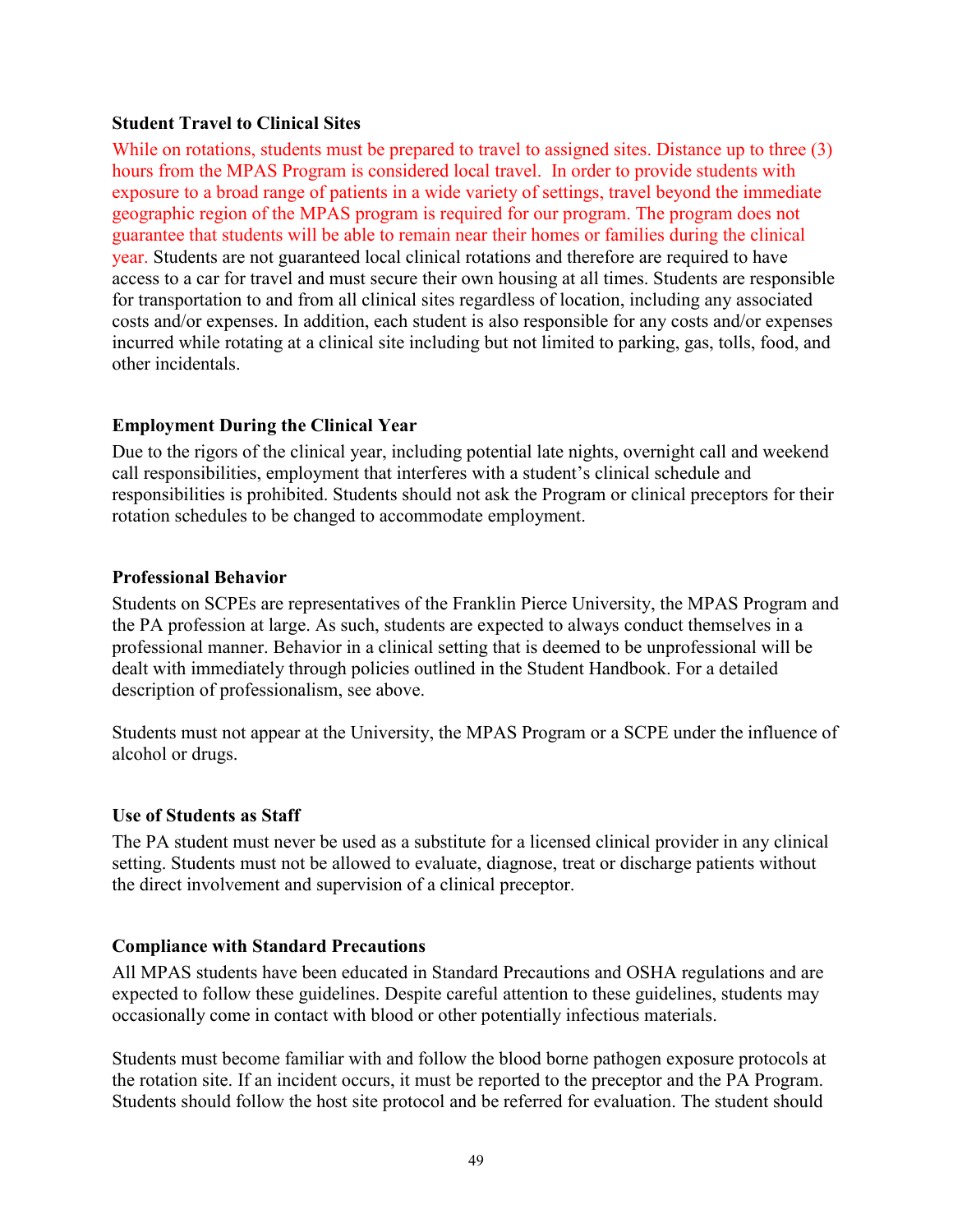**Student Travel to Clinical Sites**

While on rotations, students must be prepared to travel to assigned sites. Distance up to three (3) hours from the MPAS Program is considered local travel. In order to provide students with exposure to a broad range of patients in a wide variety of settings, travel beyond the immediate geographic region of the MPAS program is required for our program. The program does not guarantee that students will be able to remain near their homes or families during the clinical year. Students are not guaranteed local clinical rotations and therefore are required to have access to a car for travel and must secure their own housing at all times. Students are responsible for transportation to and from all clinical sites regardless of location, including any associated costs and/or expenses. In addition, each student is also responsible for any costs and/or expenses incurred while rotating at a clinical site including but not limited to parking, gas, tolls, food, and other incidentals.

**Employment During the Clinical Year**

Due to the rigors of the clinical year, including potential late nights, overnight call and weekend call responsibilities, employment that interferes with a student's clinical schedule and responsibilities is prohibited. Students should not ask the Program or clinical preceptors for their rotation schedules to be changed to accommodate employment.

**Professional Behavior**

Students on SCPEs are representatives of the Franklin Pierce University, the MPAS Program and the PA profession at large. As such, students are expected to always conduct themselves in a professional manner. Behavior in a clinical setting that is deemed to be unprofessional will be dealt with immediately through policies outlined in the Student Handbook. For a detailed description of professionalism, see above.

Students must not appear at the University, the MPAS Program or a SCPE under the influence of alcohol or drugs.

**Use of Students as Staff**

The PA student must never be used as a substitute for a licensed clinical provider in any clinical setting. Students must not be allowed to evaluate, diagnose, treat or discharge patients without the direct involvement and supervision of a clinical preceptor.

**Compliance with Standard Precautions**

All MPAS students have been educated in Standard Precautions and OSHA regulations and are expected to follow these guidelines. Despite careful attention to these guidelines, students may occasionally come in contact with blood or other potentially infectious materials.

Students must become familiar with and follow the blood borne pathogen exposure protocols at the rotation site. If an incident occurs, it must be reported to the preceptor and the PA Program. Students should follow the host site protocol and be referred for evaluation. The student should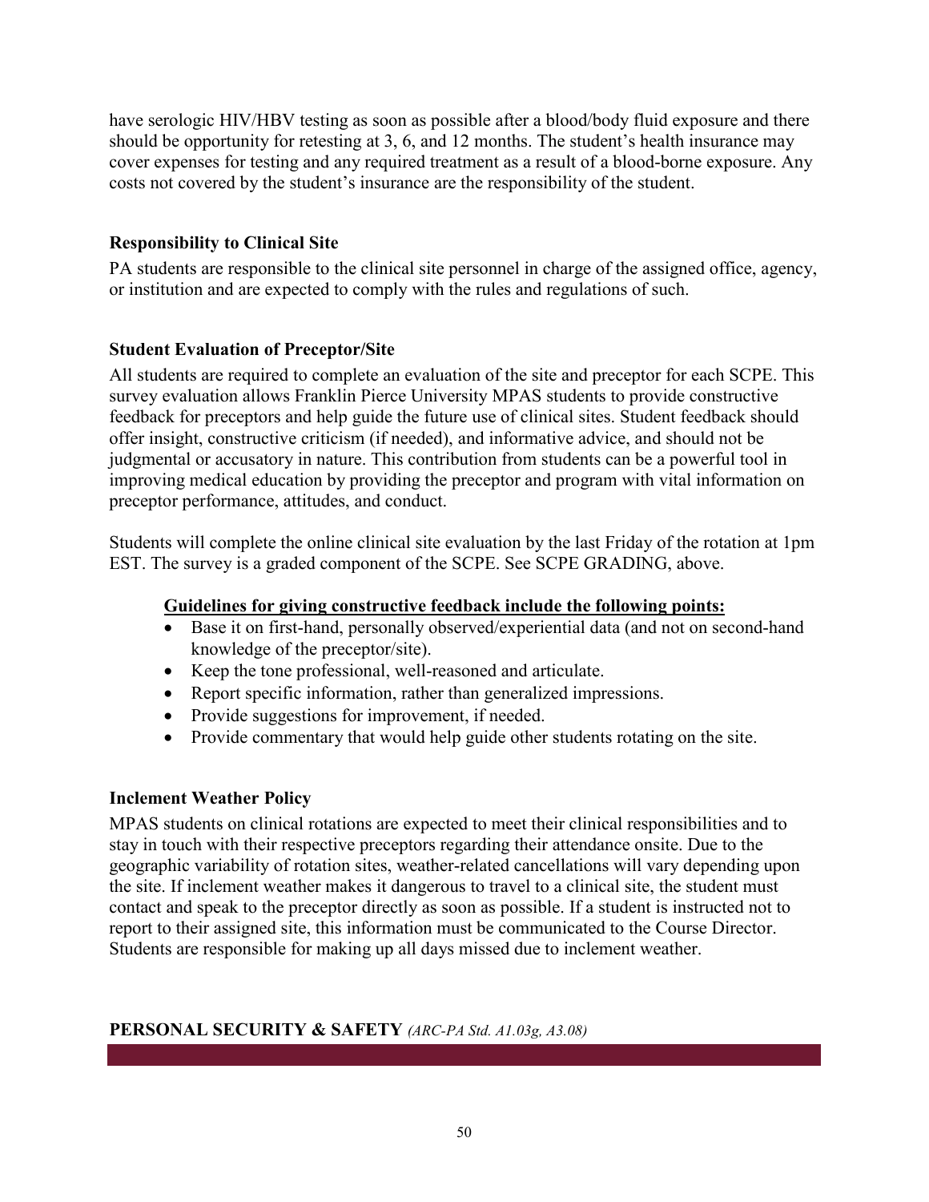have serologic HIV/HBV testing as soon as possible after a blood/body fluid exposure and there should be opportunity for retesting at 3, 6, and 12 months. The student's health insurance may cover expenses for testing and any required treatment as a result of a blood-borne exposure. Any costs not covered by the student's insurance are the responsibility of the student.

### Responsibility to Clinical Site

PA students are responsible to the clinical site personnel in charge of the assigned office, agency, or institution and are expected to comply with the rules and regulations of such.

### Student Evaluation of Preceptor/Site

All students are required to complete an evaluation of the site and preceptor for each SCPE. This survey evaluation allows Franklin Pierce University MPAS students to provide constructive feedback for preceptors and help guide the future use of clinical sites. Student feedback should offer insight, constructive criticism (if needed), and informative advice, and should not be judgmental or accusatory in nature. This contribution from students can be a powerful tool in improving medical education by providing the preceptor and program with vital information on preceptor performance, attitudes, and conduct.

Students will complete the online clinical site evaluation by the last Friday of the rotation at 1pm EST. The survey is a graded component of the SCPE. See SCPE GRADING, above.

**Guidelines for giving constructive feedback include the following points:**

- Base it on first-hand, personally observed/experiential data (and not on second-hand knowledge of the preceptor/site).
- Keep the tone professional, well-reasoned and articulate.
- Report specific information, rather than generalized impressions.
- Provide suggestions for improvement, if needed.
- Provide commentary that would help guide other students rotating on the site.

### Inclement Weather Policy

MPAS students on clinical rotations are expected to meet their clinical responsibilities and to stay in touch with their respective preceptors regarding their attendance onsite. Due to the geographic variability of rotation sites, weather-related cancellations will vary depending upon the site. If inclement weather makes it dangerous to travel to a clinical site, the student must contact and speak to the preceptor directly as soon as possible. If a student is instructed not to report to their assigned site, this information must be communicated to the Course Director. Students are responsible for making up all days missed due to inclement weather.

## PERSONAL SECURITY & SAFETY *(ARC-PA Std. A1.03g, A3.08)*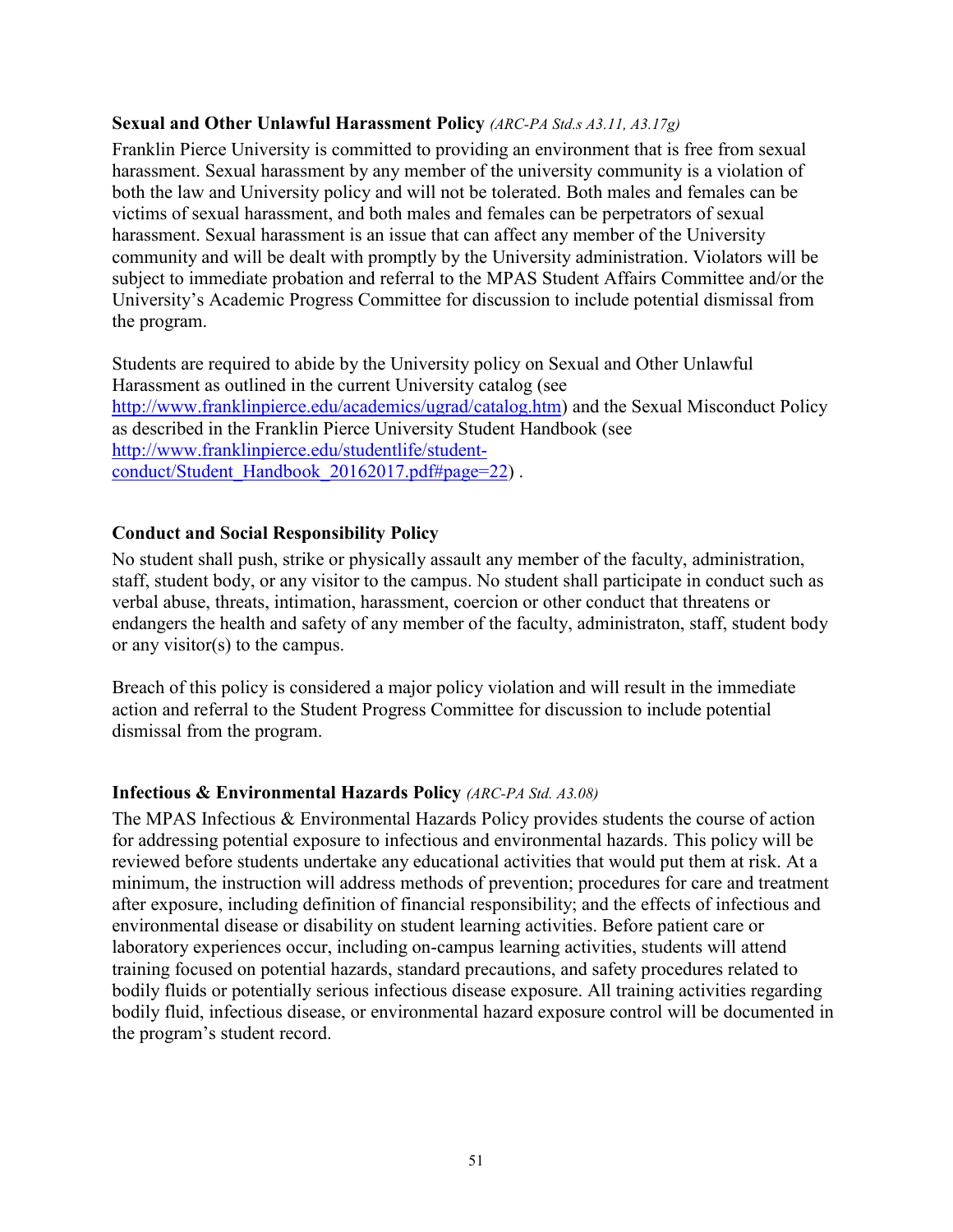**Sexual and Other Unlawful Harassment Policy** *(ARC-PA Std.s A3.11, A3.17g)*

Franklin Pierce University is committed to providing an environment that is free from sexual harassment. Sexual harassment by any member of the university community is a violation of both the law and University policy and will not be tolerated. Both males and females can be victims of sexual harassment, and both males and females can be perpetrators of sexual harassment. Sexual harassment is an issue that can affect any member of the University community and will be dealt with promptly by the University administration. Violators will be subject to immediate probation and referral to the MPAS Student Affairs Committee and/or the University's Academic Progress Committee for discussion to include potential dismissal from the program.

Students are required to abide by the University policy on Sexual and Other Unlawful Harassment as outlined in the current University catalog (see http://www.franklinpierce.edu/academics/ugrad/catalog.htm) and the Sexual Misconduct Policy as described in the Franklin Pierce University Student Handbook (see http://www.franklinpierce.edu/studentlife/student-conduct/Student_Handbook_20162017.pdf#page=22) .

**Conduct and Social Responsibility Policy**

No student shall push, strike or physically assault any member of the faculty, administration, staff, student body, or any visitor to the campus. No student shall participate in conduct such as verbal abuse, threats, intimation, harassment, coercion or other conduct that threatens or endangers the health and safety of any member of the faculty, administraton, staff, student body or any visitor(s) to the campus.

Breach of this policy is considered a major policy violation and will result in the immediate action and referral to the Student Progress Committee for discussion to include potential dismissal from the program.

**Infectious & Environmental Hazards Policy** *(ARC-PA Std. A3.08)*

The MPAS Infectious & Environmental Hazards Policy provides students the course of action for addressing potential exposure to infectious and environmental hazards. This policy will be reviewed before students undertake any educational activities that would put them at risk. At a minimum, the instruction will address methods of prevention; procedures for care and treatment after exposure, including definition of financial responsibility; and the effects of infectious and environmental disease or disability on student learning activities. Before patient care or laboratory experiences occur, including on-campus learning activities, students will attend training focused on potential hazards, standard precautions, and safety procedures related to bodily fluids or potentially serious infectious disease exposure. All training activities regarding bodily fluid, infectious disease, or environmental hazard exposure control will be documented in the program's student record.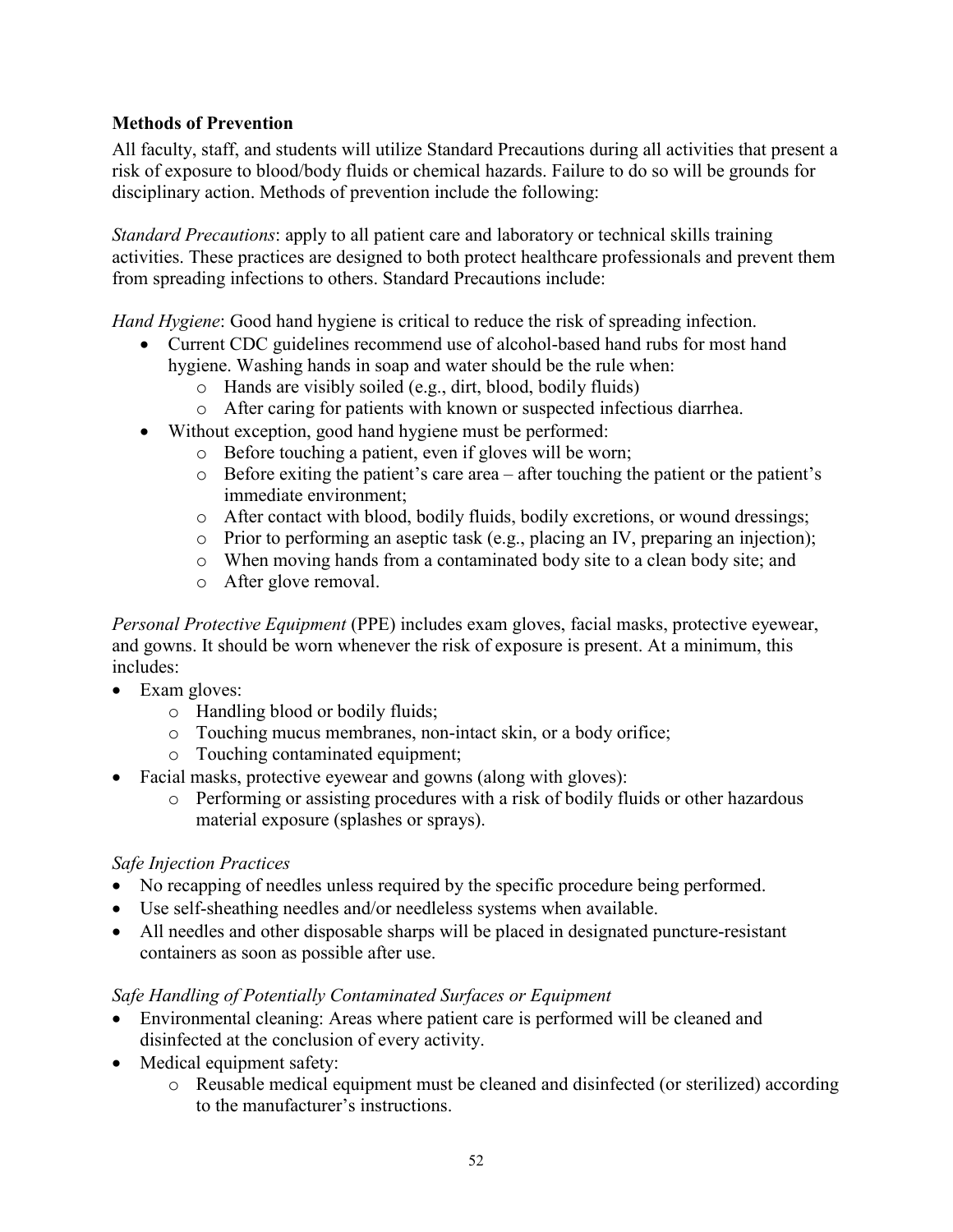**Methods of Prevention**

All faculty, staff, and students will utilize Standard Precautions during all activities that present a risk of exposure to blood/body fluids or chemical hazards. Failure to do so will be grounds for disciplinary action. Methods of prevention include the following:

*Standard Precautions*: apply to all patient care and laboratory or technical skills training activities. These practices are designed to both protect healthcare professionals and prevent them from spreading infections to others. Standard Precautions include:

*Hand Hygiene*: Good hand hygiene is critical to reduce the risk of spreading infection.

- Current CDC guidelines recommend use of alcohol-based hand rubs for most hand hygiene. Washing hands in soap and water should be the rule when:
    - Hands are visibly soiled (e.g., dirt, blood, bodily fluids)
    - After caring for patients with known or suspected infectious diarrhea.
- Without exception, good hand hygiene must be performed:
    - Before touching a patient, even if gloves will be worn;
    - Before exiting the patient's care area – after touching the patient or the patient's immediate environment;
    - After contact with blood, bodily fluids, bodily excretions, or wound dressings;
    - Prior to performing an aseptic task (e.g., placing an IV, preparing an injection);
    - When moving hands from a contaminated body site to a clean body site; and
    - After glove removal.

*Personal Protective Equipment* (PPE) includes exam gloves, facial masks, protective eyewear, and gowns. It should be worn whenever the risk of exposure is present. At a minimum, this includes:

- Exam gloves:
    - Handling blood or bodily fluids;
    - Touching mucus membranes, non-intact skin, or a body orifice;
    - Touching contaminated equipment;
- Facial masks, protective eyewear and gowns (along with gloves):
    - Performing or assisting procedures with a risk of bodily fluids or other hazardous material exposure (splashes or sprays).

*Safe Injection Practices*

- No recapping of needles unless required by the specific procedure being performed.
- Use self-sheathing needles and/or needleless systems when available.
- All needles and other disposable sharps will be placed in designated puncture-resistant containers as soon as possible after use.

*Safe Handling of Potentially Contaminated Surfaces or Equipment*

- Environmental cleaning: Areas where patient care is performed will be cleaned and disinfected at the conclusion of every activity.
- Medical equipment safety:
    - Reusable medical equipment must be cleaned and disinfected (or sterilized) according to the manufacturer's instructions.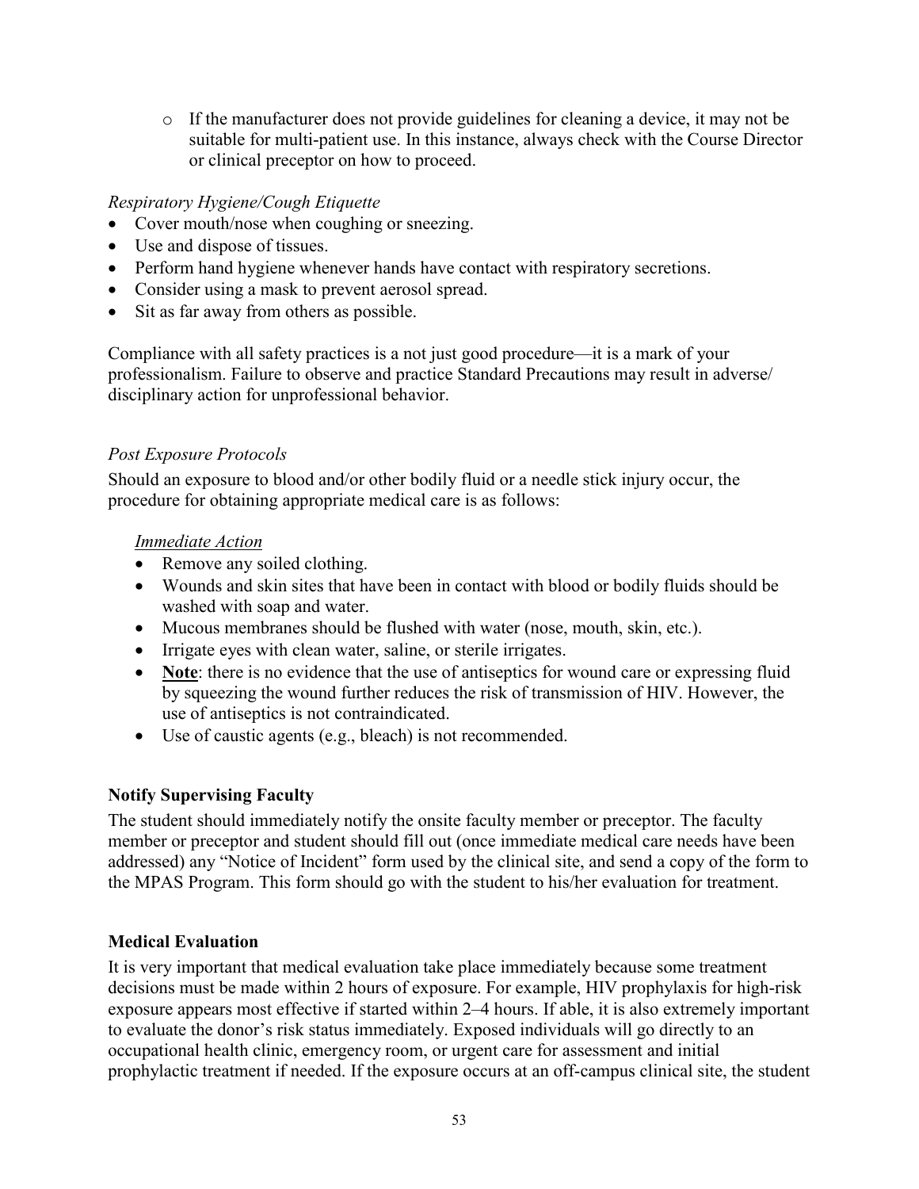- If the manufacturer does not provide guidelines for cleaning a device, it may not be suitable for multi-patient use. In this instance, always check with the Course Director or clinical preceptor on how to proceed.

*Respiratory Hygiene/Cough Etiquette*

- Cover mouth/nose when coughing or sneezing.
- Use and dispose of tissues.
- Perform hand hygiene whenever hands have contact with respiratory secretions.
- Consider using a mask to prevent aerosol spread.
- Sit as far away from others as possible.

Compliance with all safety practices is a not just good procedure—it is a mark of your professionalism. Failure to observe and practice Standard Precautions may result in adverse/ disciplinary action for unprofessional behavior.

*Post Exposure Protocols*

Should an exposure to blood and/or other bodily fluid or a needle stick injury occur, the procedure for obtaining appropriate medical care is as follows:

*Immediate Action*

- Remove any soiled clothing.
- Wounds and skin sites that have been in contact with blood or bodily fluids should be washed with soap and water.
- Mucous membranes should be flushed with water (nose, mouth, skin, etc.).
- Irrigate eyes with clean water, saline, or sterile irrigates.
- **Note**: there is no evidence that the use of antiseptics for wound care or expressing fluid by squeezing the wound further reduces the risk of transmission of HIV. However, the use of antiseptics is not contraindicated.
- Use of caustic agents (e.g., bleach) is not recommended.

**Notify Supervising Faculty**

The student should immediately notify the onsite faculty member or preceptor. The faculty member or preceptor and student should fill out (once immediate medical care needs have been addressed) any "Notice of Incident" form used by the clinical site, and send a copy of the form to the MPAS Program. This form should go with the student to his/her evaluation for treatment.

**Medical Evaluation**

It is very important that medical evaluation take place immediately because some treatment decisions must be made within 2 hours of exposure. For example, HIV prophylaxis for high-risk exposure appears most effective if started within 2–4 hours. If able, it is also extremely important to evaluate the donor's risk status immediately. Exposed individuals will go directly to an occupational health clinic, emergency room, or urgent care for assessment and initial prophylactic treatment if needed. If the exposure occurs at an off-campus clinical site, the student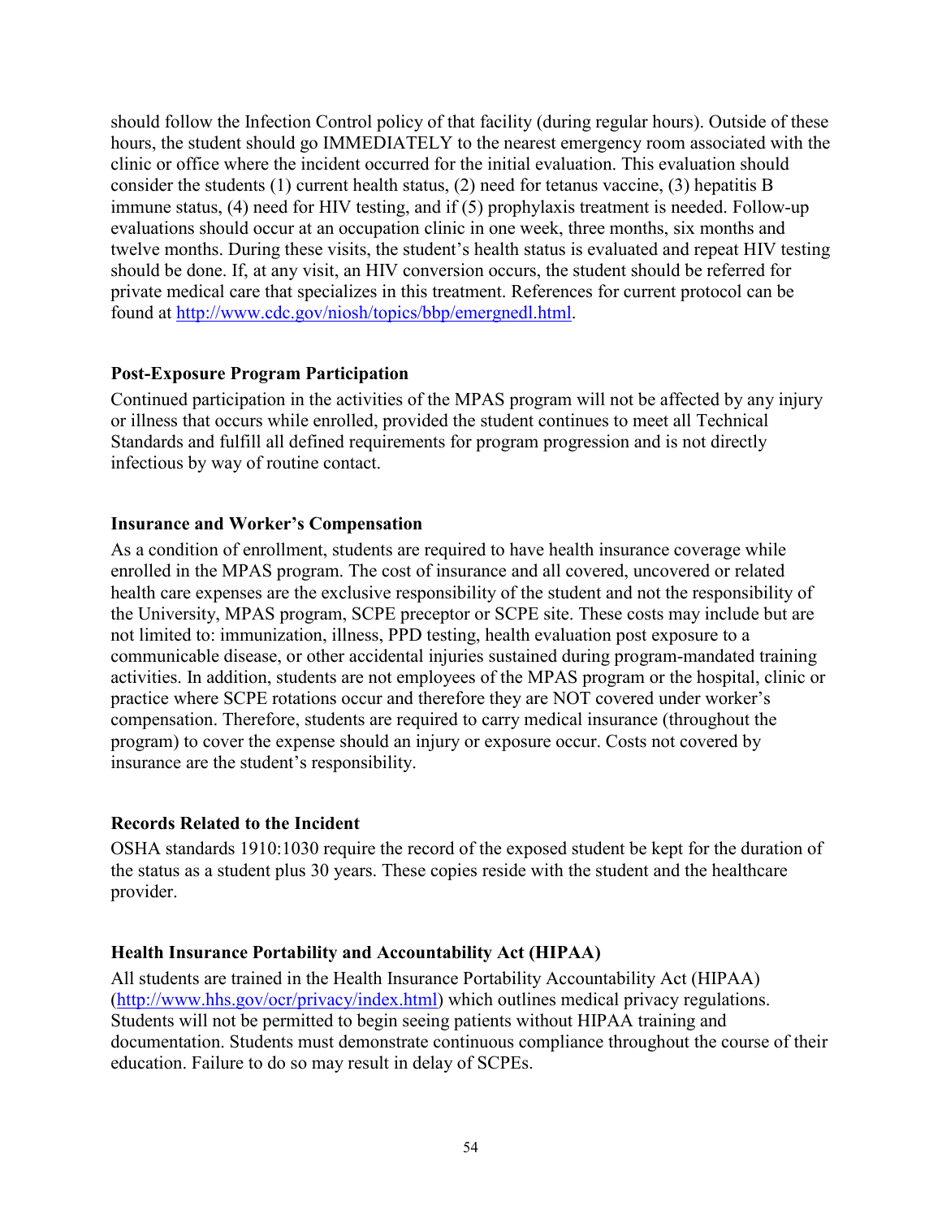should follow the Infection Control policy of that facility (during regular hours). Outside of these hours, the student should go IMMEDIATELY to the nearest emergency room associated with the clinic or office where the incident occurred for the initial evaluation. This evaluation should consider the students (1) current health status, (2) need for tetanus vaccine, (3) hepatitis B immune status, (4) need for HIV testing, and if (5) prophylaxis treatment is needed. Follow-up evaluations should occur at an occupation clinic in one week, three months, six months and twelve months. During these visits, the student's health status is evaluated and repeat HIV testing should be done. If, at any visit, an HIV conversion occurs, the student should be referred for private medical care that specializes in this treatment. References for current protocol can be found at [http://www.cdc.gov/niosh/topics/bbp/emergnedl.html](http://www.cdc.gov/niosh/topics/bbp/emergnedl.html).

### Post-Exposure Program Participation

Continued participation in the activities of the MPAS program will not be affected by any injury or illness that occurs while enrolled, provided the student continues to meet all Technical Standards and fulfill all defined requirements for program progression and is not directly infectious by way of routine contact.

### Insurance and Worker's Compensation

As a condition of enrollment, students are required to have health insurance coverage while enrolled in the MPAS program. The cost of insurance and all covered, uncovered or related health care expenses are the exclusive responsibility of the student and not the responsibility of the University, MPAS program, SCPE preceptor or SCPE site. These costs may include but are not limited to: immunization, illness, PPD testing, health evaluation post exposure to a communicable disease, or other accidental injuries sustained during program-mandated training activities. In addition, students are not employees of the MPAS program or the hospital, clinic or practice where SCPE rotations occur and therefore they are NOT covered under worker's compensation. Therefore, students are required to carry medical insurance (throughout the program) to cover the expense should an injury or exposure occur. Costs not covered by insurance are the student's responsibility.

### Records Related to the Incident

OSHA standards 1910:1030 require the record of the exposed student be kept for the duration of the status as a student plus 30 years. These copies reside with the student and the healthcare provider.

### Health Insurance Portability and Accountability Act (HIPAA)

All students are trained in the Health Insurance Portability Accountability Act (HIPAA) ([http://www.hhs.gov/ocr/privacy/index.html](http://www.hhs.gov/ocr/privacy/index.html)) which outlines medical privacy regulations. Students will not be permitted to begin seeing patients without HIPAA training and documentation. Students must demonstrate continuous compliance throughout the course of their education. Failure to do so may result in delay of SCPEs.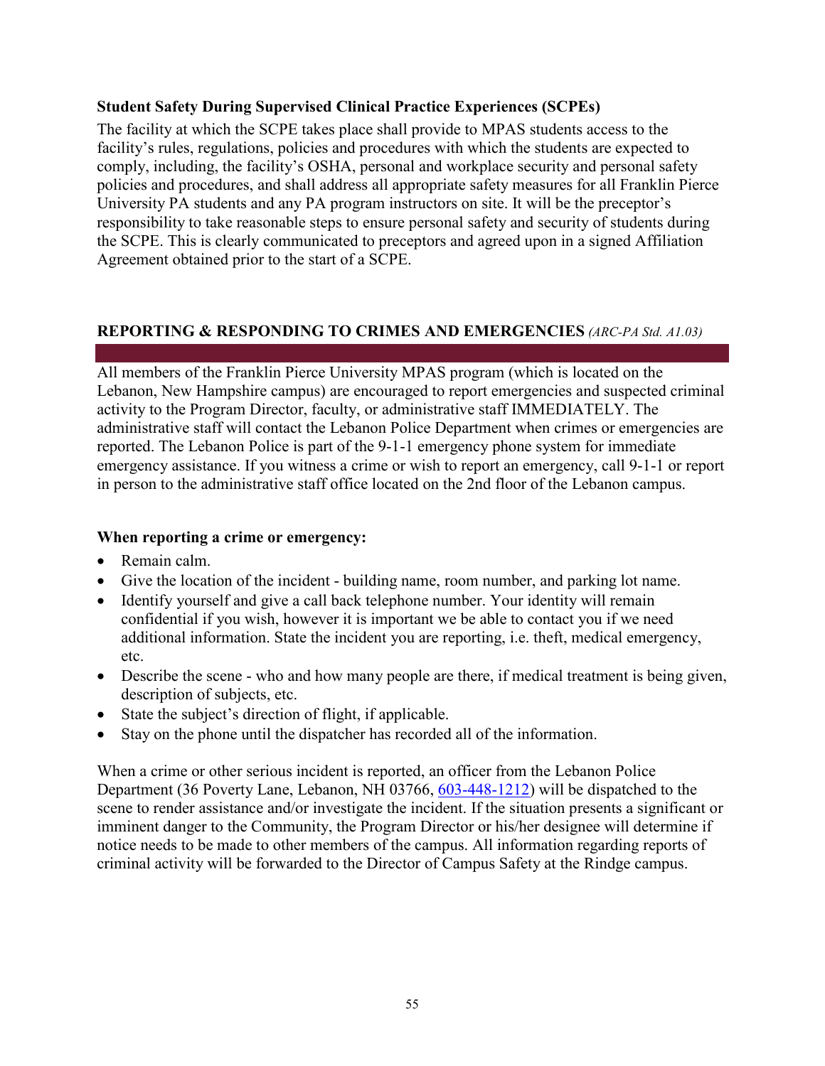### Student Safety During Supervised Clinical Practice Experiences (SCPEs)

The facility at which the SCPE takes place shall provide to MPAS students access to the facility's rules, regulations, policies and procedures with which the students are expected to comply, including, the facility's OSHA, personal and workplace security and personal safety policies and procedures, and shall address all appropriate safety measures for all Franklin Pierce University PA students and any PA program instructors on site. It will be the preceptor's responsibility to take reasonable steps to ensure personal safety and security of students during the SCPE. This is clearly communicated to preceptors and agreed upon in a signed Affiliation Agreement obtained prior to the start of a SCPE.

## REPORTING & RESPONDING TO CRIMES AND EMERGENCIES *(ARC-PA Std. A1.03)*

All members of the Franklin Pierce University MPAS program (which is located on the Lebanon, New Hampshire campus) are encouraged to report emergencies and suspected criminal activity to the Program Director, faculty, or administrative staff IMMEDIATELY. The administrative staff will contact the Lebanon Police Department when crimes or emergencies are reported. The Lebanon Police is part of the 9-1-1 emergency phone system for immediate emergency assistance. If you witness a crime or wish to report an emergency, call 9-1-1 or report in person to the administrative staff office located on the 2nd floor of the Lebanon campus.

### When reporting a crime or emergency:

- Remain calm.
- Give the location of the incident - building name, room number, and parking lot name.
- Identify yourself and give a call back telephone number. Your identity will remain confidential if you wish, however it is important we be able to contact you if we need additional information. State the incident you are reporting, i.e. theft, medical emergency, etc.
- Describe the scene - who and how many people are there, if medical treatment is being given, description of subjects, etc.
- State the subject's direction of flight, if applicable.
- Stay on the phone until the dispatcher has recorded all of the information.

When a crime or other serious incident is reported, an officer from the Lebanon Police Department (36 Poverty Lane, Lebanon, NH 03766, 603-448-1212) will be dispatched to the scene to render assistance and/or investigate the incident. If the situation presents a significant or imminent danger to the Community, the Program Director or his/her designee will determine if notice needs to be made to other members of the campus. All information regarding reports of criminal activity will be forwarded to the Director of Campus Safety at the Rindge campus.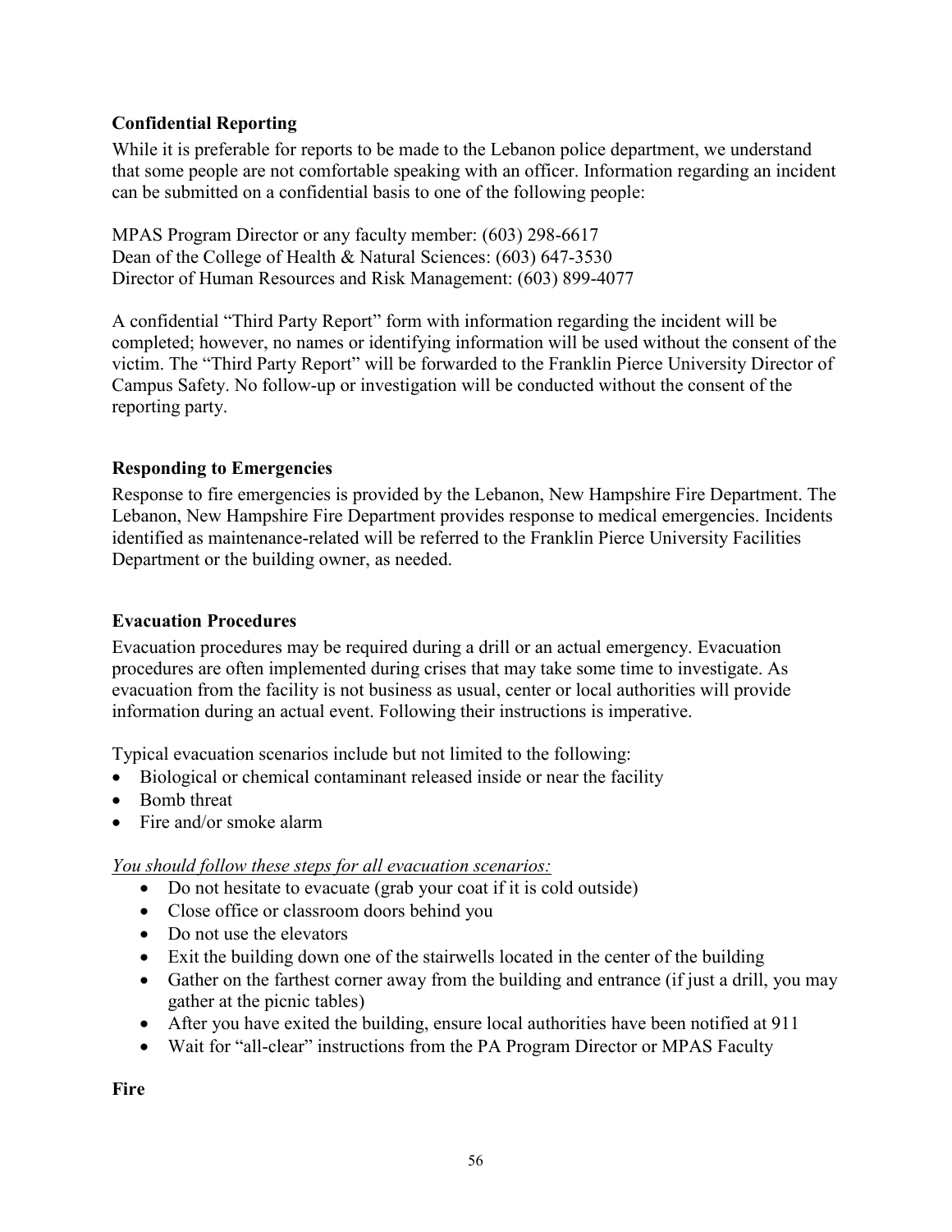### Confidential Reporting

While it is preferable for reports to be made to the Lebanon police department, we understand that some people are not comfortable speaking with an officer. Information regarding an incident can be submitted on a confidential basis to one of the following people:

MPAS Program Director or any faculty member: (603) 298-6617
Dean of the College of Health & Natural Sciences: (603) 647-3530
Director of Human Resources and Risk Management: (603) 899-4077

A confidential "Third Party Report" form with information regarding the incident will be completed; however, no names or identifying information will be used without the consent of the victim. The "Third Party Report" will be forwarded to the Franklin Pierce University Director of Campus Safety. No follow-up or investigation will be conducted without the consent of the reporting party.

### Responding to Emergencies

Response to fire emergencies is provided by the Lebanon, New Hampshire Fire Department. The Lebanon, New Hampshire Fire Department provides response to medical emergencies. Incidents identified as maintenance-related will be referred to the Franklin Pierce University Facilities Department or the building owner, as needed.

### Evacuation Procedures

Evacuation procedures may be required during a drill or an actual emergency. Evacuation procedures are often implemented during crises that may take some time to investigate. As evacuation from the facility is not business as usual, center or local authorities will provide information during an actual event. Following their instructions is imperative.

Typical evacuation scenarios include but not limited to the following:

- Biological or chemical contaminant released inside or near the facility
- Bomb threat
- Fire and/or smoke alarm

<u>*You should follow these steps for all evacuation scenarios:*</u>

- Do not hesitate to evacuate (grab your coat if it is cold outside)
- Close office or classroom doors behind you
- Do not use the elevators
- Exit the building down one of the stairwells located in the center of the building
- Gather on the farthest corner away from the building and entrance (if just a drill, you may gather at the picnic tables)
- After you have exited the building, ensure local authorities have been notified at 911
- Wait for "all-clear" instructions from the PA Program Director or MPAS Faculty

**Fire**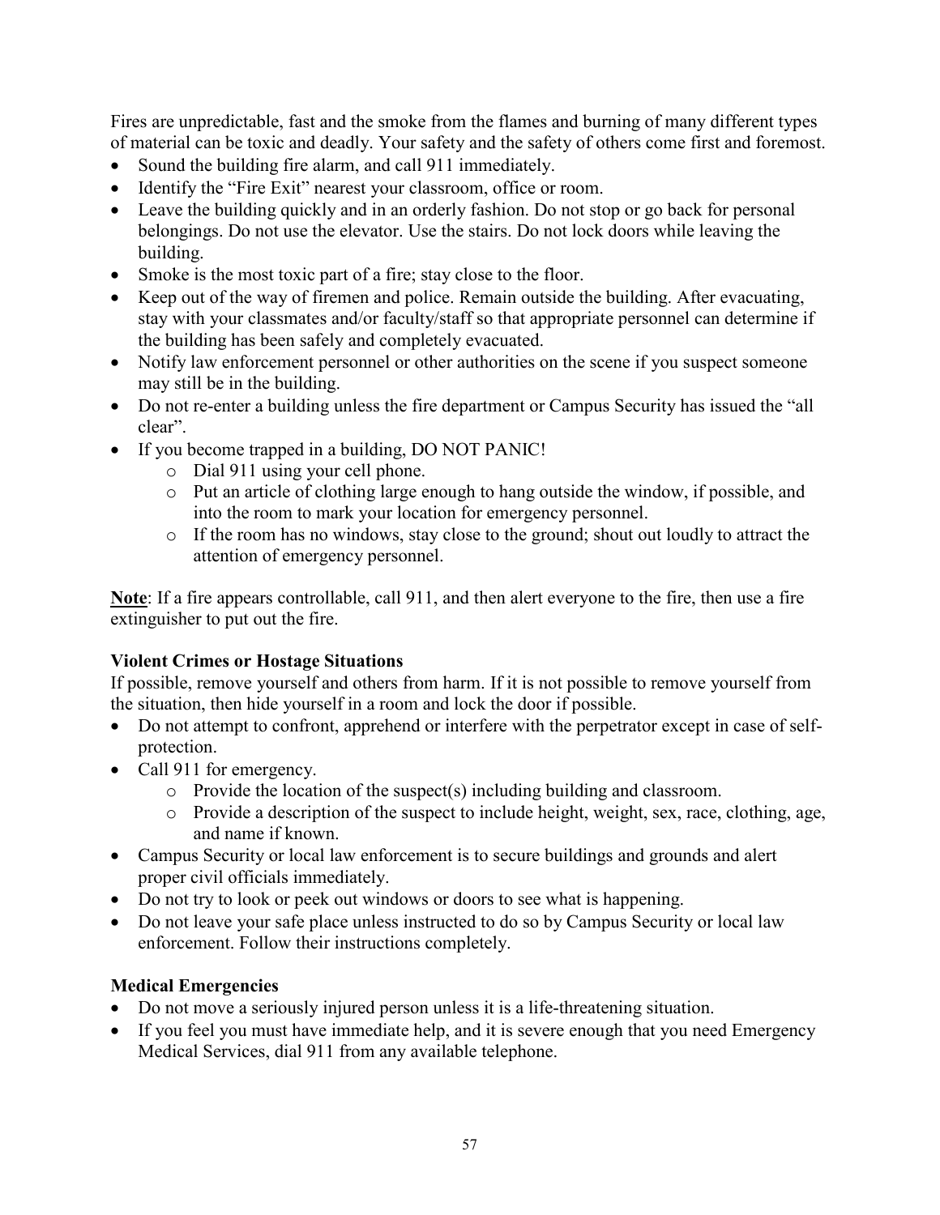Fires are unpredictable, fast and the smoke from the flames and burning of many different types of material can be toxic and deadly. Your safety and the safety of others come first and foremost.

- Sound the building fire alarm, and call 911 immediately.
- Identify the "Fire Exit" nearest your classroom, office or room.
- Leave the building quickly and in an orderly fashion. Do not stop or go back for personal belongings. Do not use the elevator. Use the stairs. Do not lock doors while leaving the building.
- Smoke is the most toxic part of a fire; stay close to the floor.
- Keep out of the way of firemen and police. Remain outside the building. After evacuating, stay with your classmates and/or faculty/staff so that appropriate personnel can determine if the building has been safely and completely evacuated.
- Notify law enforcement personnel or other authorities on the scene if you suspect someone may still be in the building.
- Do not re-enter a building unless the fire department or Campus Security has issued the "all clear".
- If you become trapped in a building, DO NOT PANIC!
    - Dial 911 using your cell phone.
    - Put an article of clothing large enough to hang outside the window, if possible, and into the room to mark your location for emergency personnel.
    - If the room has no windows, stay close to the ground; shout out loudly to attract the attention of emergency personnel.

**Note**: If a fire appears controllable, call 911, and then alert everyone to the fire, then use a fire extinguisher to put out the fire.

### Violent Crimes or Hostage Situations

If possible, remove yourself and others from harm. If it is not possible to remove yourself from the situation, then hide yourself in a room and lock the door if possible.

- Do not attempt to confront, apprehend or interfere with the perpetrator except in case of self-protection.
- Call 911 for emergency.
    - Provide the location of the suspect(s) including building and classroom.
    - Provide a description of the suspect to include height, weight, sex, race, clothing, age, and name if known.
- Campus Security or local law enforcement is to secure buildings and grounds and alert proper civil officials immediately.
- Do not try to look or peek out windows or doors to see what is happening.
- Do not leave your safe place unless instructed to do so by Campus Security or local law enforcement. Follow their instructions completely.

### Medical Emergencies

- Do not move a seriously injured person unless it is a life-threatening situation.
- If you feel you must have immediate help, and it is severe enough that you need Emergency Medical Services, dial 911 from any available telephone.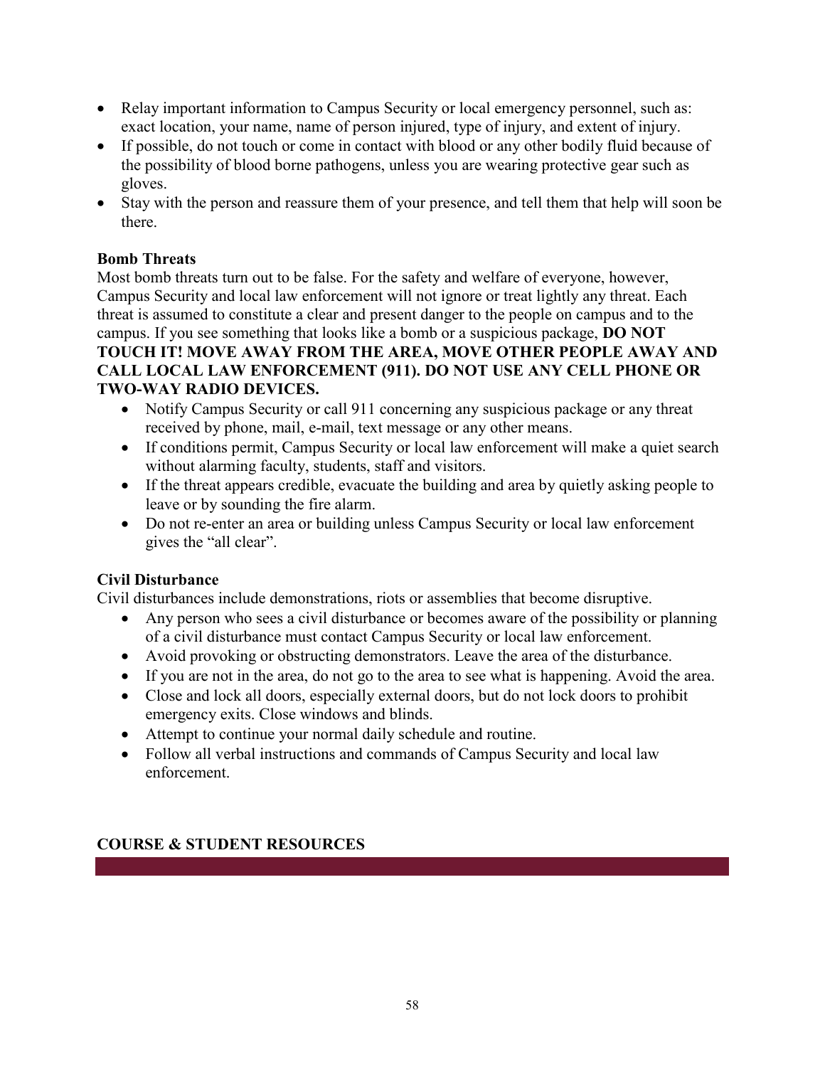- Relay important information to Campus Security or local emergency personnel, such as: exact location, your name, name of person injured, type of injury, and extent of injury.
- If possible, do not touch or come in contact with blood or any other bodily fluid because of the possibility of blood borne pathogens, unless you are wearing protective gear such as gloves.
- Stay with the person and reassure them of your presence, and tell them that help will soon be there.

**Bomb Threats**

Most bomb threats turn out to be false. For the safety and welfare of everyone, however, Campus Security and local law enforcement will not ignore or treat lightly any threat. Each threat is assumed to constitute a clear and present danger to the people on campus and to the campus. If you see something that looks like a bomb or a suspicious package, **DO NOT TOUCH IT! MOVE AWAY FROM THE AREA, MOVE OTHER PEOPLE AWAY AND CALL LOCAL LAW ENFORCEMENT (911). DO NOT USE ANY CELL PHONE OR TWO-WAY RADIO DEVICES.**

- Notify Campus Security or call 911 concerning any suspicious package or any threat received by phone, mail, e-mail, text message or any other means.
- If conditions permit, Campus Security or local law enforcement will make a quiet search without alarming faculty, students, staff and visitors.
- If the threat appears credible, evacuate the building and area by quietly asking people to leave or by sounding the fire alarm.
- Do not re-enter an area or building unless Campus Security or local law enforcement gives the "all clear".

**Civil Disturbance**

Civil disturbances include demonstrations, riots or assemblies that become disruptive.

- Any person who sees a civil disturbance or becomes aware of the possibility or planning of a civil disturbance must contact Campus Security or local law enforcement.
- Avoid provoking or obstructing demonstrators. Leave the area of the disturbance.
- If you are not in the area, do not go to the area to see what is happening. Avoid the area.
- Close and lock all doors, especially external doors, but do not lock doors to prohibit emergency exits. Close windows and blinds.
- Attempt to continue your normal daily schedule and routine.
- Follow all verbal instructions and commands of Campus Security and local law enforcement.

## COURSE & STUDENT RESOURCES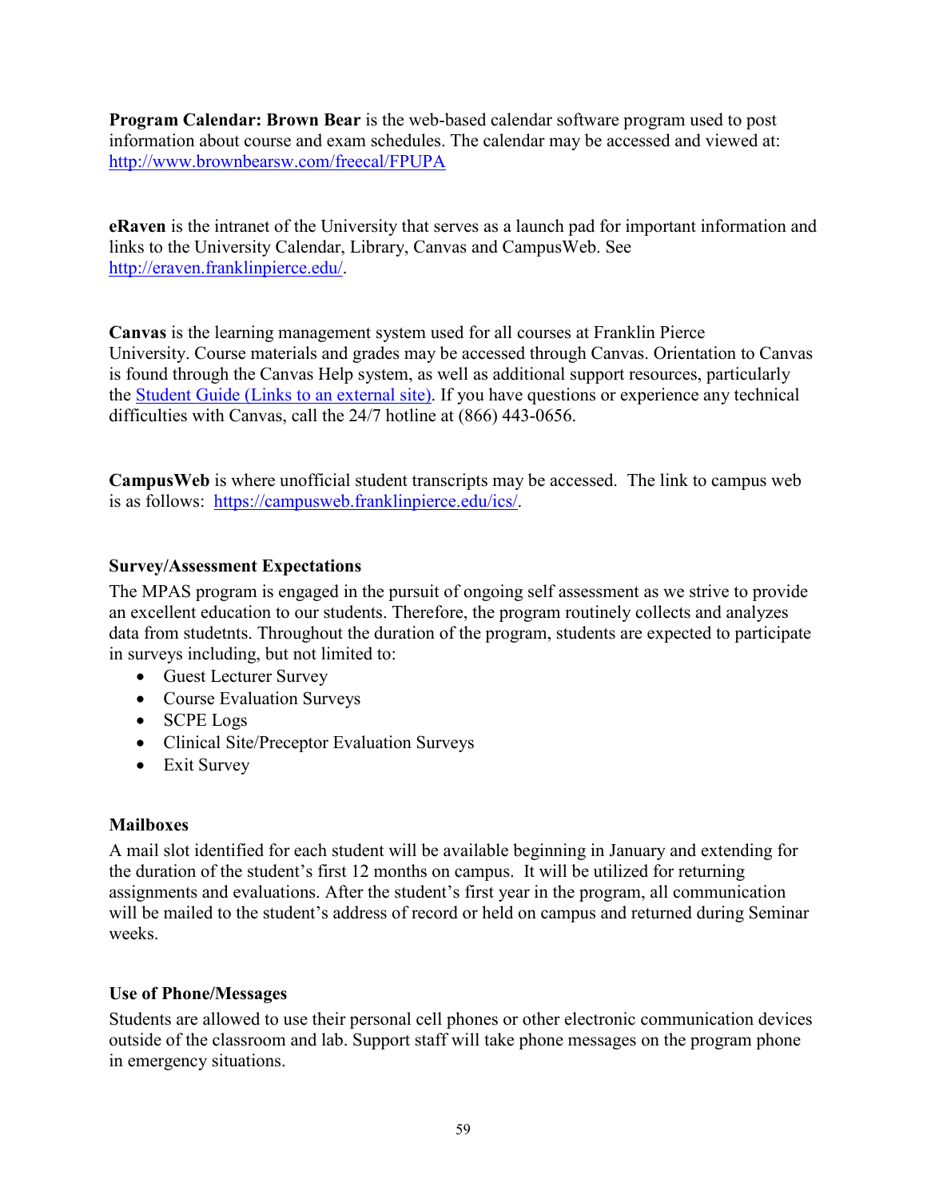**Program Calendar: Brown Bear** is the web-based calendar software program used to post information about course and exam schedules. The calendar may be accessed and viewed at: http://www.brownbearsw.com/freecal/FPUPA

**eRaven** is the intranet of the University that serves as a launch pad for important information and links to the University Calendar, Library, Canvas and CampusWeb. See http://eraven.franklinpierce.edu/.

**Canvas** is the learning management system used for all courses at Franklin Pierce University. Course materials and grades may be accessed through Canvas. Orientation to Canvas is found through the Canvas Help system, as well as additional support resources, particularly the Student Guide (Links to an external site). If you have questions or experience any technical difficulties with Canvas, call the 24/7 hotline at (866) 443-0656.

**CampusWeb** is where unofficial student transcripts may be accessed. The link to campus web is as follows: https://campusweb.franklinpierce.edu/ics/.

**Survey/Assessment Expectations**

The MPAS program is engaged in the pursuit of ongoing self assessment as we strive to provide an excellent education to our students. Therefore, the program routinely collects and analyzes data from studetnts. Throughout the duration of the program, students are expected to participate in surveys including, but not limited to:

- Guest Lecturer Survey
- Course Evaluation Surveys
- SCPE Logs
- Clinical Site/Preceptor Evaluation Surveys
- Exit Survey

**Mailboxes**

A mail slot identified for each student will be available beginning in January and extending for the duration of the student's first 12 months on campus. It will be utilized for returning assignments and evaluations. After the student's first year in the program, all communication will be mailed to the student's address of record or held on campus and returned during Seminar weeks.

**Use of Phone/Messages**

Students are allowed to use their personal cell phones or other electronic communication devices outside of the classroom and lab. Support staff will take phone messages on the program phone in emergency situations.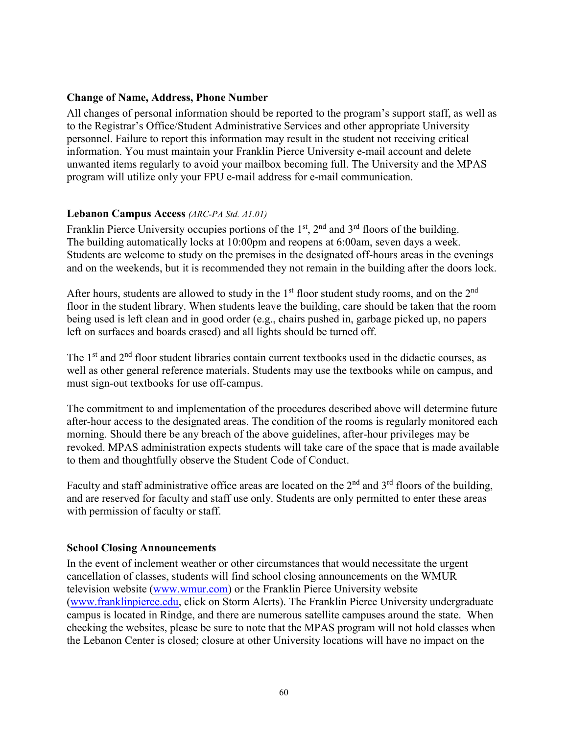**Change of Name, Address, Phone Number**

All changes of personal information should be reported to the program's support staff, as well as to the Registrar's Office/Student Administrative Services and other appropriate University personnel. Failure to report this information may result in the student not receiving critical information. You must maintain your Franklin Pierce University e-mail account and delete unwanted items regularly to avoid your mailbox becoming full. The University and the MPAS program will utilize only your FPU e-mail address for e-mail communication.

**Lebanon Campus Access** *(ARC-PA Std. A1.01)*

Franklin Pierce University occupies portions of the 1st, 2nd and 3rd floors of the building. The building automatically locks at 10:00pm and reopens at 6:00am, seven days a week. Students are welcome to study on the premises in the designated off-hours areas in the evenings and on the weekends, but it is recommended they not remain in the building after the doors lock.

After hours, students are allowed to study in the 1st floor student study rooms, and on the 2nd floor in the student library. When students leave the building, care should be taken that the room being used is left clean and in good order (e.g., chairs pushed in, garbage picked up, no papers left on surfaces and boards erased) and all lights should be turned off.

The 1st and 2nd floor student libraries contain current textbooks used in the didactic courses, as well as other general reference materials. Students may use the textbooks while on campus, and must sign-out textbooks for use off-campus.

The commitment to and implementation of the procedures described above will determine future after-hour access to the designated areas. The condition of the rooms is regularly monitored each morning. Should there be any breach of the above guidelines, after-hour privileges may be revoked. MPAS administration expects students will take care of the space that is made available to them and thoughtfully observe the Student Code of Conduct.

Faculty and staff administrative office areas are located on the 2nd and 3rd floors of the building, and are reserved for faculty and staff use only. Students are only permitted to enter these areas with permission of faculty or staff.

**School Closing Announcements**

In the event of inclement weather or other circumstances that would necessitate the urgent cancellation of classes, students will find school closing announcements on the WMUR television website (www.wmur.com) or the Franklin Pierce University website (www.franklinpierce.edu, click on Storm Alerts). The Franklin Pierce University undergraduate campus is located in Rindge, and there are numerous satellite campuses around the state. When checking the websites, please be sure to note that the MPAS program will not hold classes when the Lebanon Center is closed; closure at other University locations will have no impact on the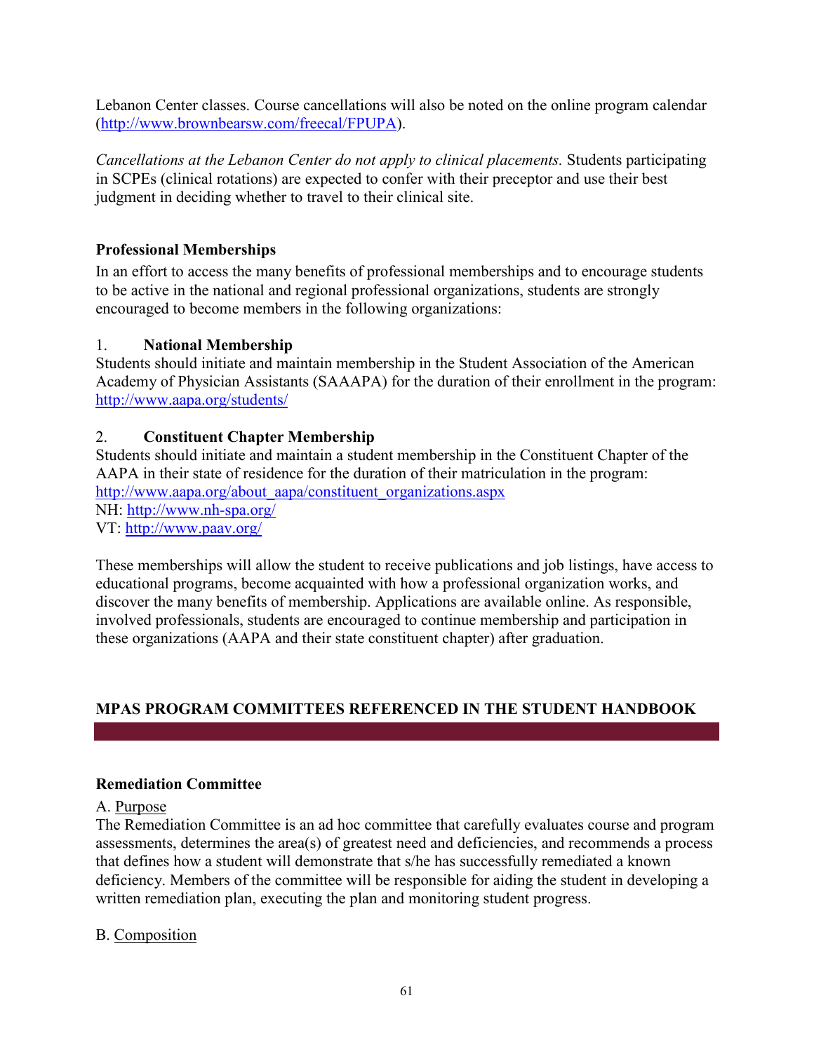Lebanon Center classes. Course cancellations will also be noted on the online program calendar (http://www.brownbearsw.com/freecal/FPUPA).

*Cancellations at the Lebanon Center do not apply to clinical placements.* Students participating in SCPEs (clinical rotations) are expected to confer with their preceptor and use their best judgment in deciding whether to travel to their clinical site.

### Professional Memberships

In an effort to access the many benefits of professional memberships and to encourage students to be active in the national and regional professional organizations, students are strongly encouraged to become members in the following organizations:

1. **National Membership**

Students should initiate and maintain membership in the Student Association of the American Academy of Physician Assistants (SAAAPA) for the duration of their enrollment in the program: http://www.aapa.org/students/

2. **Constituent Chapter Membership**

Students should initiate and maintain a student membership in the Constituent Chapter of the AAPA in their state of residence for the duration of their matriculation in the program: http://www.aapa.org/about_aapa/constituent_organizations.aspx
NH: http://www.nh-spa.org/
VT: http://www.paav.org/

These memberships will allow the student to receive publications and job listings, have access to educational programs, become acquainted with how a professional organization works, and discover the many benefits of membership. Applications are available online. As responsible, involved professionals, students are encouraged to continue membership and participation in these organizations (AAPA and their state constituent chapter) after graduation.

## MPAS PROGRAM COMMITTEES REFERENCED IN THE STUDENT HANDBOOK

### Remediation Committee

A. Purpose

The Remediation Committee is an ad hoc committee that carefully evaluates course and program assessments, determines the area(s) of greatest need and deficiencies, and recommends a process that defines how a student will demonstrate that s/he has successfully remediated a known deficiency. Members of the committee will be responsible for aiding the student in developing a written remediation plan, executing the plan and monitoring student progress.

B. Composition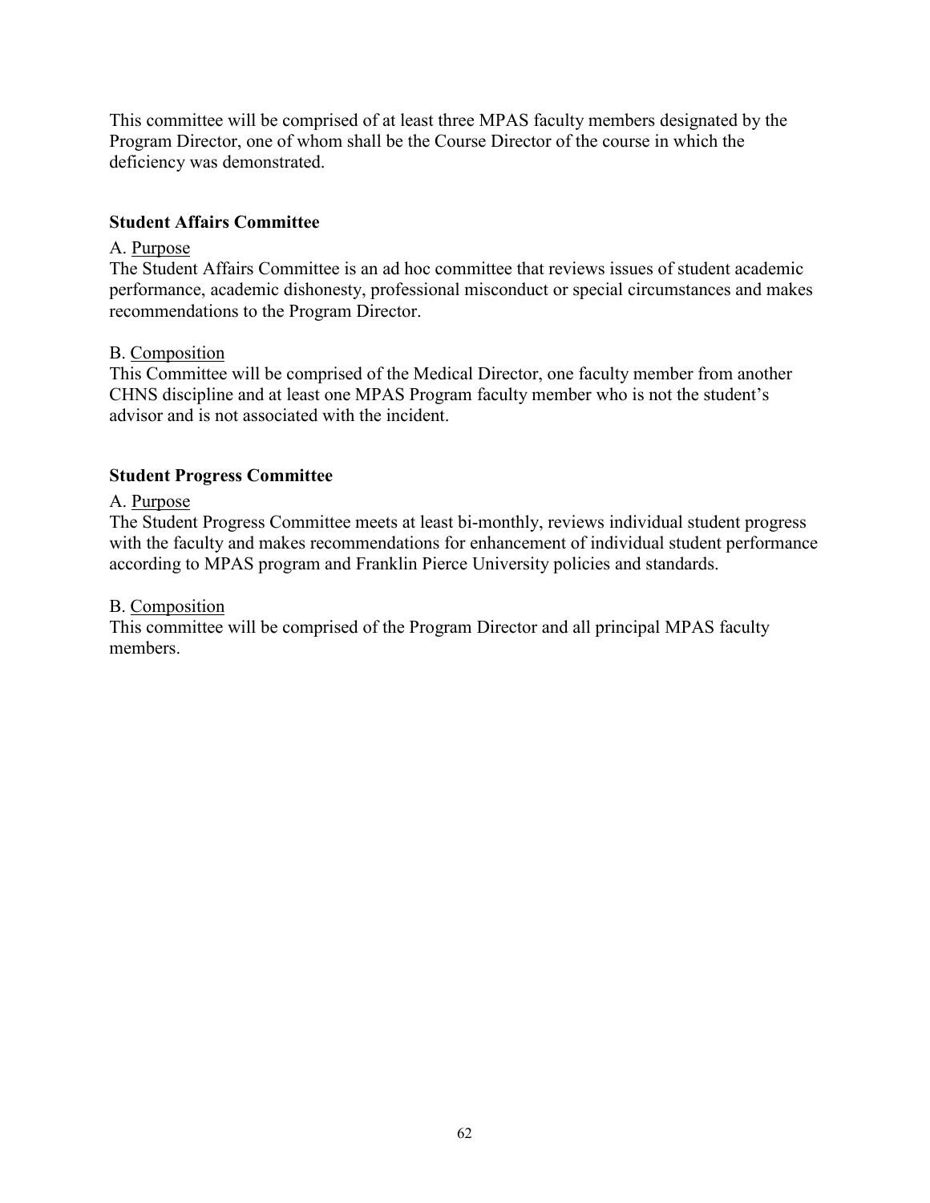This committee will be comprised of at least three MPAS faculty members designated by the Program Director, one of whom shall be the Course Director of the course in which the deficiency was demonstrated.

### Student Affairs Committee

A. <u>Purpose</u>
The Student Affairs Committee is an ad hoc committee that reviews issues of student academic performance, academic dishonesty, professional misconduct or special circumstances and makes recommendations to the Program Director.

B. <u>Composition</u>
This Committee will be comprised of the Medical Director, one faculty member from another CHNS discipline and at least one MPAS Program faculty member who is not the student's advisor and is not associated with the incident.

### Student Progress Committee

A. <u>Purpose</u>
The Student Progress Committee meets at least bi-monthly, reviews individual student progress with the faculty and makes recommendations for enhancement of individual student performance according to MPAS program and Franklin Pierce University policies and standards.

B. <u>Composition</u>
This committee will be comprised of the Program Director and all principal MPAS faculty members.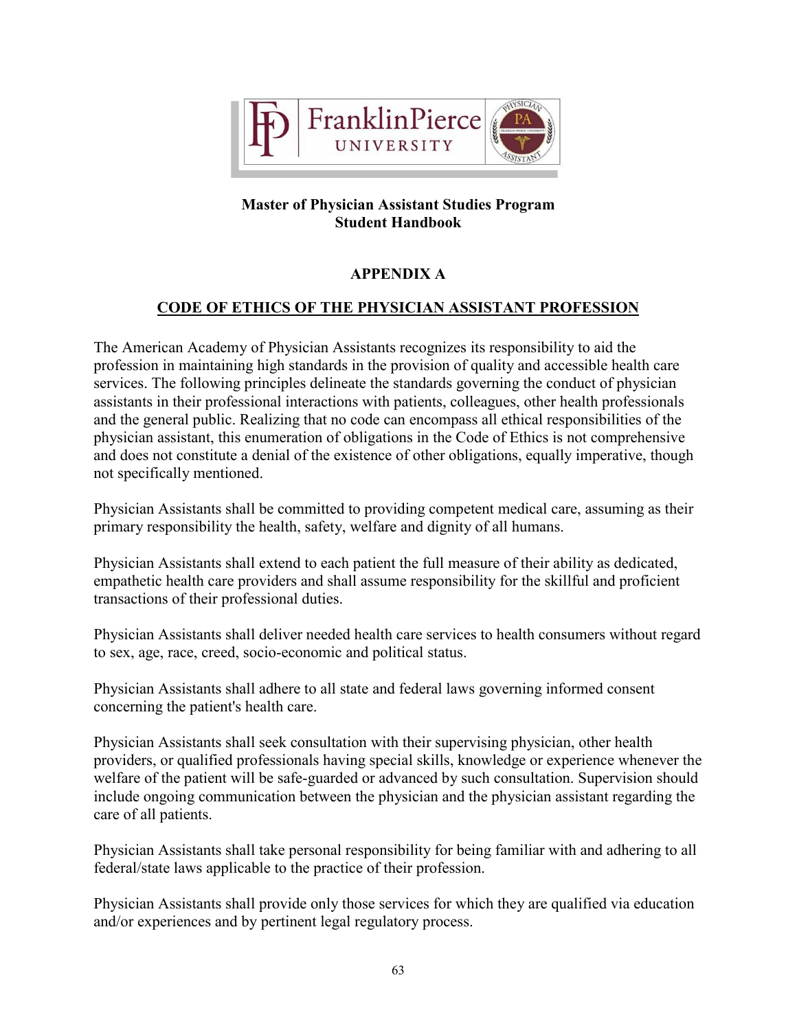**Master of Physician Assistant Studies Program**
**Student Handbook**

## APPENDIX A

## CODE OF ETHICS OF THE PHYSICIAN ASSISTANT PROFESSION

The American Academy of Physician Assistants recognizes its responsibility to aid the profession in maintaining high standards in the provision of quality and accessible health care services. The following principles delineate the standards governing the conduct of physician assistants in their professional interactions with patients, colleagues, other health professionals and the general public. Realizing that no code can encompass all ethical responsibilities of the physician assistant, this enumeration of obligations in the Code of Ethics is not comprehensive and does not constitute a denial of the existence of other obligations, equally imperative, though not specifically mentioned.

Physician Assistants shall be committed to providing competent medical care, assuming as their primary responsibility the health, safety, welfare and dignity of all humans.

Physician Assistants shall extend to each patient the full measure of their ability as dedicated, empathetic health care providers and shall assume responsibility for the skillful and proficient transactions of their professional duties.

Physician Assistants shall deliver needed health care services to health consumers without regard to sex, age, race, creed, socio-economic and political status.

Physician Assistants shall adhere to all state and federal laws governing informed consent concerning the patient's health care.

Physician Assistants shall seek consultation with their supervising physician, other health providers, or qualified professionals having special skills, knowledge or experience whenever the welfare of the patient will be safe-guarded or advanced by such consultation. Supervision should include ongoing communication between the physician and the physician assistant regarding the care of all patients.

Physician Assistants shall take personal responsibility for being familiar with and adhering to all federal/state laws applicable to the practice of their profession.

Physician Assistants shall provide only those services for which they are qualified via education and/or experiences and by pertinent legal regulatory process.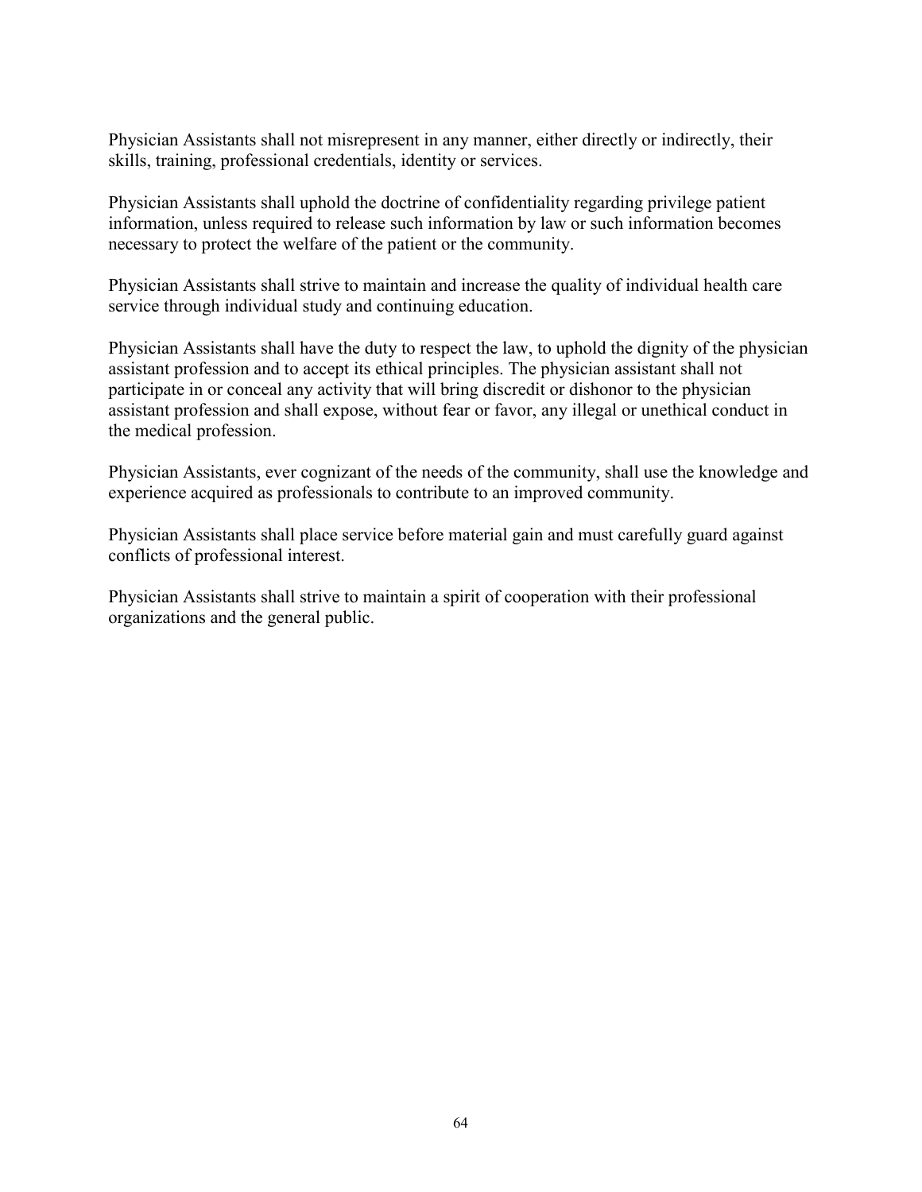Physician Assistants shall not misrepresent in any manner, either directly or indirectly, their skills, training, professional credentials, identity or services.

Physician Assistants shall uphold the doctrine of confidentiality regarding privilege patient information, unless required to release such information by law or such information becomes necessary to protect the welfare of the patient or the community.

Physician Assistants shall strive to maintain and increase the quality of individual health care service through individual study and continuing education.

Physician Assistants shall have the duty to respect the law, to uphold the dignity of the physician assistant profession and to accept its ethical principles. The physician assistant shall not participate in or conceal any activity that will bring discredit or dishonor to the physician assistant profession and shall expose, without fear or favor, any illegal or unethical conduct in the medical profession.

Physician Assistants, ever cognizant of the needs of the community, shall use the knowledge and experience acquired as professionals to contribute to an improved community.

Physician Assistants shall place service before material gain and must carefully guard against conflicts of professional interest.

Physician Assistants shall strive to maintain a spirit of cooperation with their professional organizations and the general public.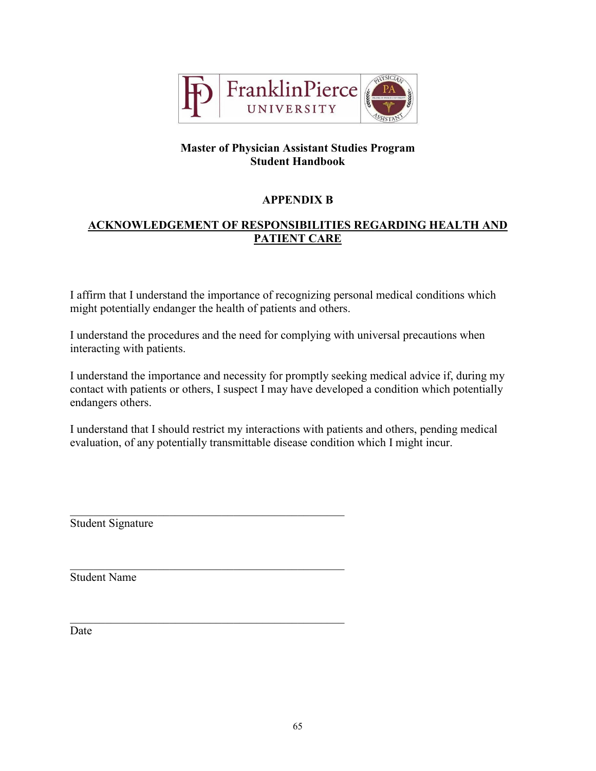**Master of Physician Assistant Studies Program**
**Student Handbook**

## APPENDIX B

## ACKNOWLEDGEMENT OF RESPONSIBILITIES REGARDING HEALTH AND PATIENT CARE

I affirm that I understand the importance of recognizing personal medical conditions which might potentially endanger the health of patients and others.

I understand the procedures and the need for complying with universal precautions when interacting with patients.

I understand the importance and necessity for promptly seeking medical advice if, during my contact with patients or others, I suspect I may have developed a condition which potentially endangers others.

I understand that I should restrict my interactions with patients and others, pending medical evaluation, of any potentially transmittable disease condition which I might incur.

\_\_\_\_\_\_\_\_\_\_\_\_\_\_\_\_\_\_\_\_\_\_\_\_\_\_\_\_\_\_\_\_\_\_\_\_\_\_\_\_\_\_\_\_
Student Signature

\_\_\_\_\_\_\_\_\_\_\_\_\_\_\_\_\_\_\_\_\_\_\_\_\_\_\_\_\_\_\_\_\_\_\_\_\_\_\_\_\_\_\_\_
Student Name

\_\_\_\_\_\_\_\_\_\_\_\_\_\_\_\_\_\_\_\_\_\_\_\_\_\_\_\_\_\_\_\_\_\_\_\_\_\_\_\_\_\_\_\_
Date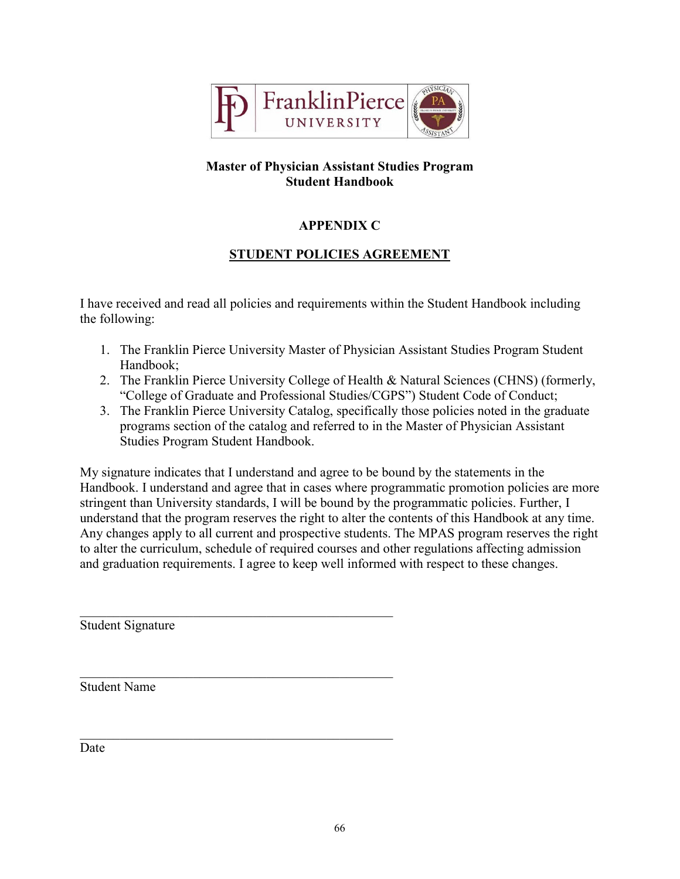**Master of Physician Assistant Studies Program**
**Student Handbook**

## APPENDIX C

## STUDENT POLICIES AGREEMENT

I have received and read all policies and requirements within the Student Handbook including the following:

1. The Franklin Pierce University Master of Physician Assistant Studies Program Student Handbook;
2. The Franklin Pierce University College of Health & Natural Sciences (CHNS) (formerly, "College of Graduate and Professional Studies/CGPS") Student Code of Conduct;
3. The Franklin Pierce University Catalog, specifically those policies noted in the graduate programs section of the catalog and referred to in the Master of Physician Assistant Studies Program Student Handbook.

My signature indicates that I understand and agree to be bound by the statements in the Handbook. I understand and agree that in cases where programmatic promotion policies are more stringent than University standards, I will be bound by the programmatic policies. Further, I understand that the program reserves the right to alter the contents of this Handbook at any time. Any changes apply to all current and prospective students. The MPAS program reserves the right to alter the curriculum, schedule of required courses and other regulations affecting admission and graduation requirements. I agree to keep well informed with respect to these changes.

\_\_\_\_\_\_\_\_\_\_\_\_\_\_\_\_\_\_\_\_\_\_\_\_\_\_\_\_\_\_\_\_\_\_\_\_\_\_\_\_\_\_\_\_
Student Signature

\_\_\_\_\_\_\_\_\_\_\_\_\_\_\_\_\_\_\_\_\_\_\_\_\_\_\_\_\_\_\_\_\_\_\_\_\_\_\_\_\_\_\_\_
Student Name

\_\_\_\_\_\_\_\_\_\_\_\_\_\_\_\_\_\_\_\_\_\_\_\_\_\_\_\_\_\_\_\_\_\_\_\_\_\_\_\_\_\_\_\_
Date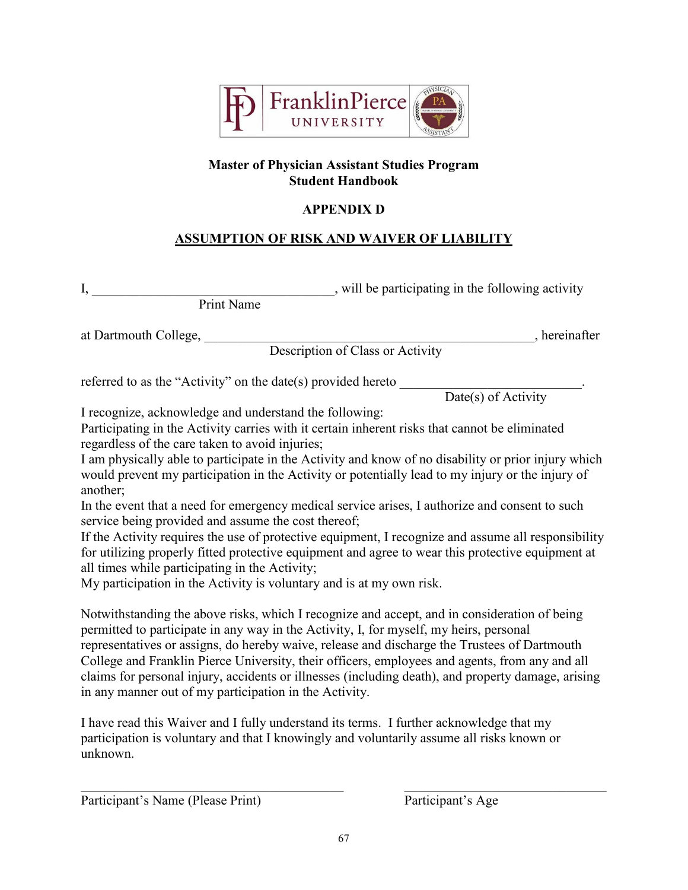**Master of Physician Assistant Studies Program**
**Student Handbook**

**APPENDIX D**

## ASSUMPTION OF RISK AND WAIVER OF LIABILITY

I, ____________________________________, will be participating in the following activity
Print Name

at Dartmouth College, ____________________________________________________, hereinafter
Description of Class or Activity

referred to as the "Activity" on the date(s) provided hereto __________________________.
Date(s) of Activity

I recognize, acknowledge and understand the following:
Participating in the Activity carries with it certain inherent risks that cannot be eliminated regardless of the care taken to avoid injuries;
I am physically able to participate in the Activity and know of no disability or prior injury which would prevent my participation in the Activity or potentially lead to my injury or the injury of another;
In the event that a need for emergency medical service arises, I authorize and consent to such service being provided and assume the cost thereof;
If the Activity requires the use of protective equipment, I recognize and assume all responsibility for utilizing properly fitted protective equipment and agree to wear this protective equipment at all times while participating in the Activity;
My participation in the Activity is voluntary and is at my own risk.

Notwithstanding the above risks, which I recognize and accept, and in consideration of being permitted to participate in any way in the Activity, I, for myself, my heirs, personal representatives or assigns, do hereby waive, release and discharge the Trustees of Dartmouth College and Franklin Pierce University, their officers, employees and agents, from any and all claims for personal injury, accidents or illnesses (including death), and property damage, arising in any manner out of my participation in the Activity.

I have read this Waiver and I fully understand its terms. I further acknowledge that my participation is voluntary and that I knowingly and voluntarily assume all risks known or unknown.

________________________________________ ______________________________
Participant's Name (Please Print) Participant's Age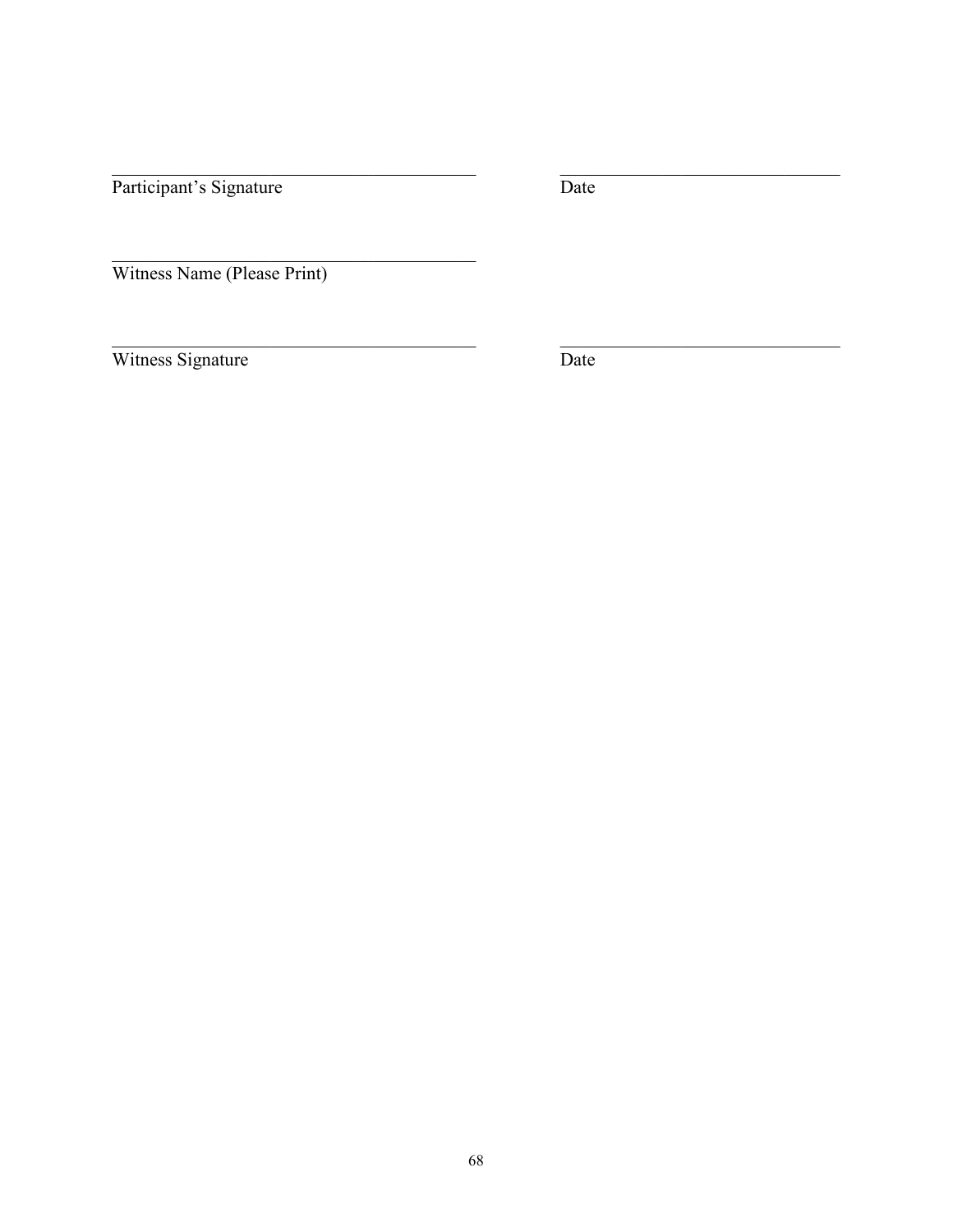\_\_\_\_\_\_\_\_\_\_\_\_\_\_\_\_\_\_\_\_\_\_\_\_\_\_\_\_\_\_\_\_\_\_\_\_\_\_\_\_ \_\_\_\_\_\_\_\_\_\_\_\_\_\_\_\_\_\_\_\_\_\_\_\_\_\_\_\_\_\_\_

Participant’s Signature Date

\_\_\_\_\_\_\_\_\_\_\_\_\_\_\_\_\_\_\_\_\_\_\_\_\_\_\_\_\_\_\_\_\_\_\_\_\_\_\_\_

Witness Name (Please Print)

\_\_\_\_\_\_\_\_\_\_\_\_\_\_\_\_\_\_\_\_\_\_\_\_\_\_\_\_\_\_\_\_\_\_\_\_\_\_\_\_ \_\_\_\_\_\_\_\_\_\_\_\_\_\_\_\_\_\_\_\_\_\_\_\_\_\_\_\_\_\_\_

Witness Signature Date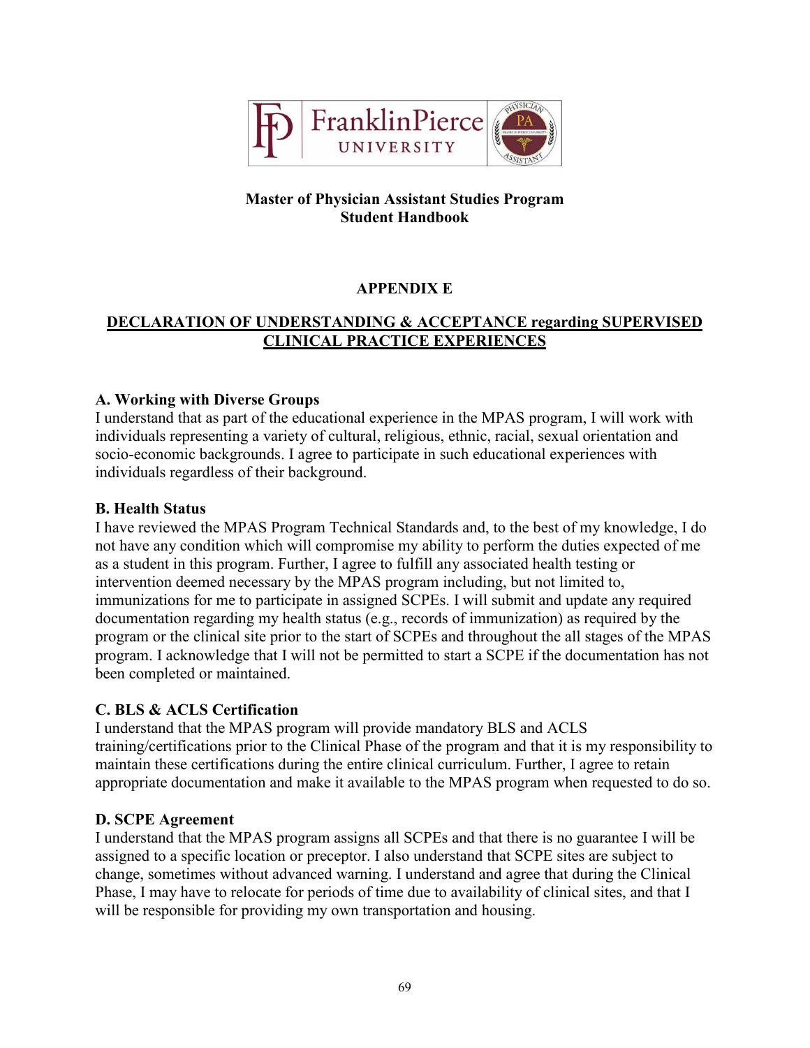**Master of Physician Assistant Studies Program**
**Student Handbook**

## APPENDIX E

## DECLARATION OF UNDERSTANDING & ACCEPTANCE regarding SUPERVISED CLINICAL PRACTICE EXPERIENCES

### A. Working with Diverse Groups

I understand that as part of the educational experience in the MPAS program, I will work with individuals representing a variety of cultural, religious, ethnic, racial, sexual orientation and socio-economic backgrounds. I agree to participate in such educational experiences with individuals regardless of their background.

### B. Health Status

I have reviewed the MPAS Program Technical Standards and, to the best of my knowledge, I do not have any condition which will compromise my ability to perform the duties expected of me as a student in this program. Further, I agree to fulfill any associated health testing or intervention deemed necessary by the MPAS program including, but not limited to, immunizations for me to participate in assigned SCPEs. I will submit and update any required documentation regarding my health status (e.g., records of immunization) as required by the program or the clinical site prior to the start of SCPEs and throughout the all stages of the MPAS program. I acknowledge that I will not be permitted to start a SCPE if the documentation has not been completed or maintained.

### C. BLS & ACLS Certification

I understand that the MPAS program will provide mandatory BLS and ACLS training/certifications prior to the Clinical Phase of the program and that it is my responsibility to maintain these certifications during the entire clinical curriculum. Further, I agree to retain appropriate documentation and make it available to the MPAS program when requested to do so.

### D. SCPE Agreement

I understand that the MPAS program assigns all SCPEs and that there is no guarantee I will be assigned to a specific location or preceptor. I also understand that SCPE sites are subject to change, sometimes without advanced warning. I understand and agree that during the Clinical Phase, I may have to relocate for periods of time due to availability of clinical sites, and that I will be responsible for providing my own transportation and housing.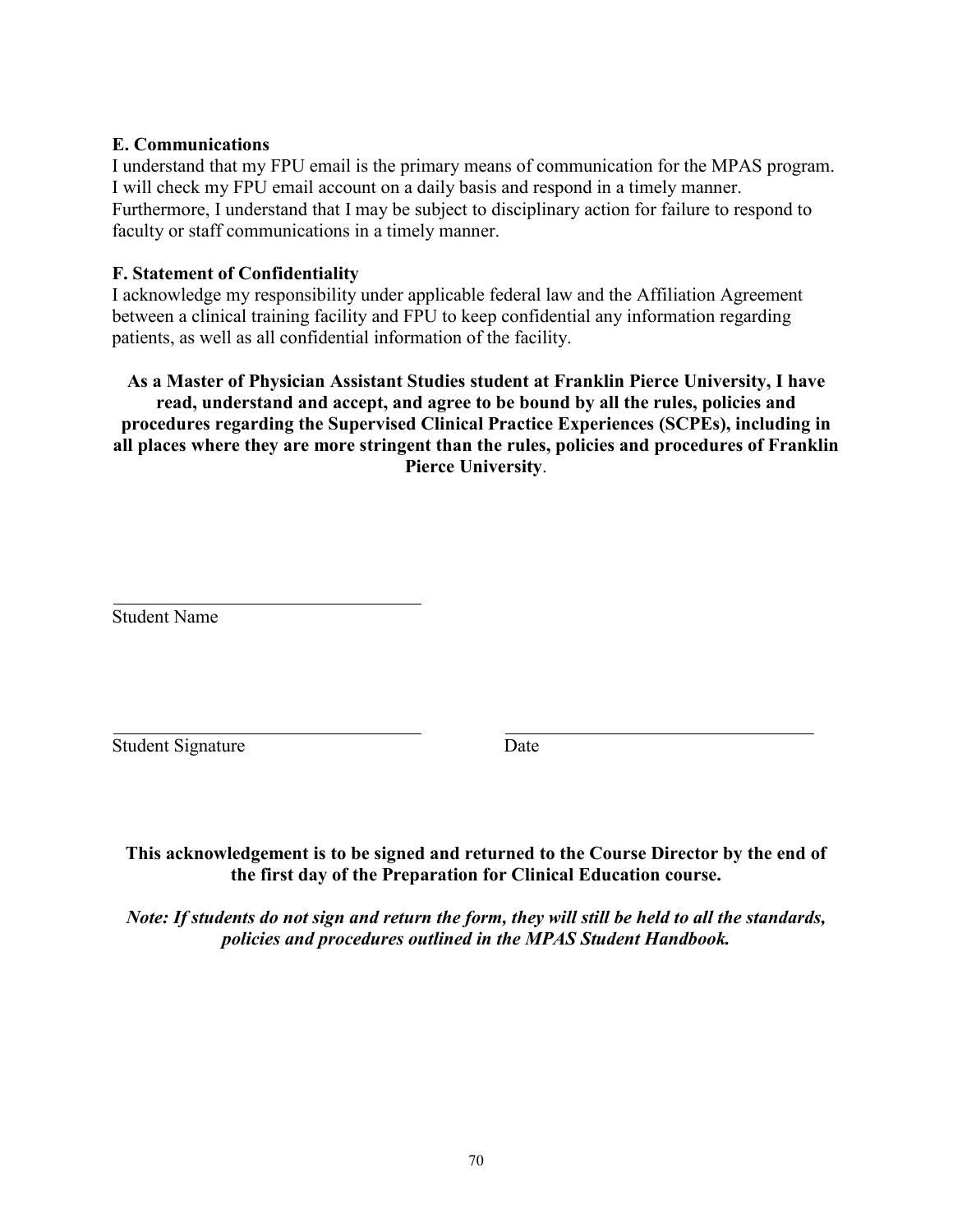**E. Communications**

I understand that my FPU email is the primary means of communication for the MPAS program. I will check my FPU email account on a daily basis and respond in a timely manner. Furthermore, I understand that I may be subject to disciplinary action for failure to respond to faculty or staff communications in a timely manner.

**F. Statement of Confidentiality**

I acknowledge my responsibility under applicable federal law and the Affiliation Agreement between a clinical training facility and FPU to keep confidential any information regarding patients, as well as all confidential information of the facility.

**As a Master of Physician Assistant Studies student at Franklin Pierce University, I have read, understand and accept, and agree to be bound by all the rules, policies and procedures regarding the Supervised Clinical Practice Experiences (SCPEs), including in all places where they are more stringent than the rules, policies and procedures of Franklin Pierce University**.

\_\_\_\_\_\_\_\_\_\_\_\_\_\_\_\_\_\_\_\_\_\_\_\_\_\_\_\_\_\_\_\_\_\_\_\_

Student Name

\_\_\_\_\_\_\_\_\_\_\_\_\_\_\_\_\_\_\_\_\_\_\_\_\_\_\_\_\_\_\_\_\_\_\_\_ \_\_\_\_\_\_\_\_\_\_\_\_\_\_\_\_\_\_\_\_\_\_\_\_\_\_\_\_\_\_\_\_\_\_\_\_

Student Signature Date

**This acknowledgement is to be signed and returned to the Course Director by the end of the first day of the Preparation for Clinical Education course.**

***Note: If students do not sign and return the form, they will still be held to all the standards, policies and procedures outlined in the MPAS Student Handbook.***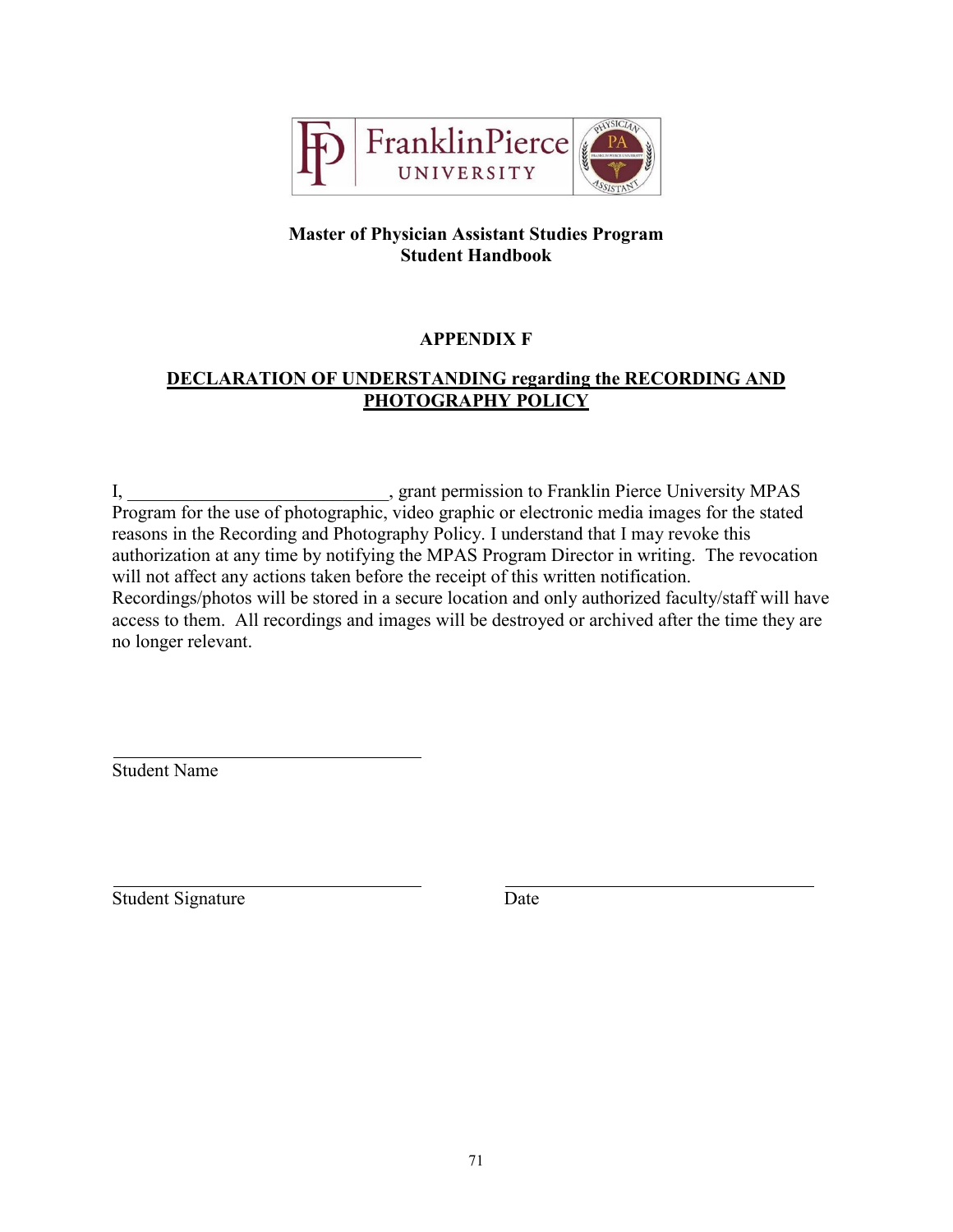**Master of Physician Assistant Studies Program**
**Student Handbook**

## APPENDIX F

### DECLARATION OF UNDERSTANDING regarding the RECORDING AND PHOTOGRAPHY POLICY

I, ____________________________, grant permission to Franklin Pierce University MPAS Program for the use of photographic, video graphic or electronic media images for the stated reasons in the Recording and Photography Policy. I understand that I may revoke this authorization at any time by notifying the MPAS Program Director in writing. The revocation will not affect any actions taken before the receipt of this written notification. Recordings/photos will be stored in a secure location and only authorized faculty/staff will have access to them. All recordings and images will be destroyed or archived after the time they are no longer relevant.

______________________________
Student Name

______________________________ ______________________________
Student Signature Date